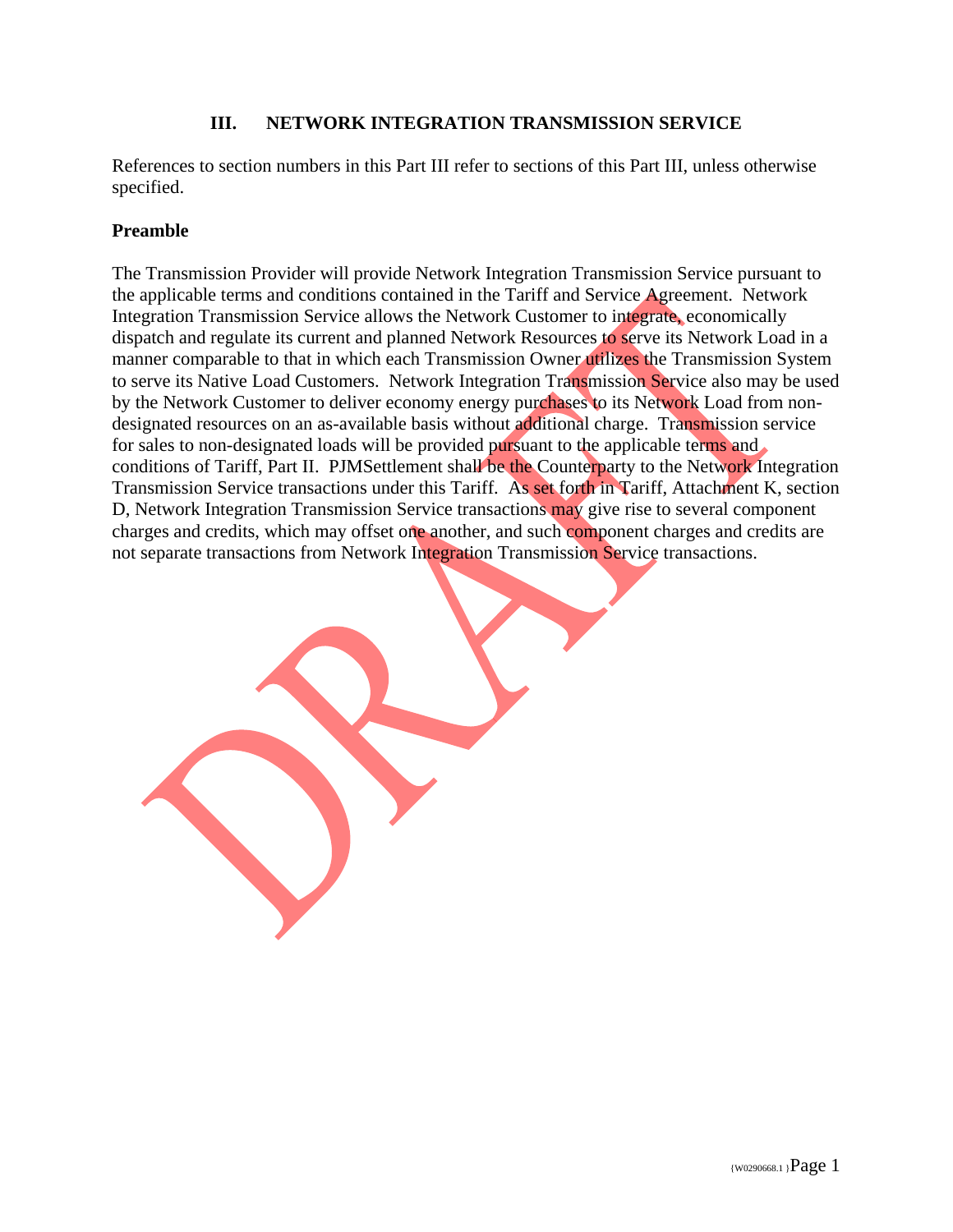## III. NETWORK INTEGRATION TRANSMISSION SERVICE

References to section numbers in this Part III refer to sections of this Part III, unless otherwise specified.

**Preamble**

The Transmission Provider will provide Network Integration Transmission Service pursuant to the applicable terms and conditions contained in the Tariff and Service Agreement. Network Integration Transmission Service allows the Network Customer to integrate, economically dispatch and regulate its current and planned Network Resources to serve its Network Load in a manner comparable to that in which each Transmission Owner utilizes the Transmission System to serve its Native Load Customers. Network Integration Transmission Service also may be used by the Network Customer to deliver economy energy purchases to its Network Load from non-designated resources on an as-available basis without additional charge. Transmission service for sales to non-designated loads will be provided pursuant to the applicable terms and conditions of Tariff, Part II. PJMSettlement shall be the Counterparty to the Network Integration Transmission Service transactions under this Tariff. As set forth in Tariff, Attachment K, section D, Network Integration Transmission Service transactions may give rise to several component charges and credits, which may offset one another, and such component charges and credits are not separate transactions from Network Integration Transmission Service transactions.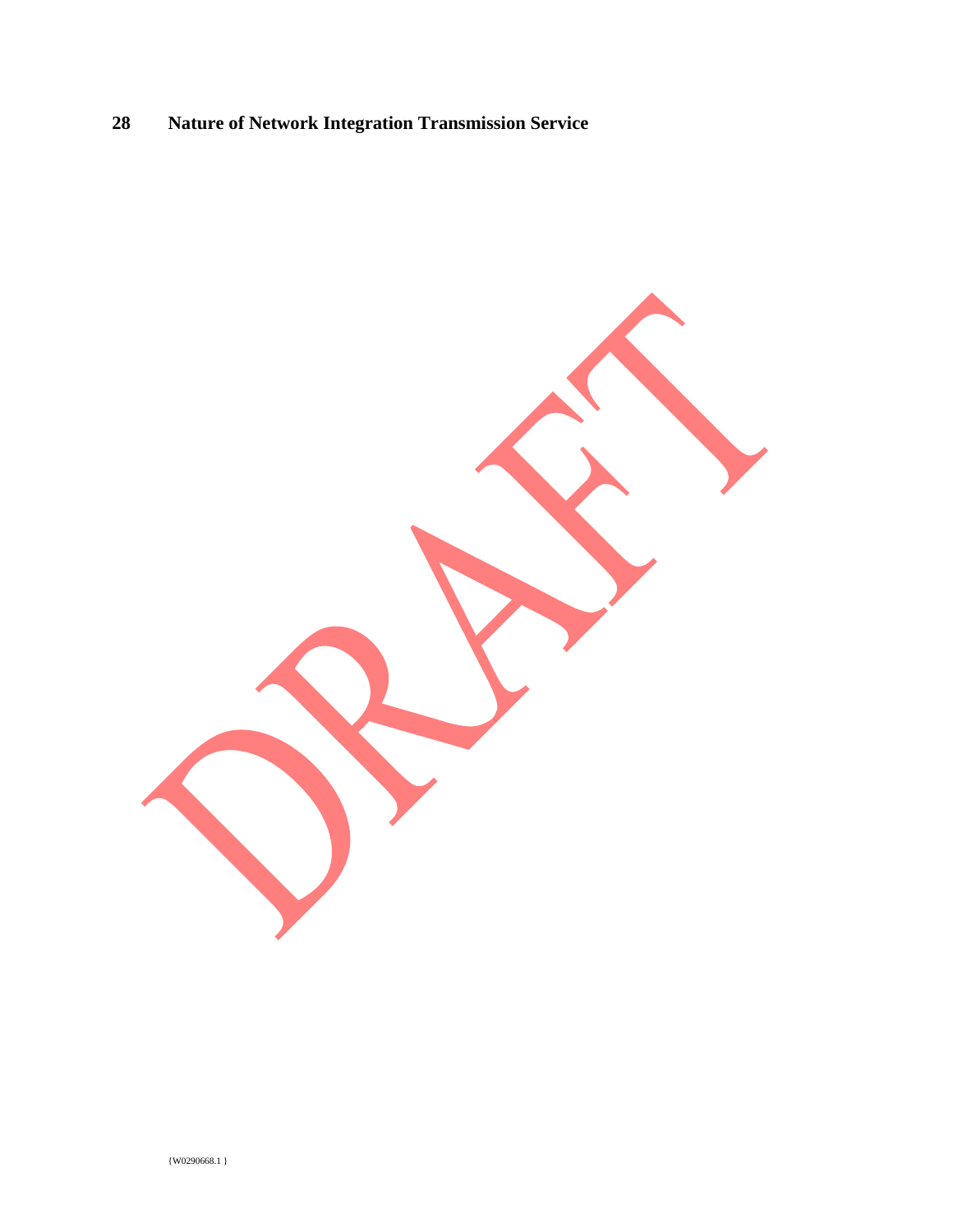## 28 Nature of Network Integration Transmission Service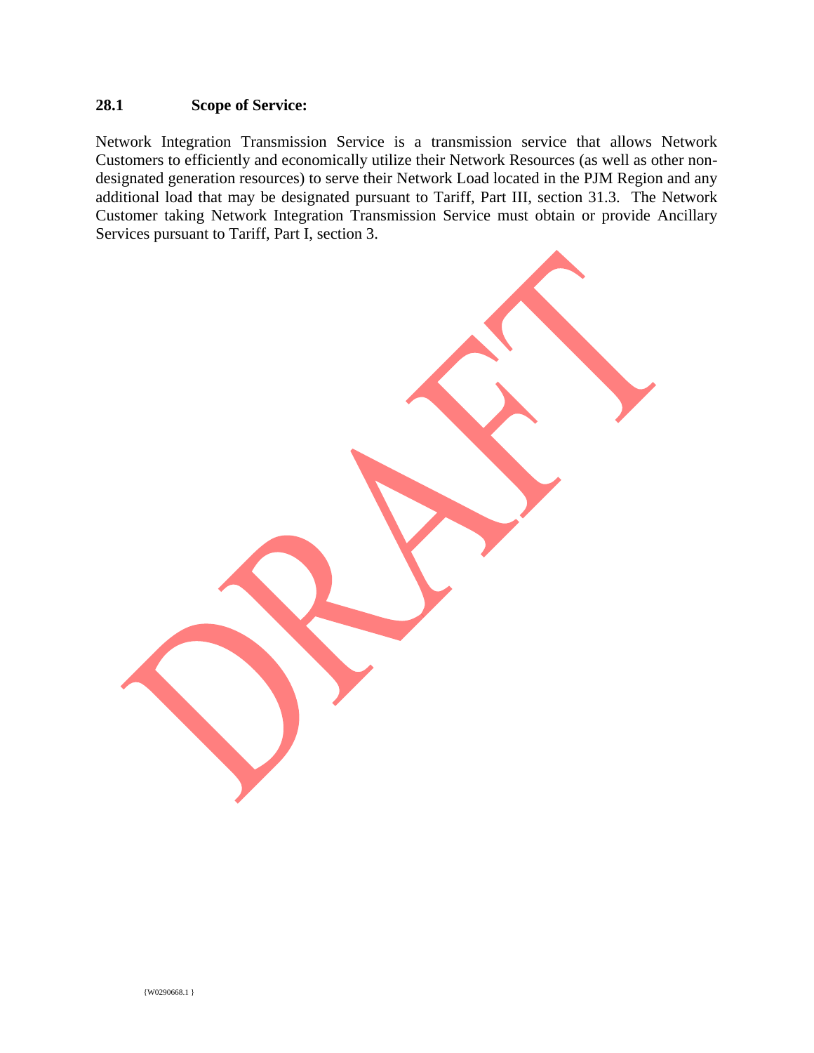**28.1 Scope of Service:**

Network Integration Transmission Service is a transmission service that allows Network Customers to efficiently and economically utilize their Network Resources (as well as other non-designated generation resources) to serve their Network Load located in the PJM Region and any additional load that may be designated pursuant to Tariff, Part III, section 31.3. The Network Customer taking Network Integration Transmission Service must obtain or provide Ancillary Services pursuant to Tariff, Part I, section 3.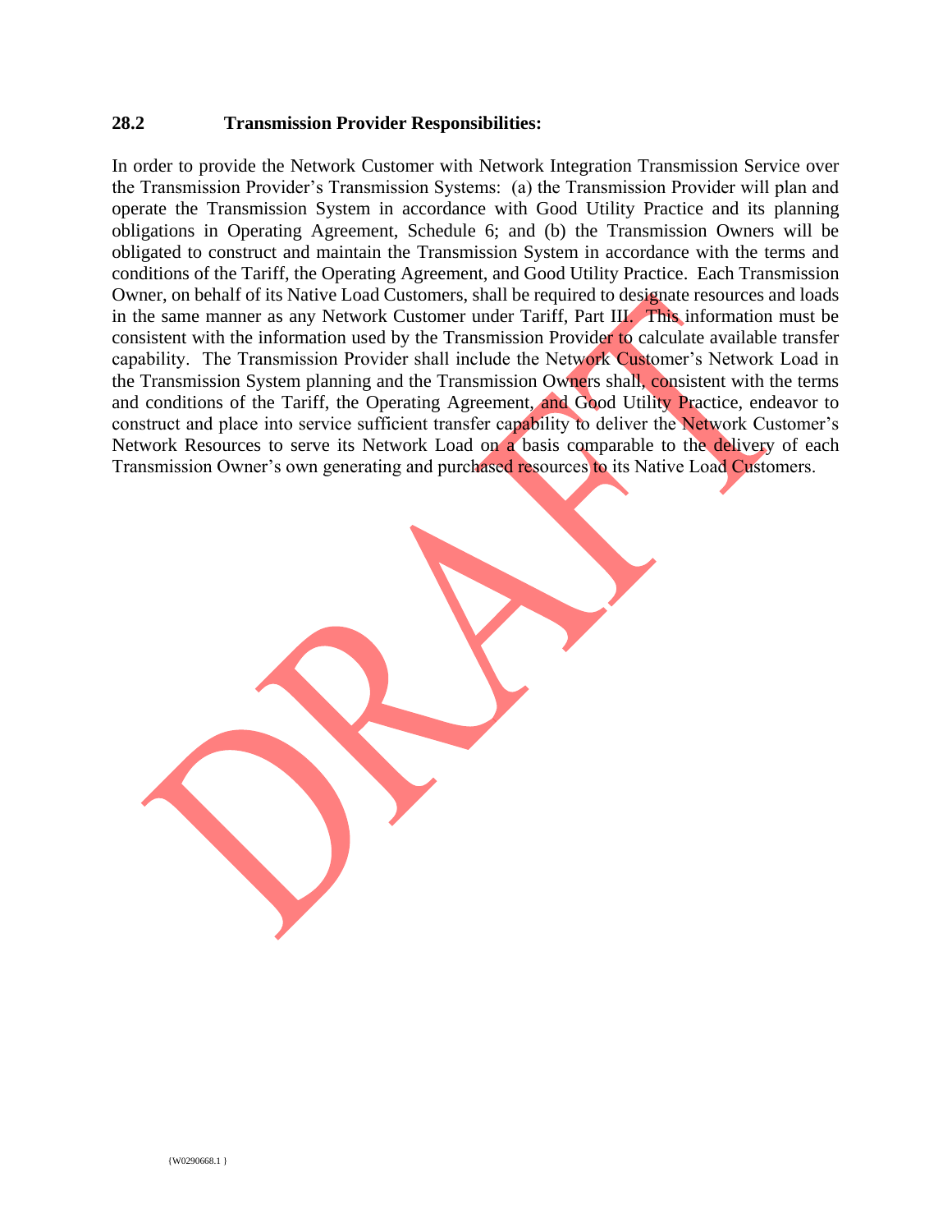### 28.2 Transmission Provider Responsibilities:

In order to provide the Network Customer with Network Integration Transmission Service over the Transmission Provider's Transmission Systems: (a) the Transmission Provider will plan and operate the Transmission System in accordance with Good Utility Practice and its planning obligations in Operating Agreement, Schedule 6; and (b) the Transmission Owners will be obligated to construct and maintain the Transmission System in accordance with the terms and conditions of the Tariff, the Operating Agreement, and Good Utility Practice. Each Transmission Owner, on behalf of its Native Load Customers, shall be required to designate resources and loads in the same manner as any Network Customer under Tariff, Part III. This information must be consistent with the information used by the Transmission Provider to calculate available transfer capability. The Transmission Provider shall include the Network Customer's Network Load in the Transmission System planning and the Transmission Owners shall, consistent with the terms and conditions of the Tariff, the Operating Agreement, and Good Utility Practice, endeavor to construct and place into service sufficient transfer capability to deliver the Network Customer's Network Resources to serve its Network Load on a basis comparable to the delivery of each Transmission Owner's own generating and purchased resources to its Native Load Customers.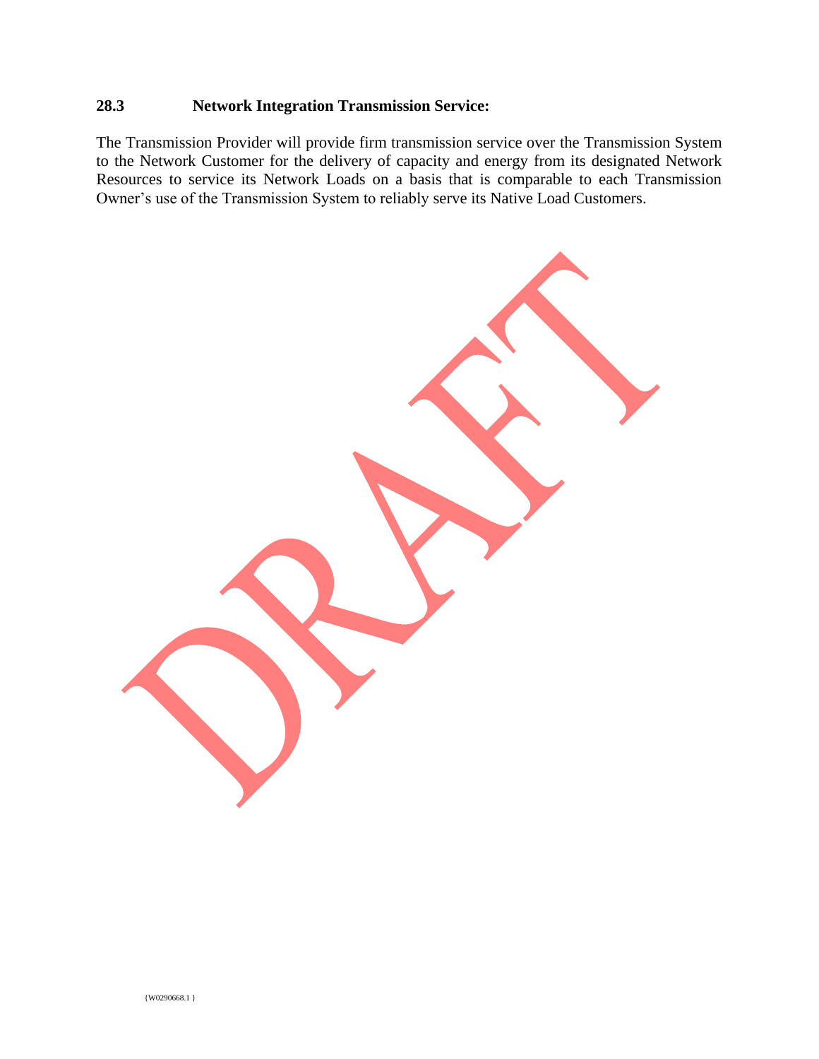**28.3 Network Integration Transmission Service:**

The Transmission Provider will provide firm transmission service over the Transmission System to the Network Customer for the delivery of capacity and energy from its designated Network Resources to service its Network Loads on a basis that is comparable to each Transmission Owner's use of the Transmission System to reliably serve its Native Load Customers.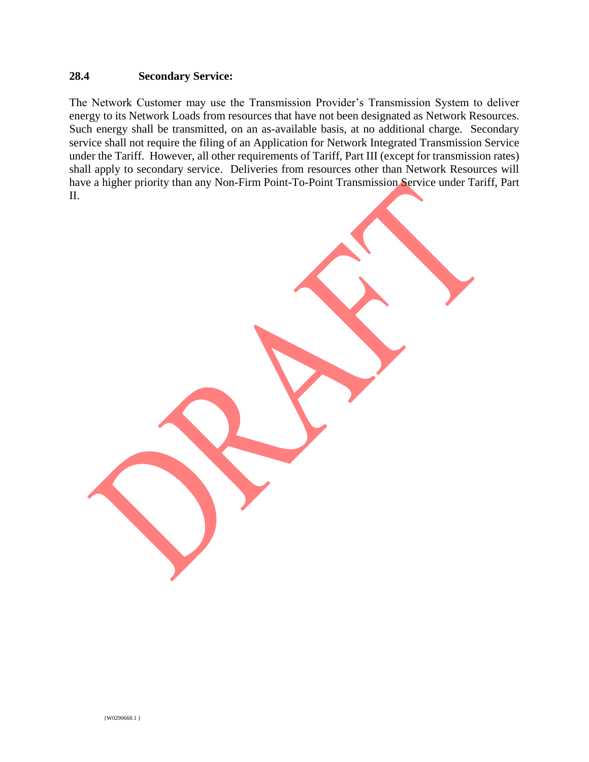### 28.4 Secondary Service:

The Network Customer may use the Transmission Provider's Transmission System to deliver energy to its Network Loads from resources that have not been designated as Network Resources. Such energy shall be transmitted, on an as-available basis, at no additional charge. Secondary service shall not require the filing of an Application for Network Integrated Transmission Service under the Tariff. However, all other requirements of Tariff, Part III (except for transmission rates) shall apply to secondary service. Deliveries from resources other than Network Resources will have a higher priority than any Non-Firm Point-To-Point Transmission Service under Tariff, Part II.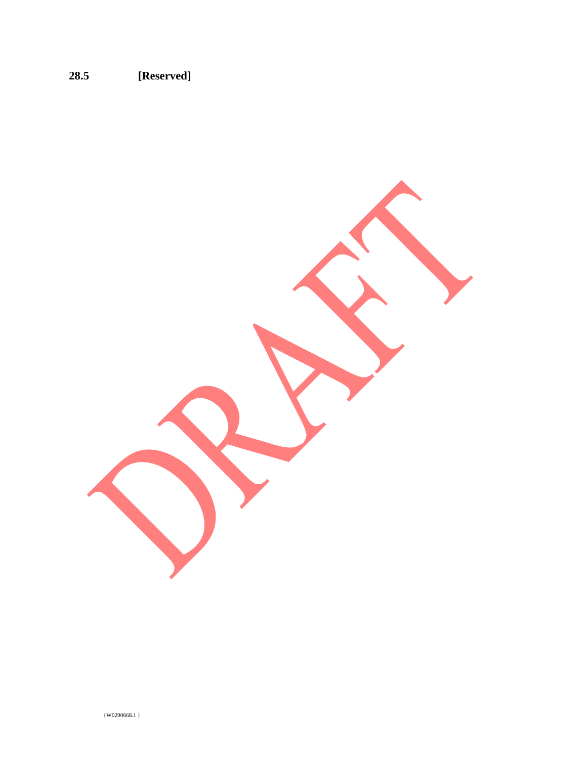**28.5 [Reserved]**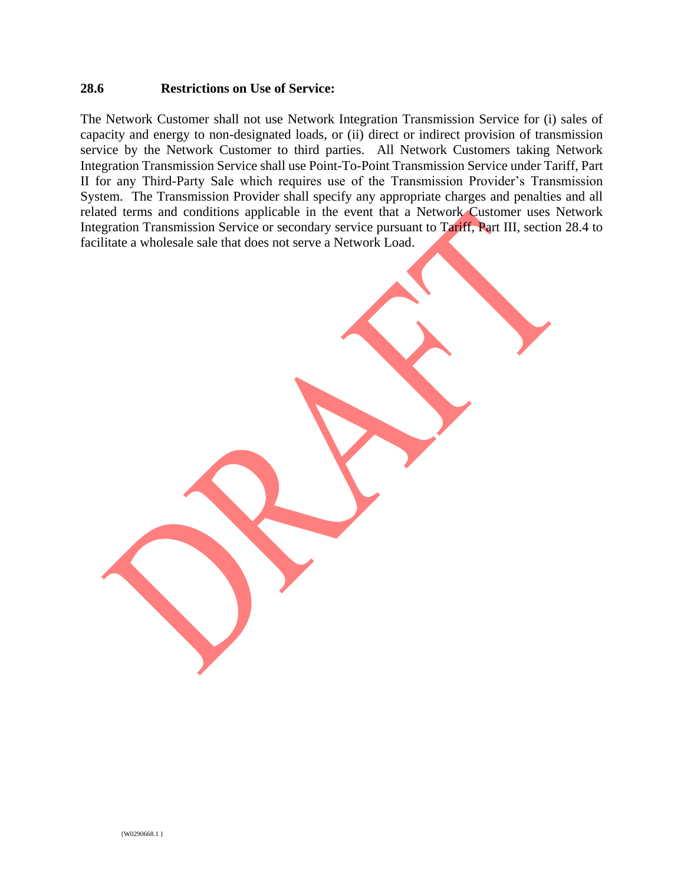### 28.6 Restrictions on Use of Service:

The Network Customer shall not use Network Integration Transmission Service for (i) sales of capacity and energy to non-designated loads, or (ii) direct or indirect provision of transmission service by the Network Customer to third parties. All Network Customers taking Network Integration Transmission Service shall use Point-To-Point Transmission Service under Tariff, Part II for any Third-Party Sale which requires use of the Transmission Provider's Transmission System. The Transmission Provider shall specify any appropriate charges and penalties and all related terms and conditions applicable in the event that a Network Customer uses Network Integration Transmission Service or secondary service pursuant to Tariff, Part III, section 28.4 to facilitate a wholesale sale that does not serve a Network Load.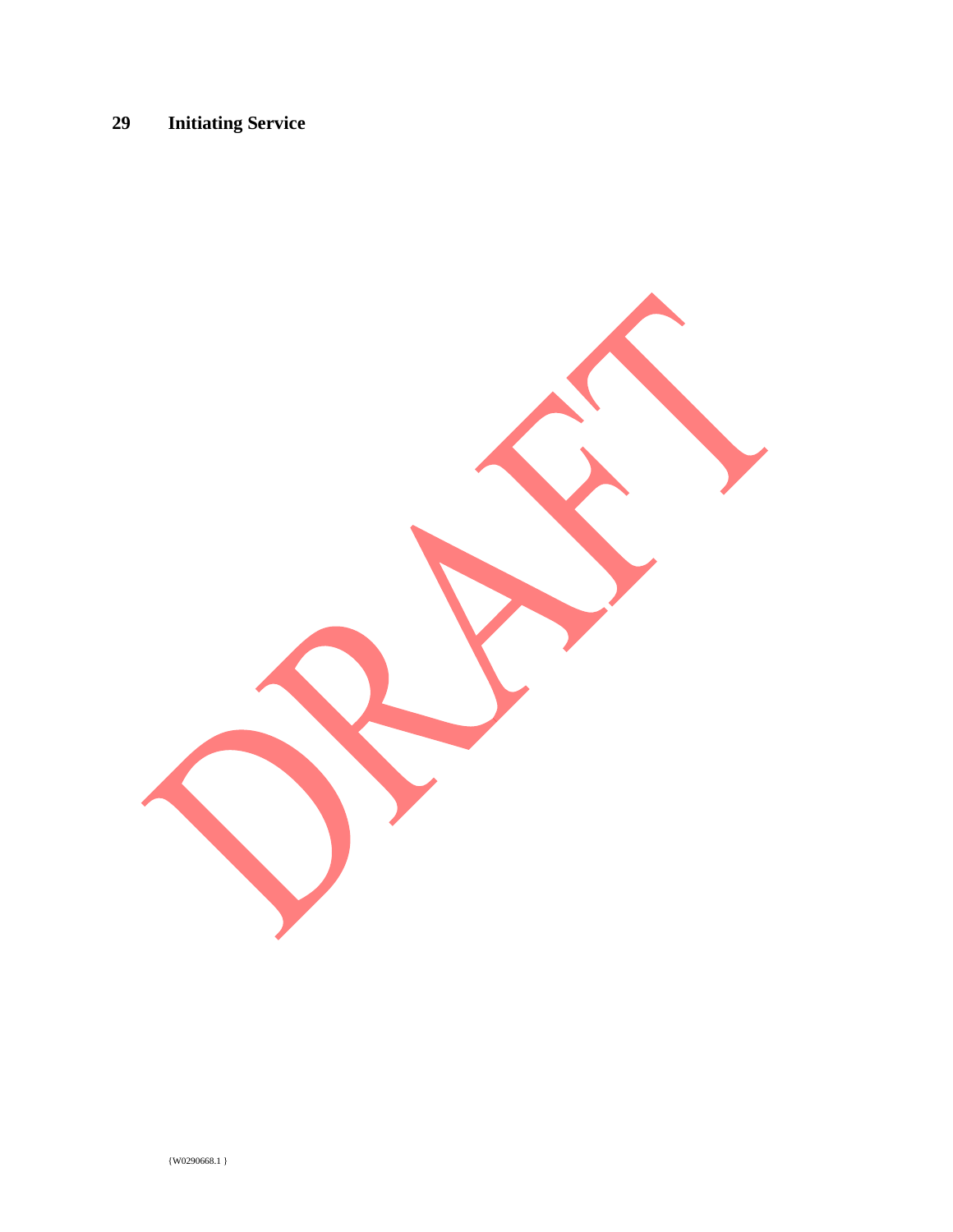## 29 Initiating Service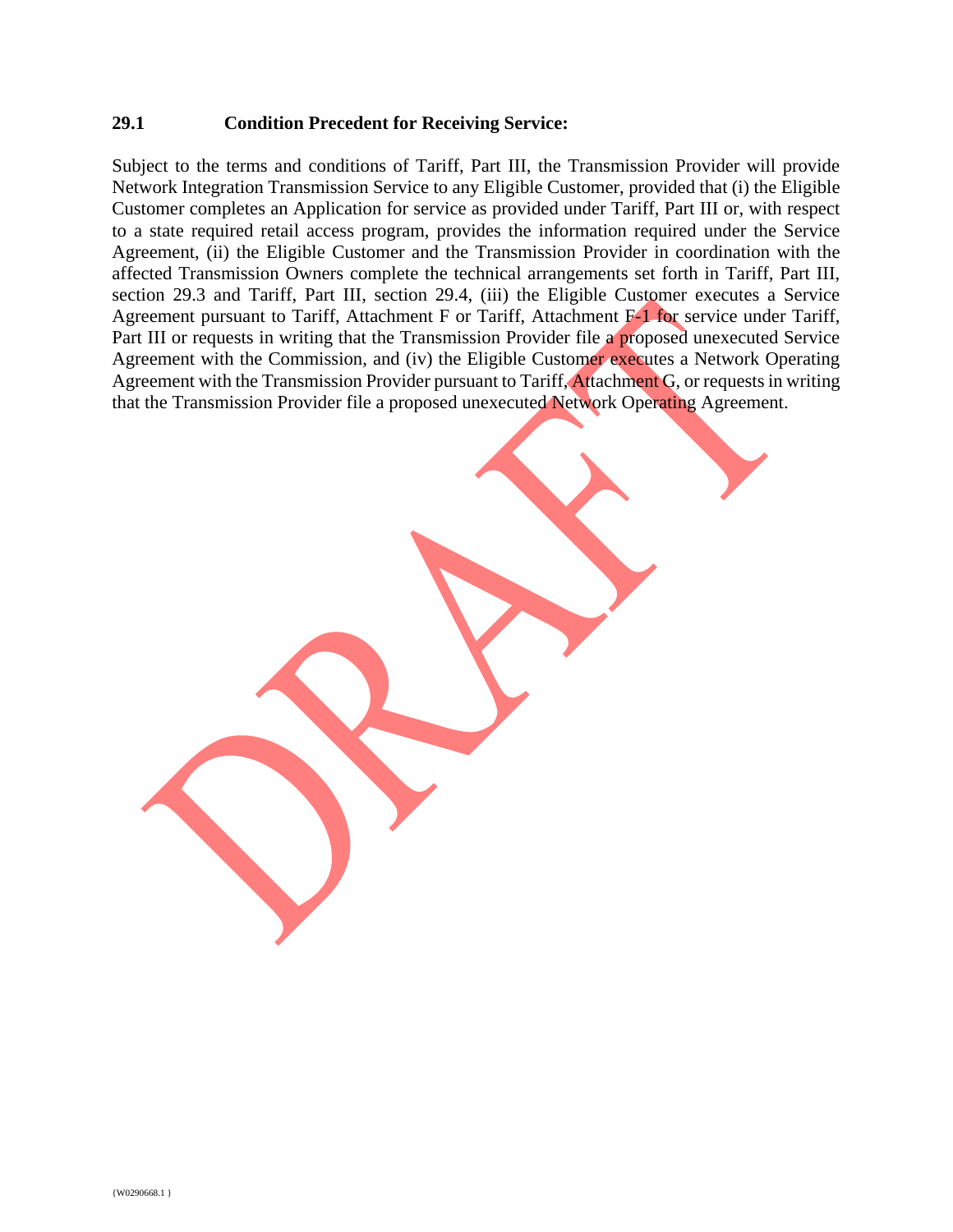### 29.1 Condition Precedent for Receiving Service:

Subject to the terms and conditions of Tariff, Part III, the Transmission Provider will provide Network Integration Transmission Service to any Eligible Customer, provided that (i) the Eligible Customer completes an Application for service as provided under Tariff, Part III or, with respect to a state required retail access program, provides the information required under the Service Agreement, (ii) the Eligible Customer and the Transmission Provider in coordination with the affected Transmission Owners complete the technical arrangements set forth in Tariff, Part III, section 29.3 and Tariff, Part III, section 29.4, (iii) the Eligible Customer executes a Service Agreement pursuant to Tariff, Attachment F or Tariff, Attachment F-1 for service under Tariff, Part III or requests in writing that the Transmission Provider file a proposed unexecuted Service Agreement with the Commission, and (iv) the Eligible Customer executes a Network Operating Agreement with the Transmission Provider pursuant to Tariff, Attachment G, or requests in writing that the Transmission Provider file a proposed unexecuted Network Operating Agreement.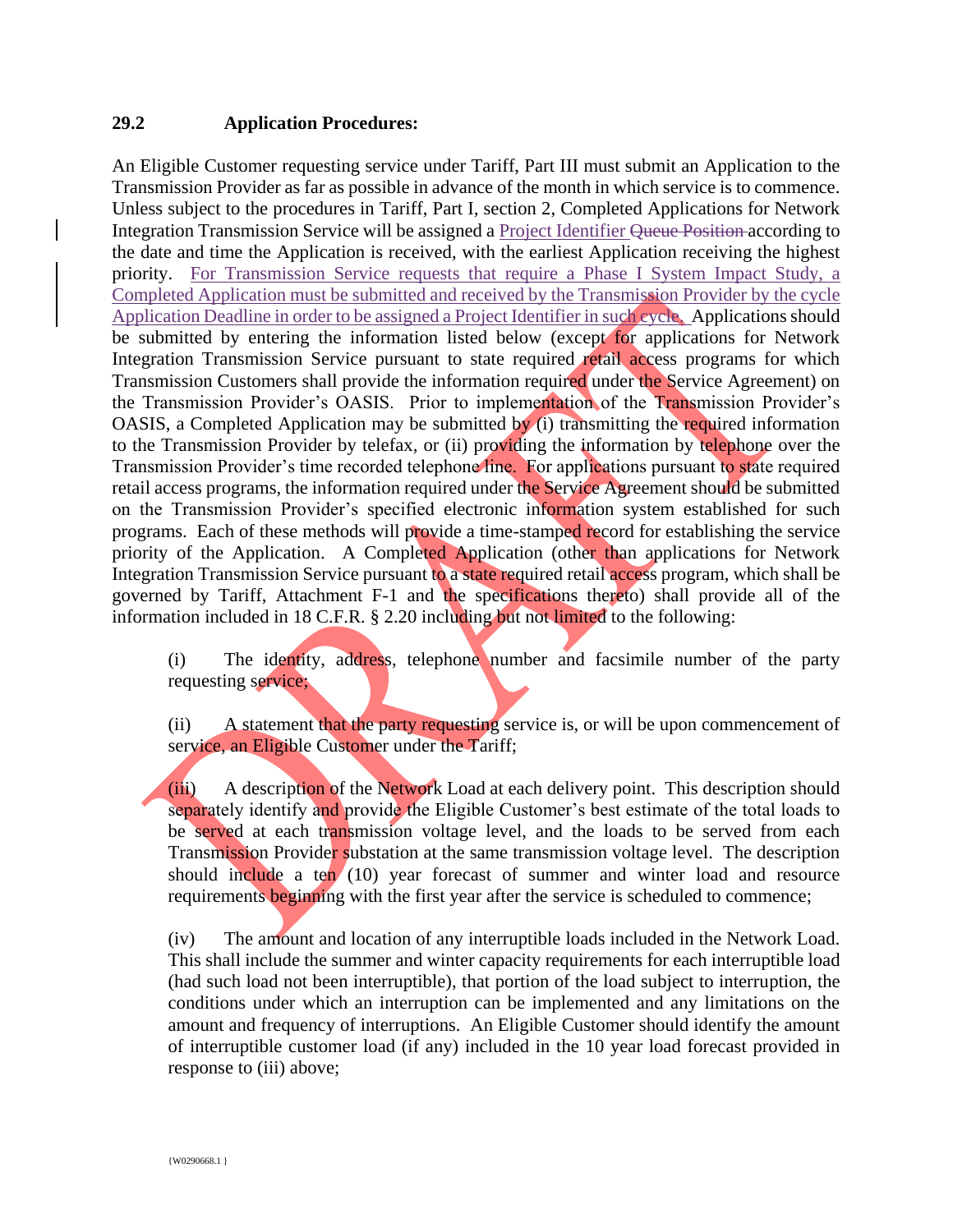### 29.2 Application Procedures:

An Eligible Customer requesting service under Tariff, Part III must submit an Application to the Transmission Provider as far as possible in advance of the month in which service is to commence. Unless subject to the procedures in Tariff, Part I, section 2, Completed Applications for Network Integration Transmission Service will be assigned a Project Identifier ~~Queue Position~~ according to the date and time the Application is received, with the earliest Application receiving the highest priority. For Transmission Service requests that require a Phase I System Impact Study, a Completed Application must be submitted and received by the Transmission Provider by the cycle Application Deadline in order to be assigned a Project Identifier in such cycle. Applications should be submitted by entering the information listed below (except for applications for Network Integration Transmission Service pursuant to state required retail access programs for which Transmission Customers shall provide the information required under the Service Agreement) on the Transmission Provider's OASIS. Prior to implementation of the Transmission Provider's OASIS, a Completed Application may be submitted by (i) transmitting the required information to the Transmission Provider by telefax, or (ii) providing the information by telephone over the Transmission Provider's time recorded telephone line. For applications pursuant to state required retail access programs, the information required under the Service Agreement should be submitted on the Transmission Provider's specified electronic information system established for such programs. Each of these methods will provide a time-stamped record for establishing the service priority of the Application. A Completed Application (other than applications for Network Integration Transmission Service pursuant to a state required retail access program, which shall be governed by Tariff, Attachment F-1 and the specifications thereto) shall provide all of the information included in 18 C.F.R. § 2.20 including but not limited to the following:

(i) The identity, address, telephone number and facsimile number of the party requesting service;

(ii) A statement that the party requesting service is, or will be upon commencement of service, an Eligible Customer under the Tariff;

(iii) A description of the Network Load at each delivery point. This description should separately identify and provide the Eligible Customer's best estimate of the total loads to be served at each transmission voltage level, and the loads to be served from each Transmission Provider substation at the same transmission voltage level. The description should include a ten (10) year forecast of summer and winter load and resource requirements beginning with the first year after the service is scheduled to commence;

(iv) The amount and location of any interruptible loads included in the Network Load. This shall include the summer and winter capacity requirements for each interruptible load (had such load not been interruptible), that portion of the load subject to interruption, the conditions under which an interruption can be implemented and any limitations on the amount and frequency of interruptions. An Eligible Customer should identify the amount of interruptible customer load (if any) included in the 10 year load forecast provided in response to (iii) above;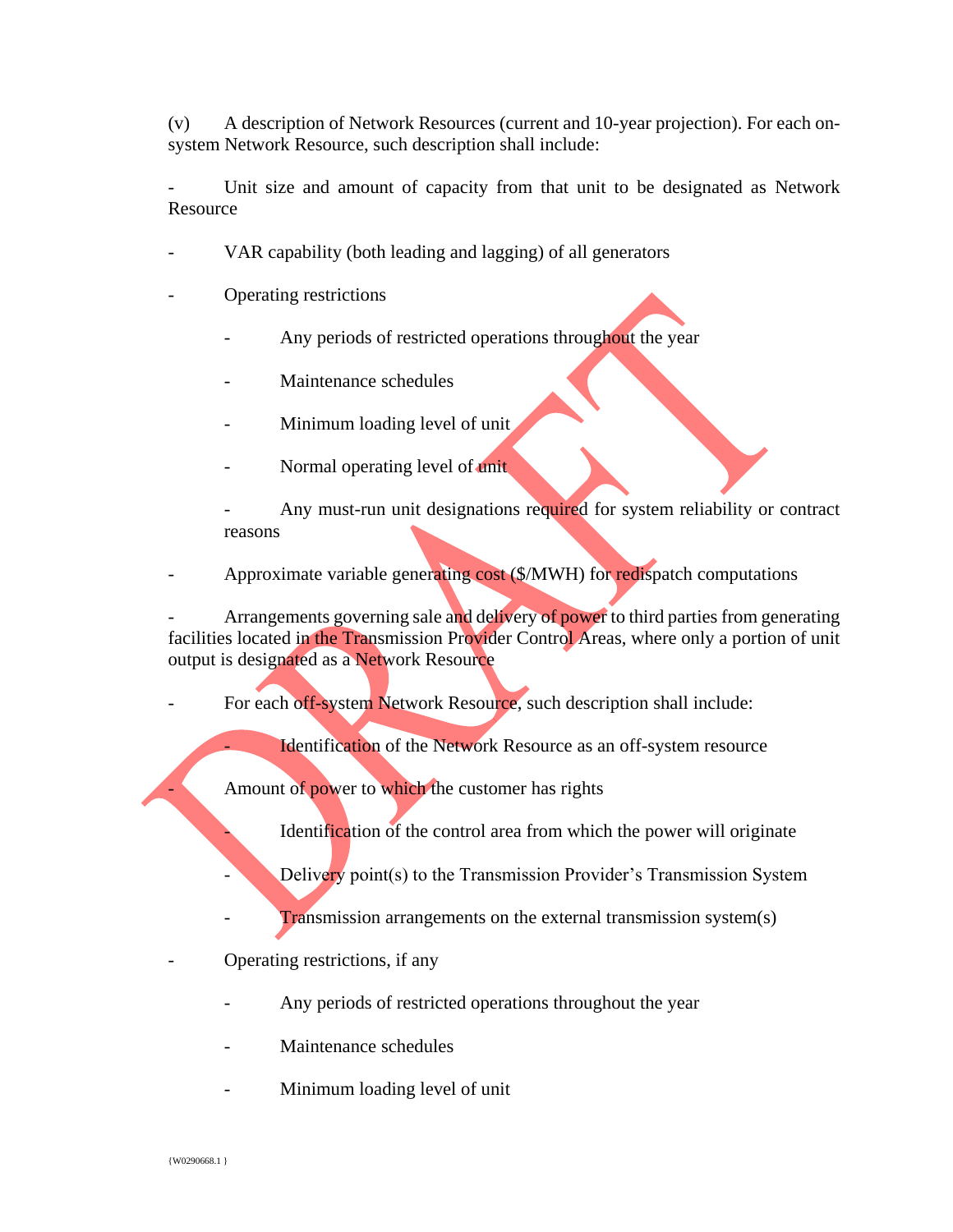(v) A description of Network Resources (current and 10-year projection). For each on-system Network Resource, such description shall include:

- Unit size and amount of capacity from that unit to be designated as Network Resource
- VAR capability (both leading and lagging) of all generators
- Operating restrictions
  - Any periods of restricted operations throughout the year
  - Maintenance schedules
  - Minimum loading level of unit
  - Normal operating level of unit
  - Any must-run unit designations required for system reliability or contract reasons
- Approximate variable generating cost ($/MWH) for redispatch computations
- Arrangements governing sale and delivery of power to third parties from generating facilities located in the Transmission Provider Control Areas, where only a portion of unit output is designated as a Network Resource
- For each off-system Network Resource, such description shall include:
  - Identification of the Network Resource as an off-system resource
- Amount of power to which the customer has rights
  - Identification of the control area from which the power will originate
  - Delivery point(s) to the Transmission Provider's Transmission System
  - Transmission arrangements on the external transmission system(s)
- Operating restrictions, if any
  - Any periods of restricted operations throughout the year
  - Maintenance schedules
  - Minimum loading level of unit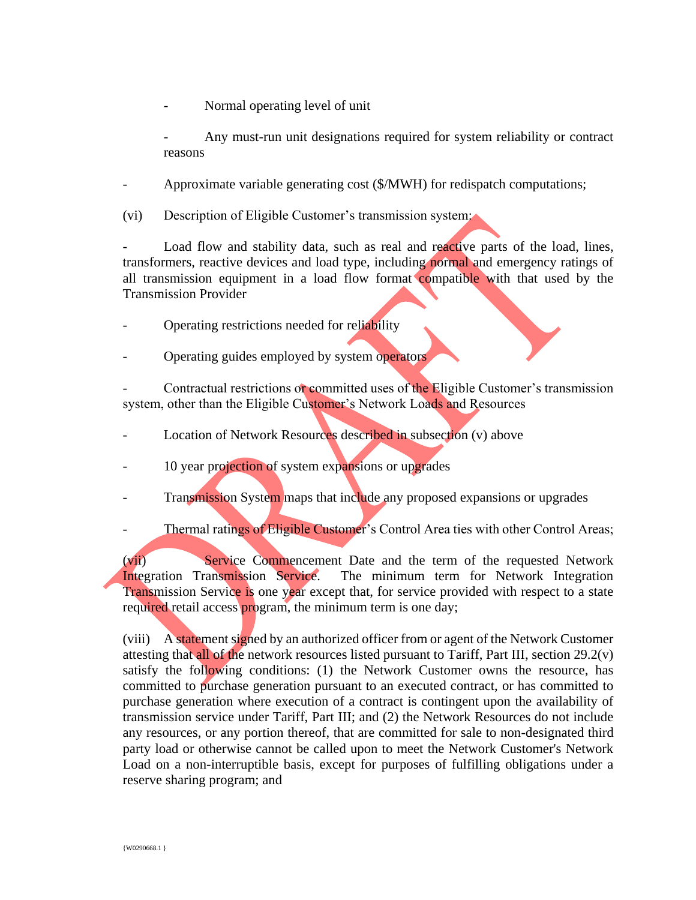- Normal operating level of unit

- Any must-run unit designations required for system reliability or contract reasons

- Approximate variable generating cost ($/MWH) for redispatch computations;

(vi) Description of Eligible Customer's transmission system:

- Load flow and stability data, such as real and reactive parts of the load, lines, transformers, reactive devices and load type, including normal and emergency ratings of all transmission equipment in a load flow format compatible with that used by the Transmission Provider

- Operating restrictions needed for reliability

- Operating guides employed by system operators

- Contractual restrictions or committed uses of the Eligible Customer's transmission system, other than the Eligible Customer's Network Loads and Resources

- Location of Network Resources described in subsection (v) above

- 10 year projection of system expansions or upgrades

- Transmission System maps that include any proposed expansions or upgrades

- Thermal ratings of Eligible Customer's Control Area ties with other Control Areas;

(vii) Service Commencement Date and the term of the requested Network Integration Transmission Service. The minimum term for Network Integration Transmission Service is one year except that, for service provided with respect to a state required retail access program, the minimum term is one day;

(viii) A statement signed by an authorized officer from or agent of the Network Customer attesting that all of the network resources listed pursuant to Tariff, Part III, section 29.2(v) satisfy the following conditions: (1) the Network Customer owns the resource, has committed to purchase generation pursuant to an executed contract, or has committed to purchase generation where execution of a contract is contingent upon the availability of transmission service under Tariff, Part III; and (2) the Network Resources do not include any resources, or any portion thereof, that are committed for sale to non-designated third party load or otherwise cannot be called upon to meet the Network Customer's Network Load on a non-interruptible basis, except for purposes of fulfilling obligations under a reserve sharing program; and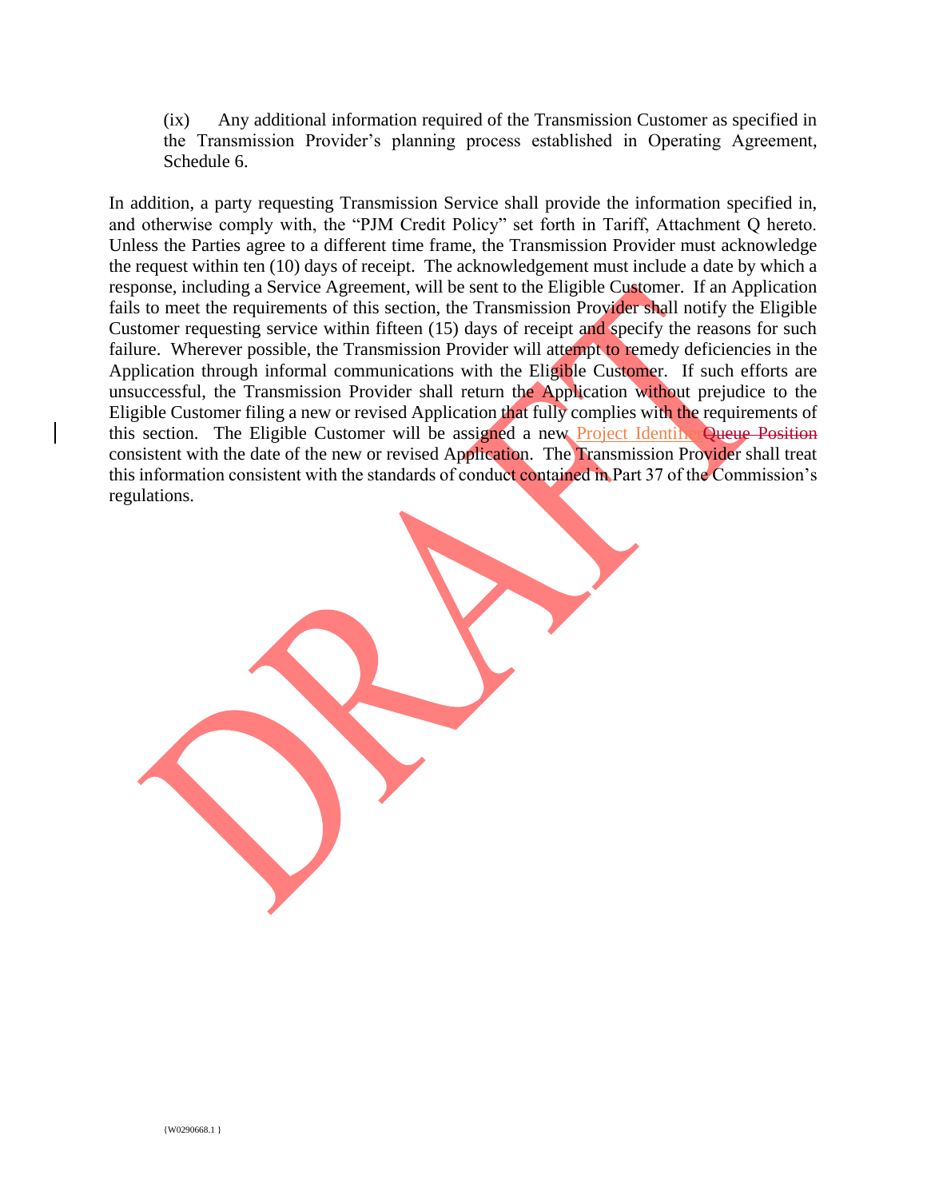(ix) Any additional information required of the Transmission Customer as specified in the Transmission Provider's planning process established in Operating Agreement, Schedule 6.

In addition, a party requesting Transmission Service shall provide the information specified in, and otherwise comply with, the "PJM Credit Policy" set forth in Tariff, Attachment Q hereto. Unless the Parties agree to a different time frame, the Transmission Provider must acknowledge the request within ten (10) days of receipt. The acknowledgement must include a date by which a response, including a Service Agreement, will be sent to the Eligible Customer. If an Application fails to meet the requirements of this section, the Transmission Provider shall notify the Eligible Customer requesting service within fifteen (15) days of receipt and specify the reasons for such failure. Wherever possible, the Transmission Provider will attempt to remedy deficiencies in the Application through informal communications with the Eligible Customer. If such efforts are unsuccessful, the Transmission Provider shall return the Application without prejudice to the Eligible Customer filing a new or revised Application that fully complies with the requirements of this section. The Eligible Customer will be assigned a new Project Identifier~~Queue Position~~ consistent with the date of the new or revised Application. The Transmission Provider shall treat this information consistent with the standards of conduct contained in Part 37 of the Commission's regulations.

{W0290668.1 }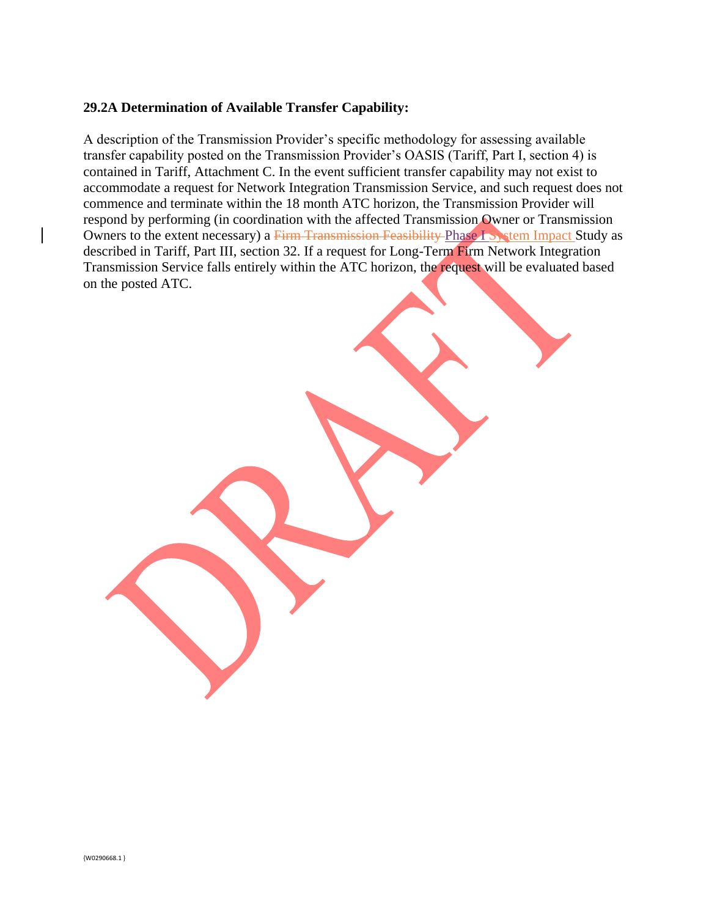**29.2A Determination of Available Transfer Capability:**

A description of the Transmission Provider's specific methodology for assessing available transfer capability posted on the Transmission Provider's OASIS (Tariff, Part I, section 4) is contained in Tariff, Attachment C. In the event sufficient transfer capability may not exist to accommodate a request for Network Integration Transmission Service, and such request does not commence and terminate within the 18 month ATC horizon, the Transmission Provider will respond by performing (in coordination with the affected Transmission Owner or Transmission Owners to the extent necessary) a ~~Firm Transmission Feasibility~~ Phase I System Impact Study as described in Tariff, Part III, section 32. If a request for Long-Term Firm Network Integration Transmission Service falls entirely within the ATC horizon, the request will be evaluated based on the posted ATC.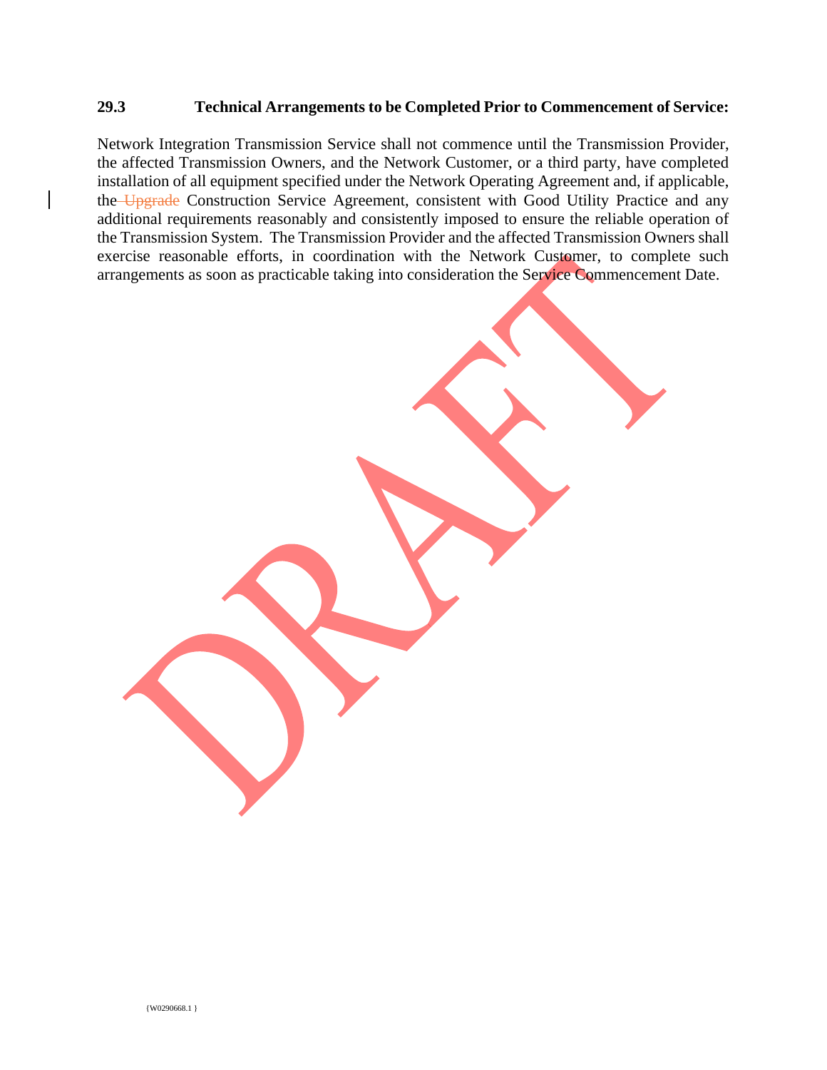**29.3 Technical Arrangements to be Completed Prior to Commencement of Service:**

Network Integration Transmission Service shall not commence until the Transmission Provider, the affected Transmission Owners, and the Network Customer, or a third party, have completed installation of all equipment specified under the Network Operating Agreement and, if applicable, the ~~Upgrade~~ Construction Service Agreement, consistent with Good Utility Practice and any additional requirements reasonably and consistently imposed to ensure the reliable operation of the Transmission System. The Transmission Provider and the affected Transmission Owners shall exercise reasonable efforts, in coordination with the Network Customer, to complete such arrangements as soon as practicable taking into consideration the Service Commencement Date.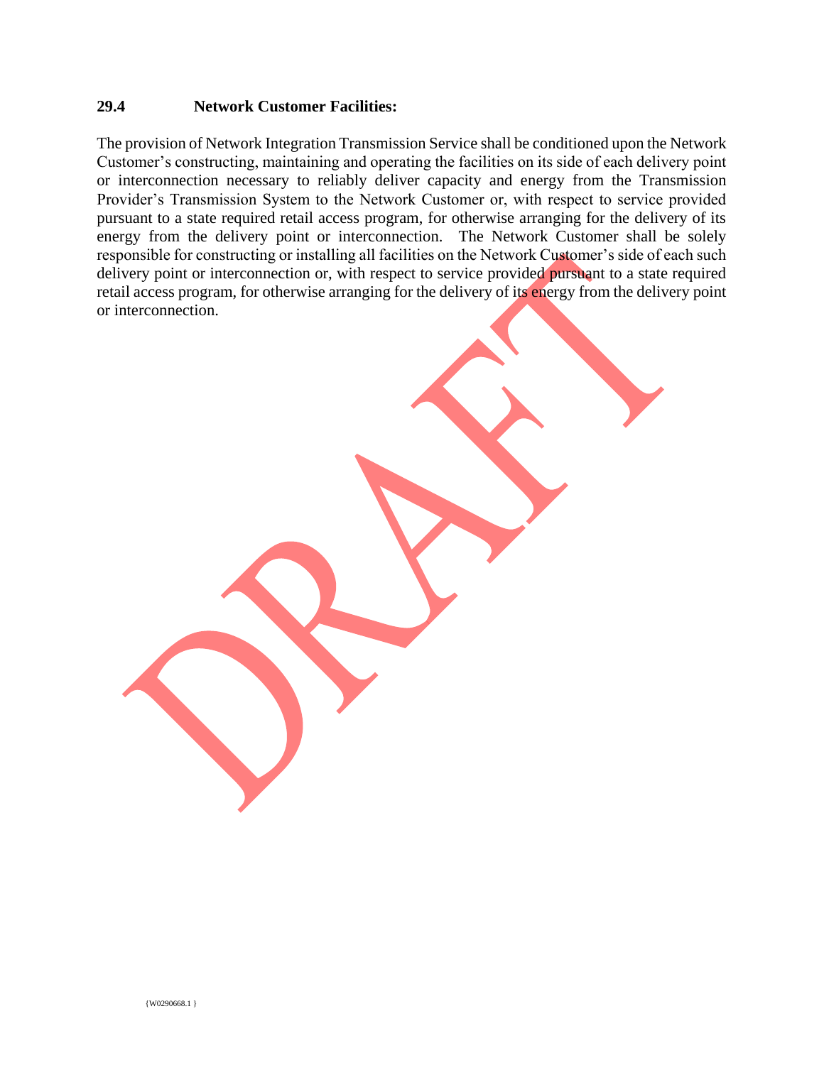### 29.4 Network Customer Facilities:

The provision of Network Integration Transmission Service shall be conditioned upon the Network Customer's constructing, maintaining and operating the facilities on its side of each delivery point or interconnection necessary to reliably deliver capacity and energy from the Transmission Provider's Transmission System to the Network Customer or, with respect to service provided pursuant to a state required retail access program, for otherwise arranging for the delivery of its energy from the delivery point or interconnection. The Network Customer shall be solely responsible for constructing or installing all facilities on the Network Customer's side of each such delivery point or interconnection or, with respect to service provided pursuant to a state required retail access program, for otherwise arranging for the delivery of its energy from the delivery point or interconnection.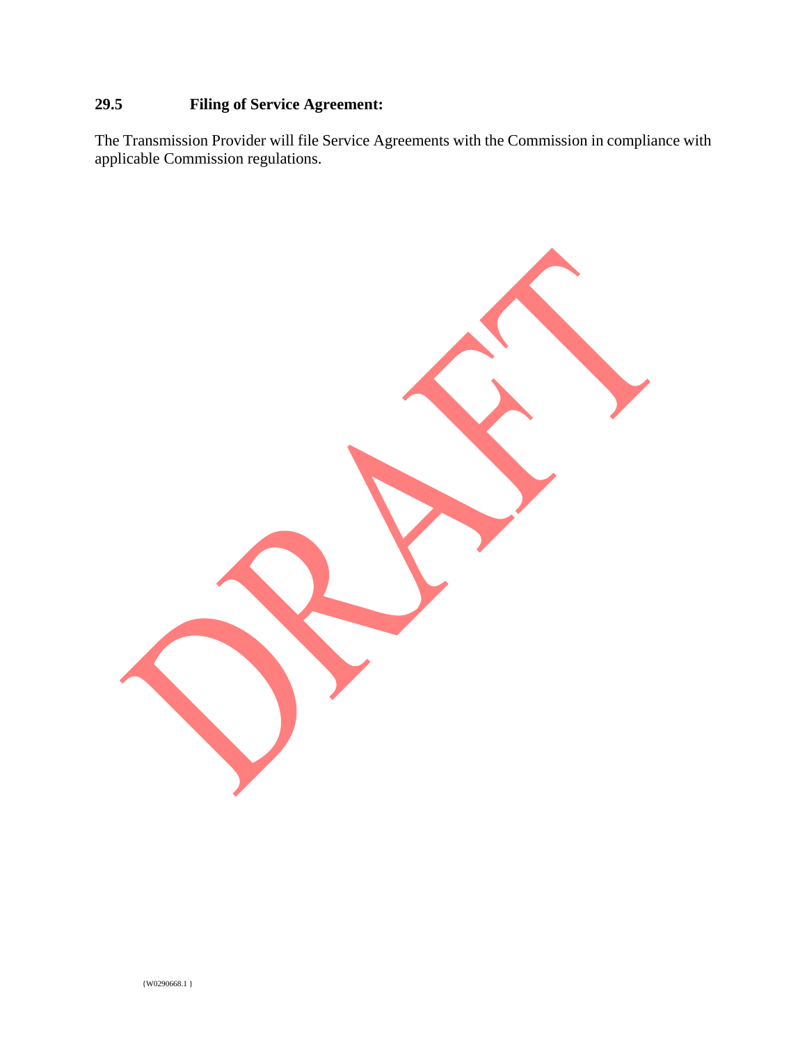**29.5 Filing of Service Agreement:**

The Transmission Provider will file Service Agreements with the Commission in compliance with applicable Commission regulations.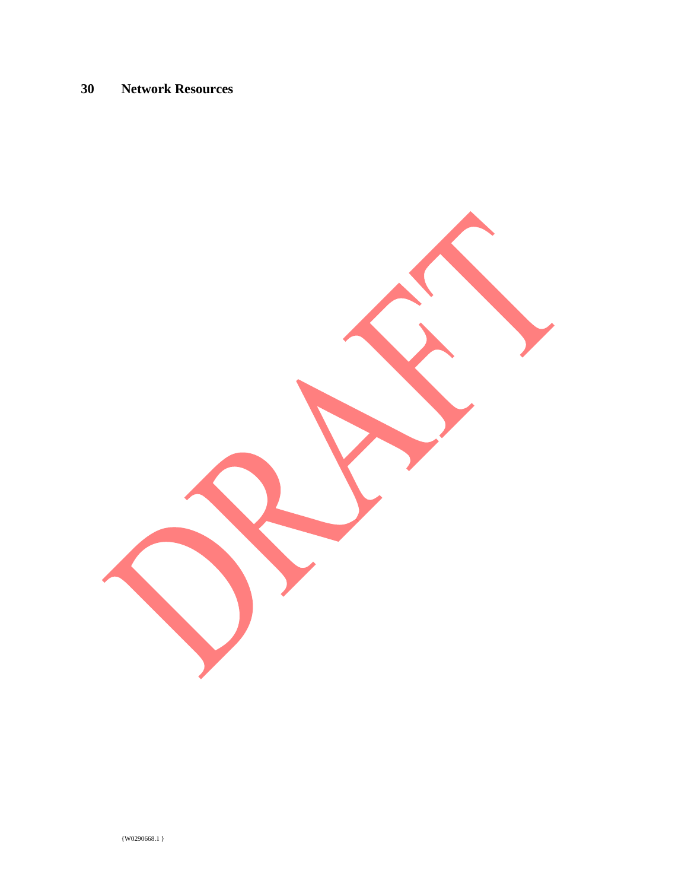## 30 Network Resources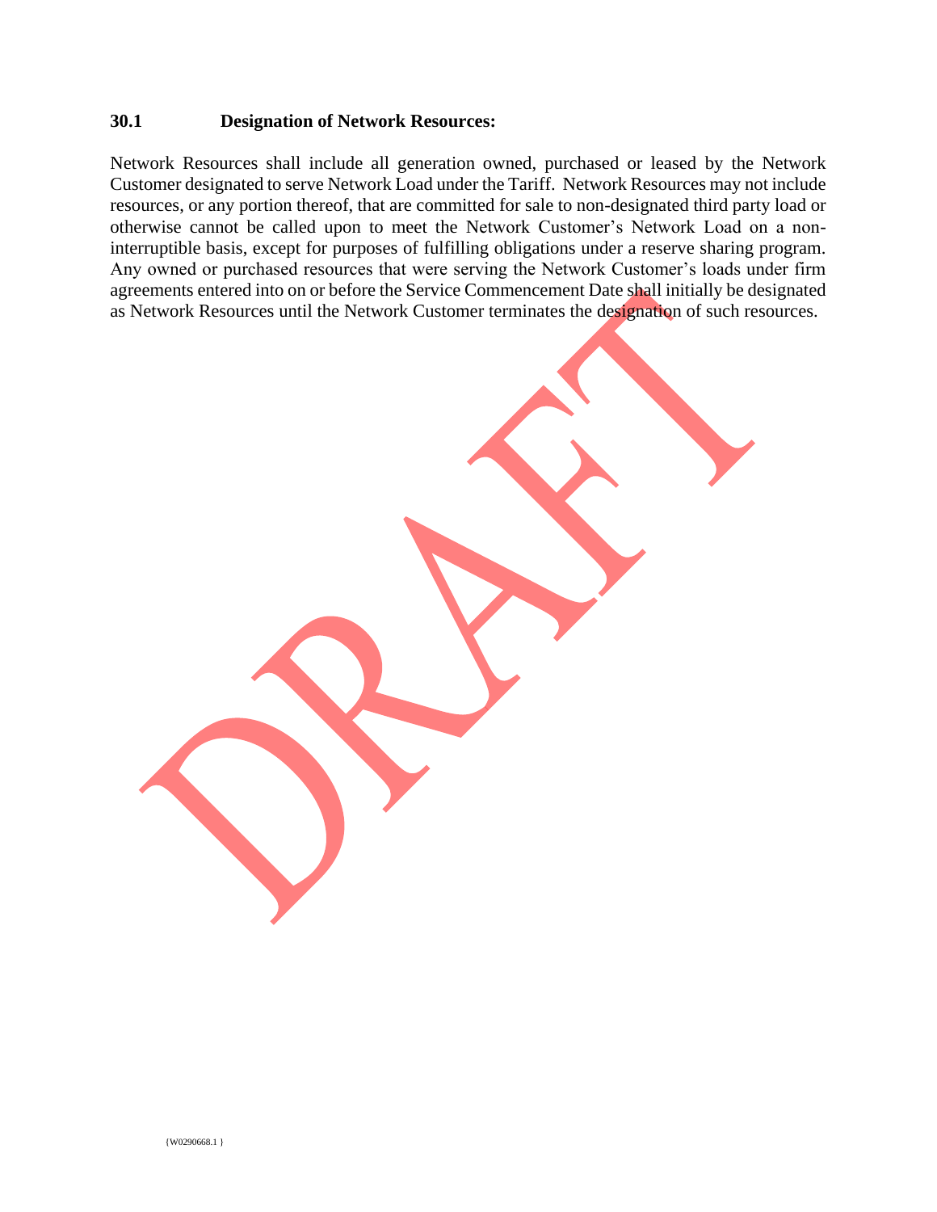**30.1 Designation of Network Resources:**

Network Resources shall include all generation owned, purchased or leased by the Network Customer designated to serve Network Load under the Tariff. Network Resources may not include resources, or any portion thereof, that are committed for sale to non-designated third party load or otherwise cannot be called upon to meet the Network Customer's Network Load on a non-interruptible basis, except for purposes of fulfilling obligations under a reserve sharing program. Any owned or purchased resources that were serving the Network Customer's loads under firm agreements entered into on or before the Service Commencement Date shall initially be designated as Network Resources until the Network Customer terminates the designation of such resources.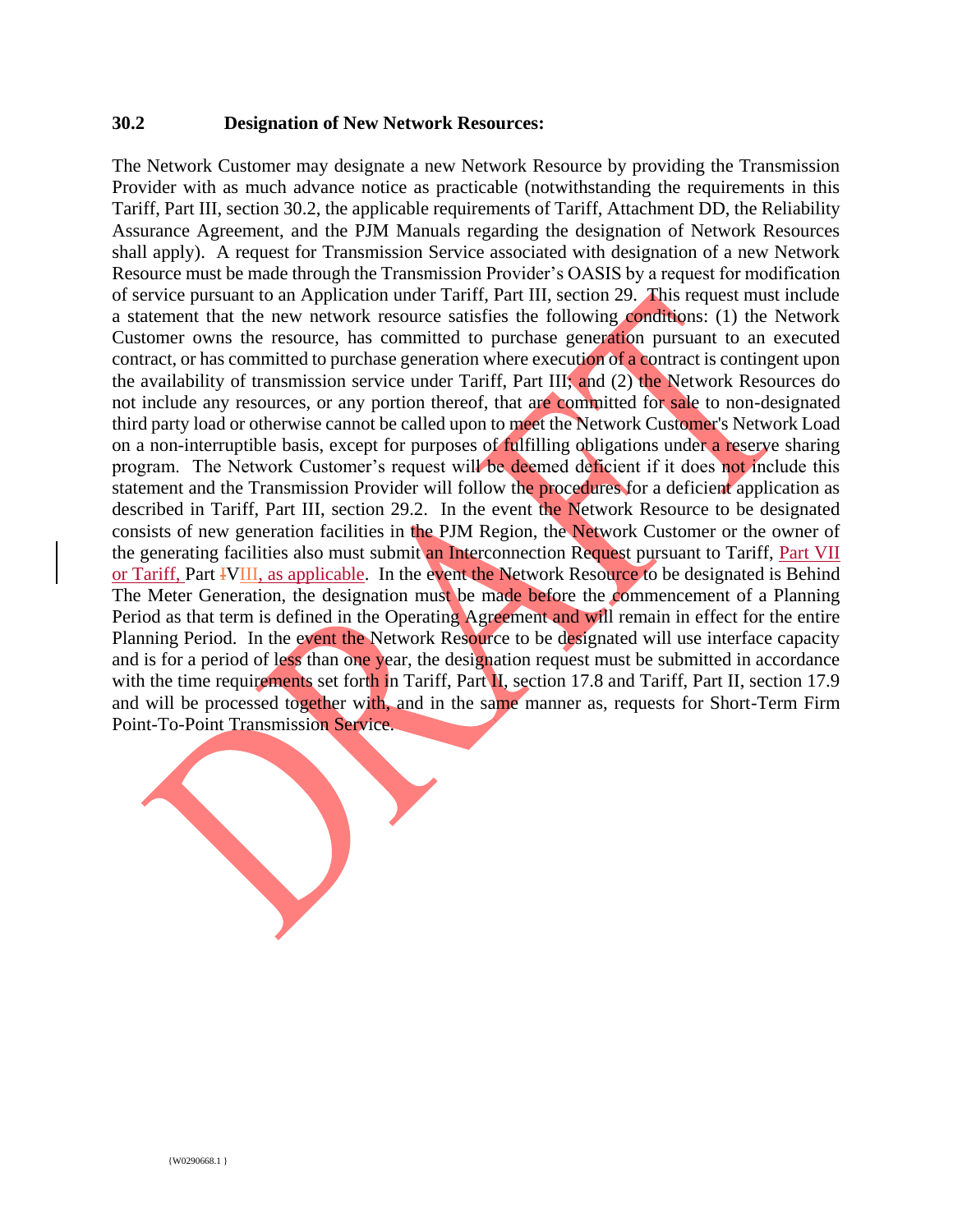### 30.2 Designation of New Network Resources:

The Network Customer may designate a new Network Resource by providing the Transmission Provider with as much advance notice as practicable (notwithstanding the requirements in this Tariff, Part III, section 30.2, the applicable requirements of Tariff, Attachment DD, the Reliability Assurance Agreement, and the PJM Manuals regarding the designation of Network Resources shall apply). A request for Transmission Service associated with designation of a new Network Resource must be made through the Transmission Provider's OASIS by a request for modification of service pursuant to an Application under Tariff, Part III, section 29. This request must include a statement that the new network resource satisfies the following conditions: (1) the Network Customer owns the resource, has committed to purchase generation pursuant to an executed contract, or has committed to purchase generation where execution of a contract is contingent upon the availability of transmission service under Tariff, Part III; and (2) the Network Resources do not include any resources, or any portion thereof, that are committed for sale to non-designated third party load or otherwise cannot be called upon to meet the Network Customer's Network Load on a non-interruptible basis, except for purposes of fulfilling obligations under a reserve sharing program. The Network Customer's request will be deemed deficient if it does not include this statement and the Transmission Provider will follow the procedures for a deficient application as described in Tariff, Part III, section 29.2. In the event the Network Resource to be designated consists of new generation facilities in the PJM Region, the Network Customer or the owner of the generating facilities also must submit an Interconnection Request pursuant to Tariff, Part VII or Tariff, Part ~~I~~VIII, as applicable. In the event the Network Resource to be designated is Behind The Meter Generation, the designation must be made before the commencement of a Planning Period as that term is defined in the Operating Agreement and will remain in effect for the entire Planning Period. In the event the Network Resource to be designated will use interface capacity and is for a period of less than one year, the designation request must be submitted in accordance with the time requirements set forth in Tariff, Part II, section 17.8 and Tariff, Part II, section 17.9 and will be processed together with, and in the same manner as, requests for Short-Term Firm Point-To-Point Transmission Service.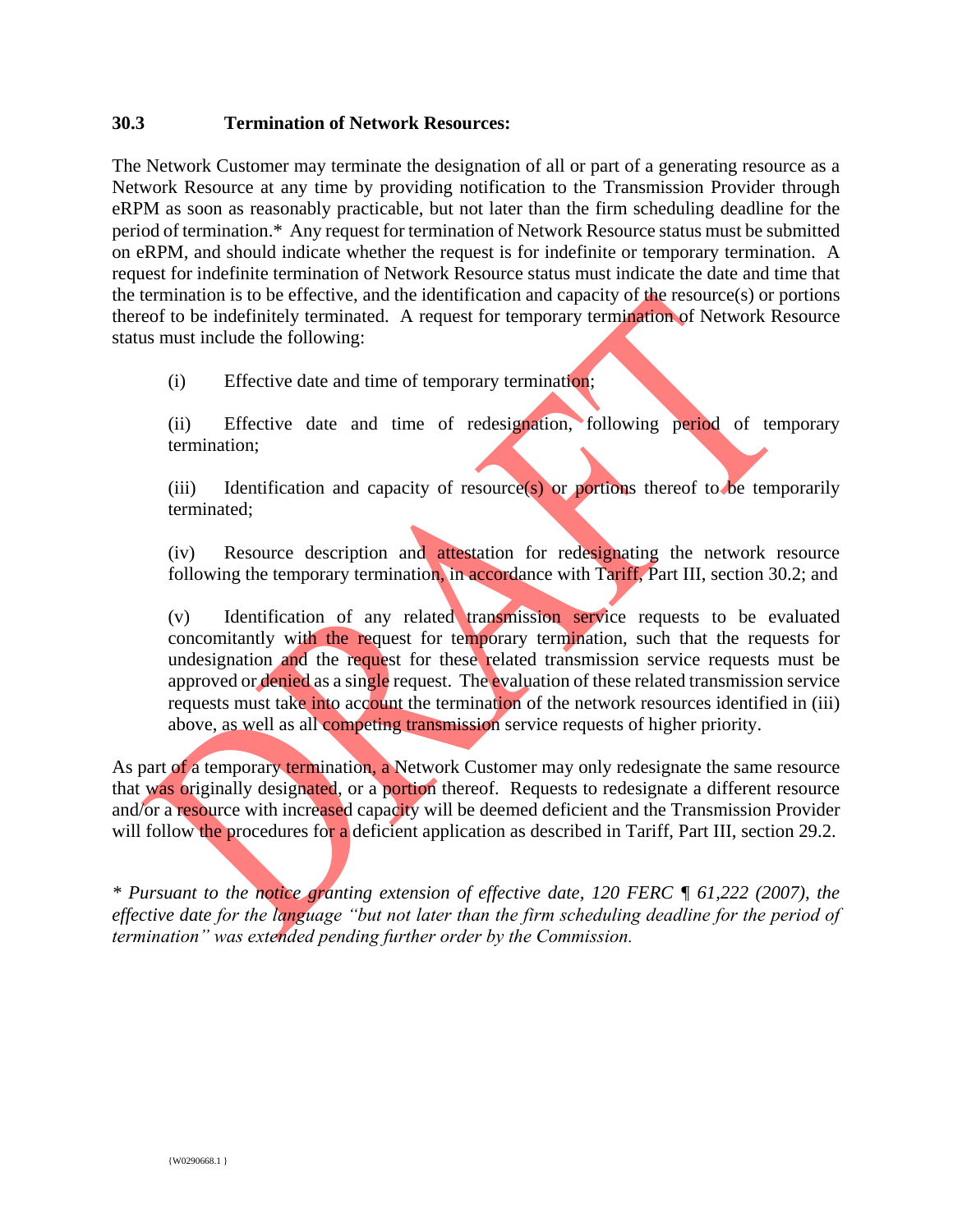### 30.3 Termination of Network Resources:

The Network Customer may terminate the designation of all or part of a generating resource as a Network Resource at any time by providing notification to the Transmission Provider through eRPM as soon as reasonably practicable, but not later than the firm scheduling deadline for the period of termination.* Any request for termination of Network Resource status must be submitted on eRPM, and should indicate whether the request is for indefinite or temporary termination. A request for indefinite termination of Network Resource status must indicate the date and time that the termination is to be effective, and the identification and capacity of the resource(s) or portions thereof to be indefinitely terminated. A request for temporary termination of Network Resource status must include the following:

(i) Effective date and time of temporary termination;

(ii) Effective date and time of redesignation, following period of temporary termination;

(iii) Identification and capacity of resource(s) or portions thereof to be temporarily terminated;

(iv) Resource description and attestation for redesignating the network resource following the temporary termination, in accordance with Tariff, Part III, section 30.2; and

(v) Identification of any related transmission service requests to be evaluated concomitantly with the request for temporary termination, such that the requests for undesignation and the request for these related transmission service requests must be approved or denied as a single request. The evaluation of these related transmission service requests must take into account the termination of the network resources identified in (iii) above, as well as all competing transmission service requests of higher priority.

As part of a temporary termination, a Network Customer may only redesignate the same resource that was originally designated, or a portion thereof. Requests to redesignate a different resource and/or a resource with increased capacity will be deemed deficient and the Transmission Provider will follow the procedures for a deficient application as described in Tariff, Part III, section 29.2.

*\* Pursuant to the notice granting extension of effective date, 120 FERC ¶ 61,222 (2007), the effective date for the language "but not later than the firm scheduling deadline for the period of termination" was extended pending further order by the Commission.*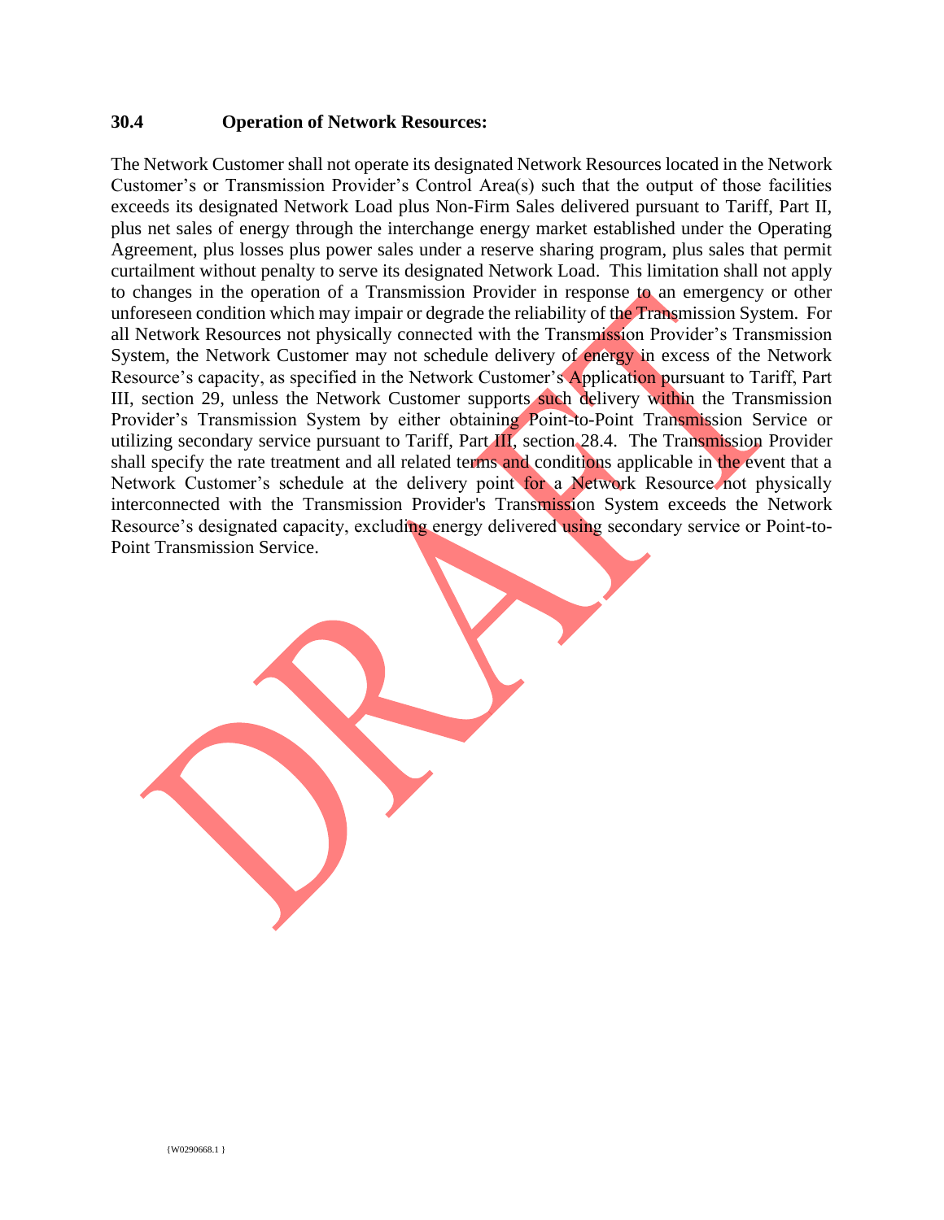**30.4 Operation of Network Resources:**

The Network Customer shall not operate its designated Network Resources located in the Network Customer's or Transmission Provider's Control Area(s) such that the output of those facilities exceeds its designated Network Load plus Non-Firm Sales delivered pursuant to Tariff, Part II, plus net sales of energy through the interchange energy market established under the Operating Agreement, plus losses plus power sales under a reserve sharing program, plus sales that permit curtailment without penalty to serve its designated Network Load. This limitation shall not apply to changes in the operation of a Transmission Provider in response to an emergency or other unforeseen condition which may impair or degrade the reliability of the Transmission System. For all Network Resources not physically connected with the Transmission Provider's Transmission System, the Network Customer may not schedule delivery of energy in excess of the Network Resource's capacity, as specified in the Network Customer's Application pursuant to Tariff, Part III, section 29, unless the Network Customer supports such delivery within the Transmission Provider's Transmission System by either obtaining Point-to-Point Transmission Service or utilizing secondary service pursuant to Tariff, Part III, section 28.4. The Transmission Provider shall specify the rate treatment and all related terms and conditions applicable in the event that a Network Customer's schedule at the delivery point for a Network Resource not physically interconnected with the Transmission Provider's Transmission System exceeds the Network Resource's designated capacity, excluding energy delivered using secondary service or Point-to-Point Transmission Service.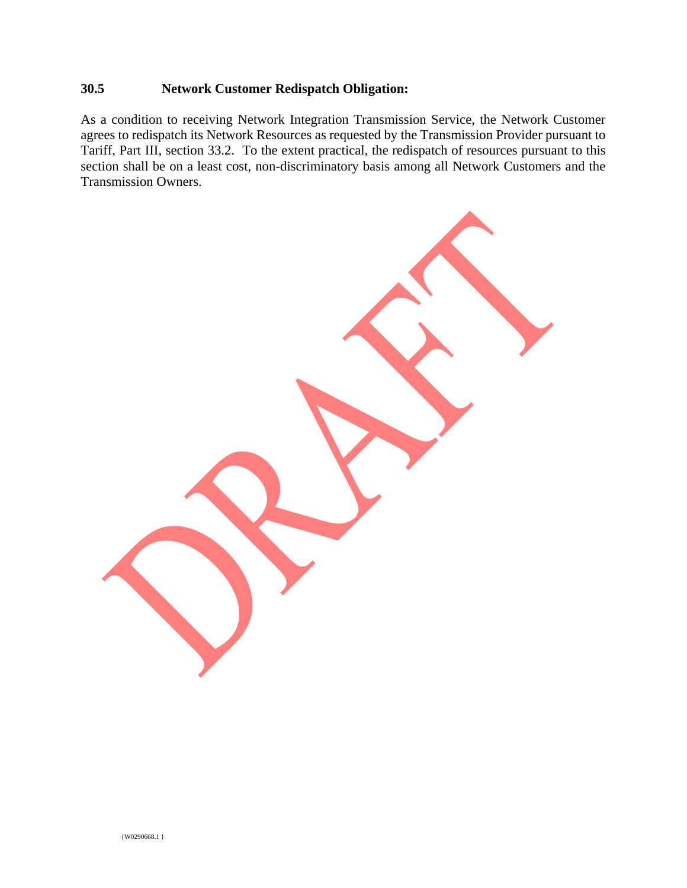### 30.5 Network Customer Redispatch Obligation:

As a condition to receiving Network Integration Transmission Service, the Network Customer agrees to redispatch its Network Resources as requested by the Transmission Provider pursuant to Tariff, Part III, section 33.2. To the extent practical, the redispatch of resources pursuant to this section shall be on a least cost, non-discriminatory basis among all Network Customers and the Transmission Owners.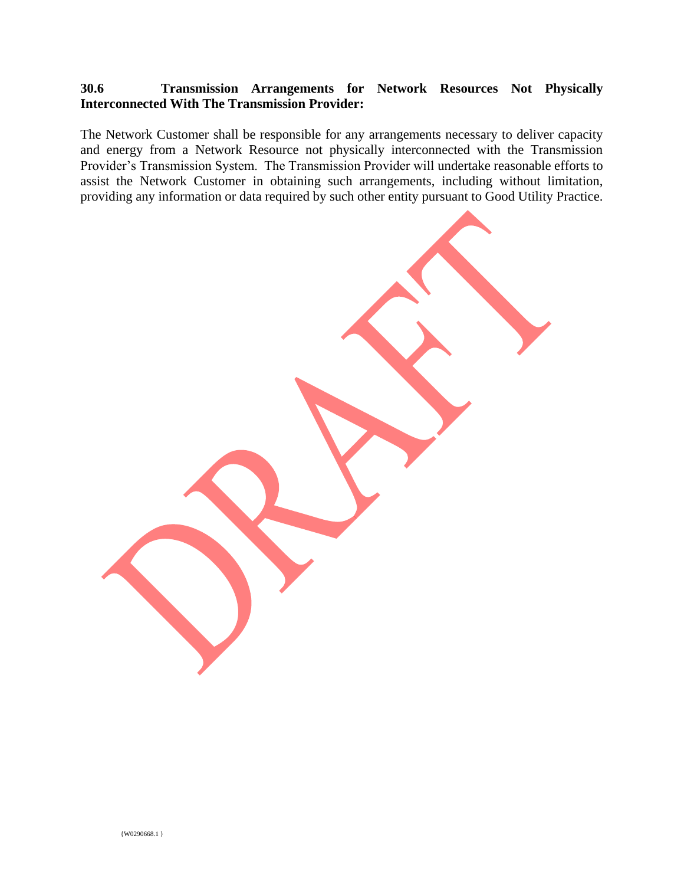**30.6 Transmission Arrangements for Network Resources Not Physically Interconnected With The Transmission Provider:**

The Network Customer shall be responsible for any arrangements necessary to deliver capacity and energy from a Network Resource not physically interconnected with the Transmission Provider's Transmission System. The Transmission Provider will undertake reasonable efforts to assist the Network Customer in obtaining such arrangements, including without limitation, providing any information or data required by such other entity pursuant to Good Utility Practice.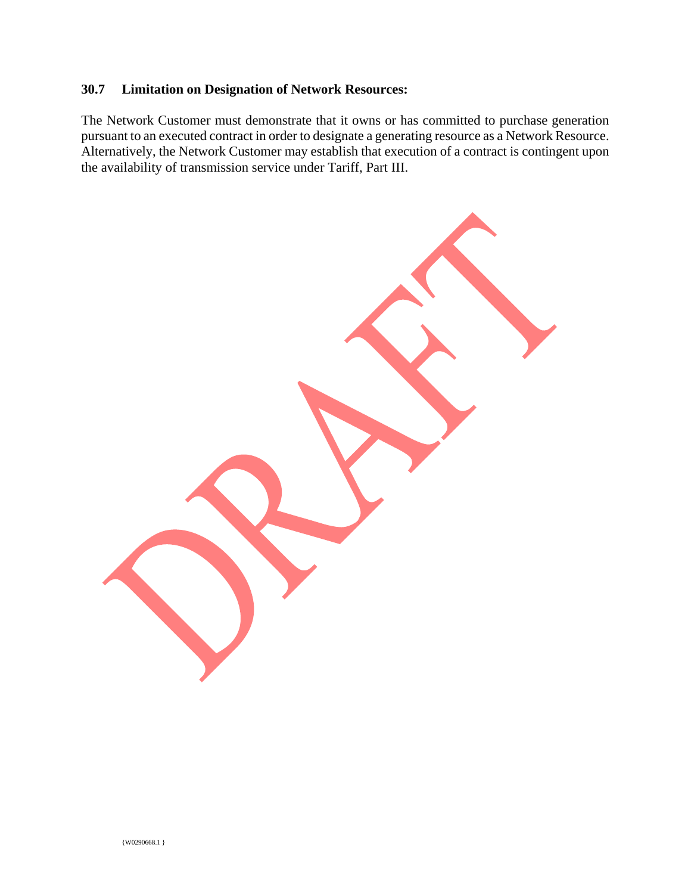### 30.7 Limitation on Designation of Network Resources:

The Network Customer must demonstrate that it owns or has committed to purchase generation pursuant to an executed contract in order to designate a generating resource as a Network Resource. Alternatively, the Network Customer may establish that execution of a contract is contingent upon the availability of transmission service under Tariff, Part III.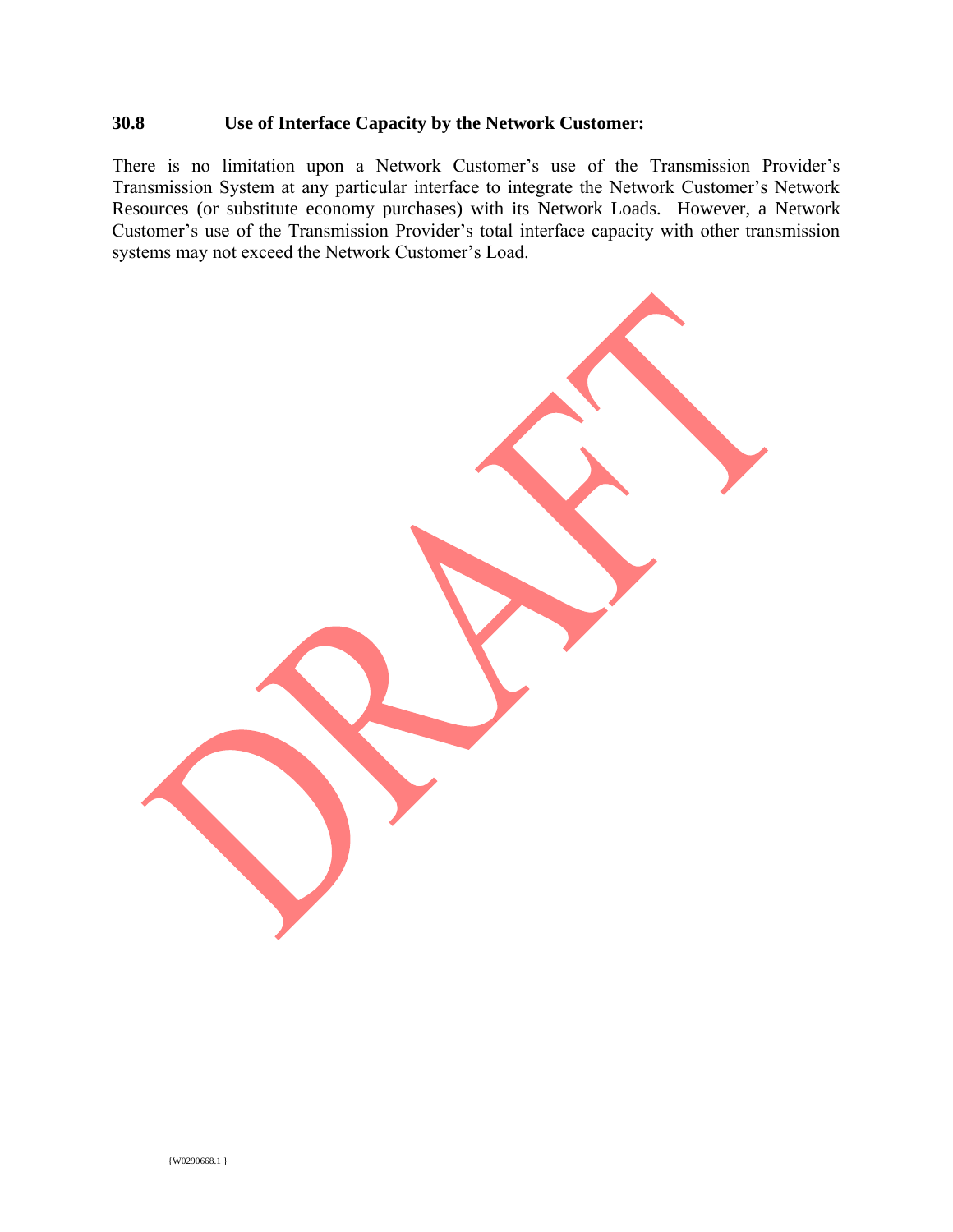### 30.8 Use of Interface Capacity by the Network Customer:

There is no limitation upon a Network Customer's use of the Transmission Provider's Transmission System at any particular interface to integrate the Network Customer's Network Resources (or substitute economy purchases) with its Network Loads. However, a Network Customer's use of the Transmission Provider's total interface capacity with other transmission systems may not exceed the Network Customer's Load.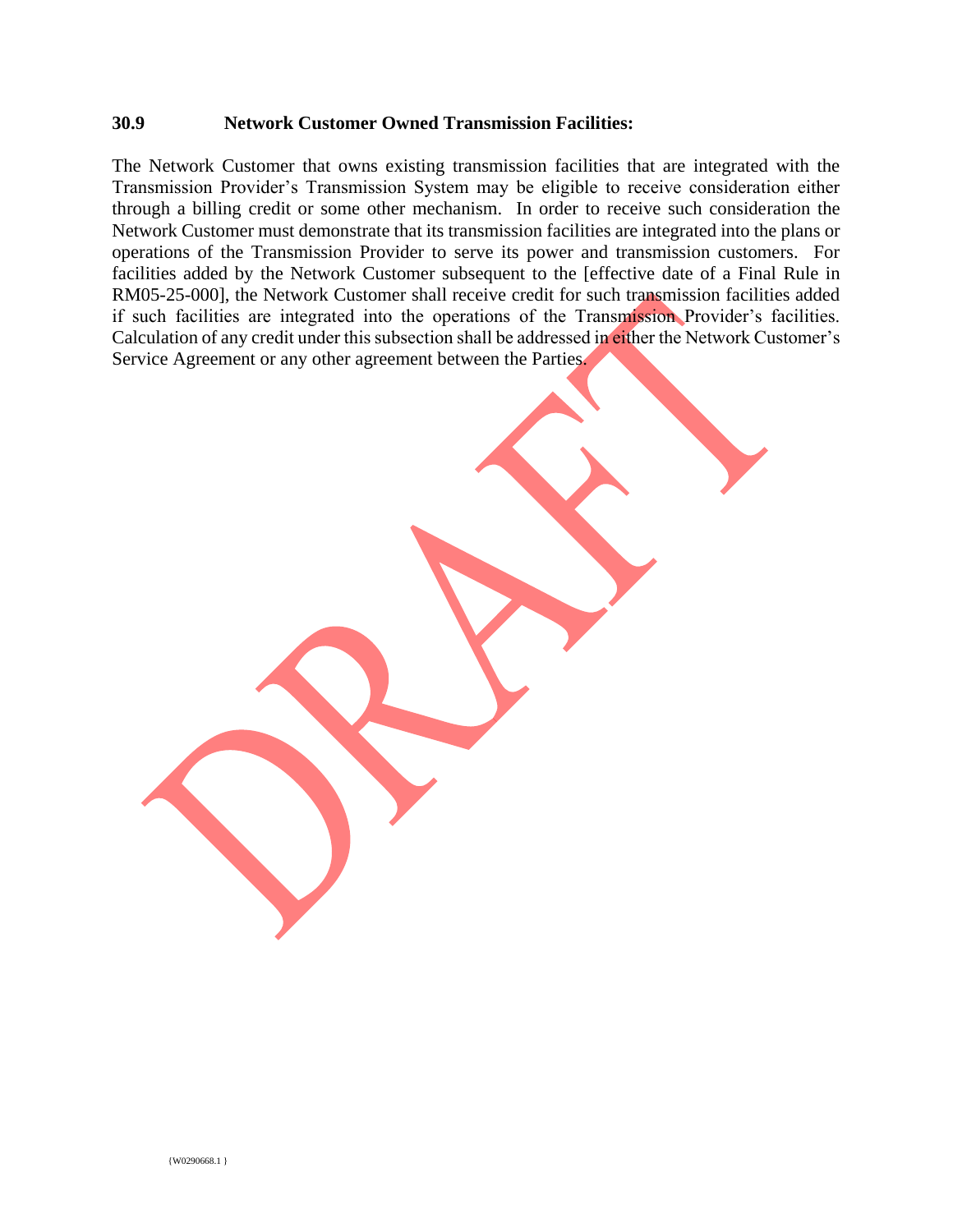### 30.9 Network Customer Owned Transmission Facilities:

The Network Customer that owns existing transmission facilities that are integrated with the Transmission Provider's Transmission System may be eligible to receive consideration either through a billing credit or some other mechanism. In order to receive such consideration the Network Customer must demonstrate that its transmission facilities are integrated into the plans or operations of the Transmission Provider to serve its power and transmission customers. For facilities added by the Network Customer subsequent to the [effective date of a Final Rule in RM05-25-000], the Network Customer shall receive credit for such transmission facilities added if such facilities are integrated into the operations of the Transmission Provider's facilities. Calculation of any credit under this subsection shall be addressed in either the Network Customer's Service Agreement or any other agreement between the Parties.

{W0290668.1 }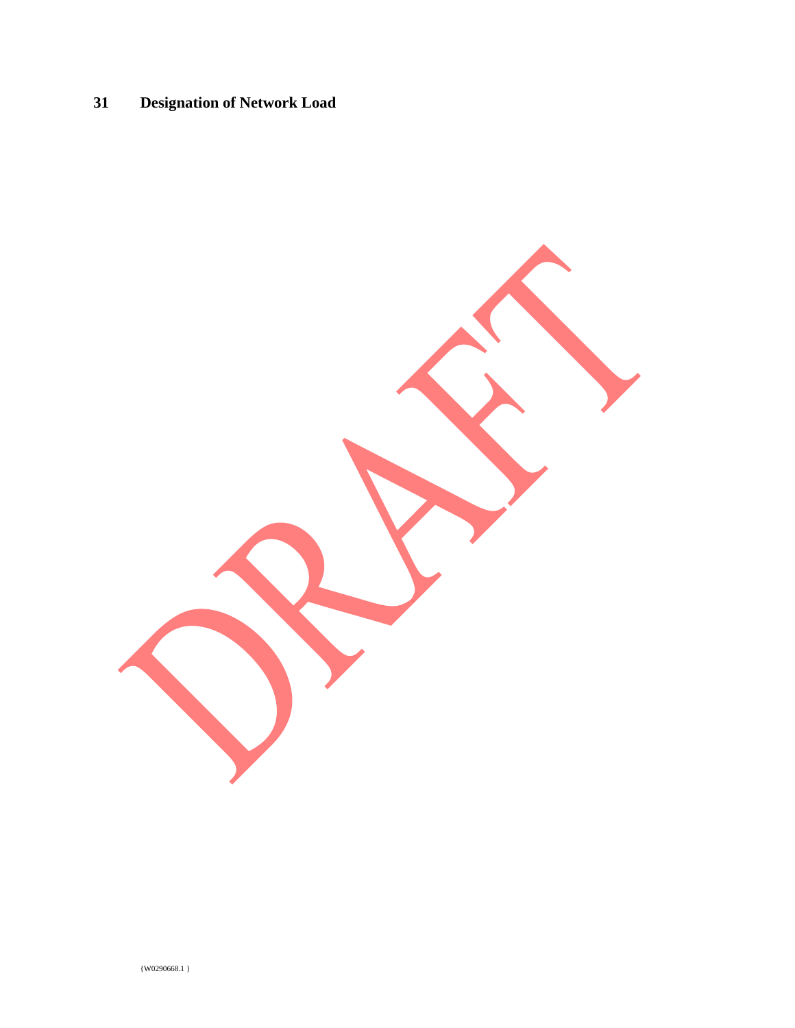# 31 Designation of Network Load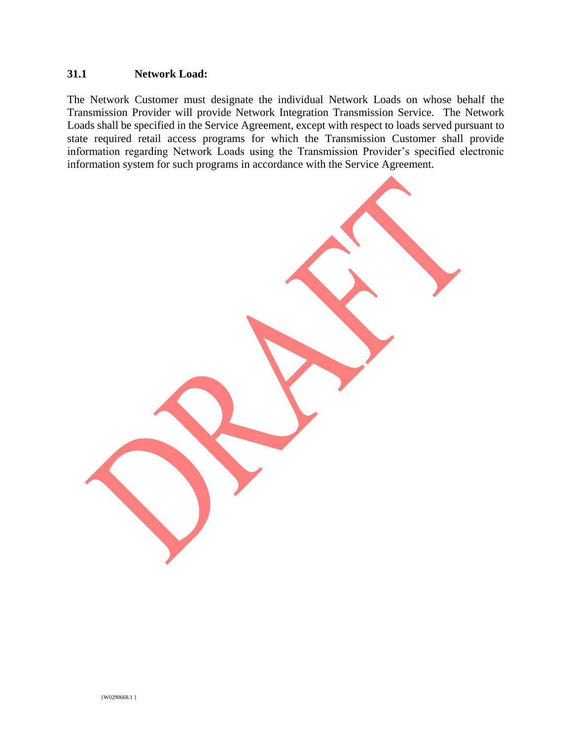### 31.1 Network Load:

The Network Customer must designate the individual Network Loads on whose behalf the Transmission Provider will provide Network Integration Transmission Service. The Network Loads shall be specified in the Service Agreement, except with respect to loads served pursuant to state required retail access programs for which the Transmission Customer shall provide information regarding Network Loads using the Transmission Provider's specified electronic information system for such programs in accordance with the Service Agreement.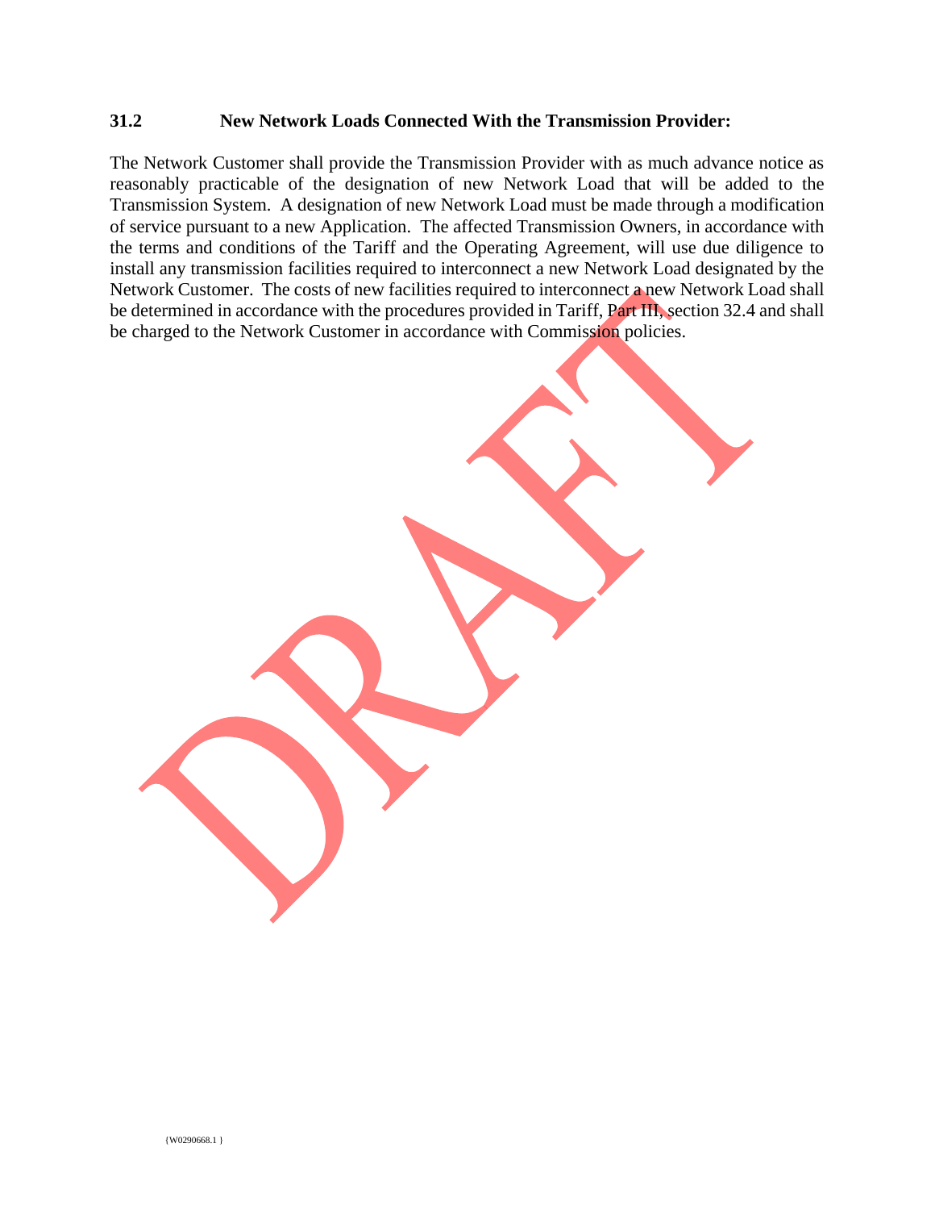### 31.2 New Network Loads Connected With the Transmission Provider:

The Network Customer shall provide the Transmission Provider with as much advance notice as reasonably practicable of the designation of new Network Load that will be added to the Transmission System. A designation of new Network Load must be made through a modification of service pursuant to a new Application. The affected Transmission Owners, in accordance with the terms and conditions of the Tariff and the Operating Agreement, will use due diligence to install any transmission facilities required to interconnect a new Network Load designated by the Network Customer. The costs of new facilities required to interconnect a new Network Load shall be determined in accordance with the procedures provided in Tariff, Part III, section 32.4 and shall be charged to the Network Customer in accordance with Commission policies.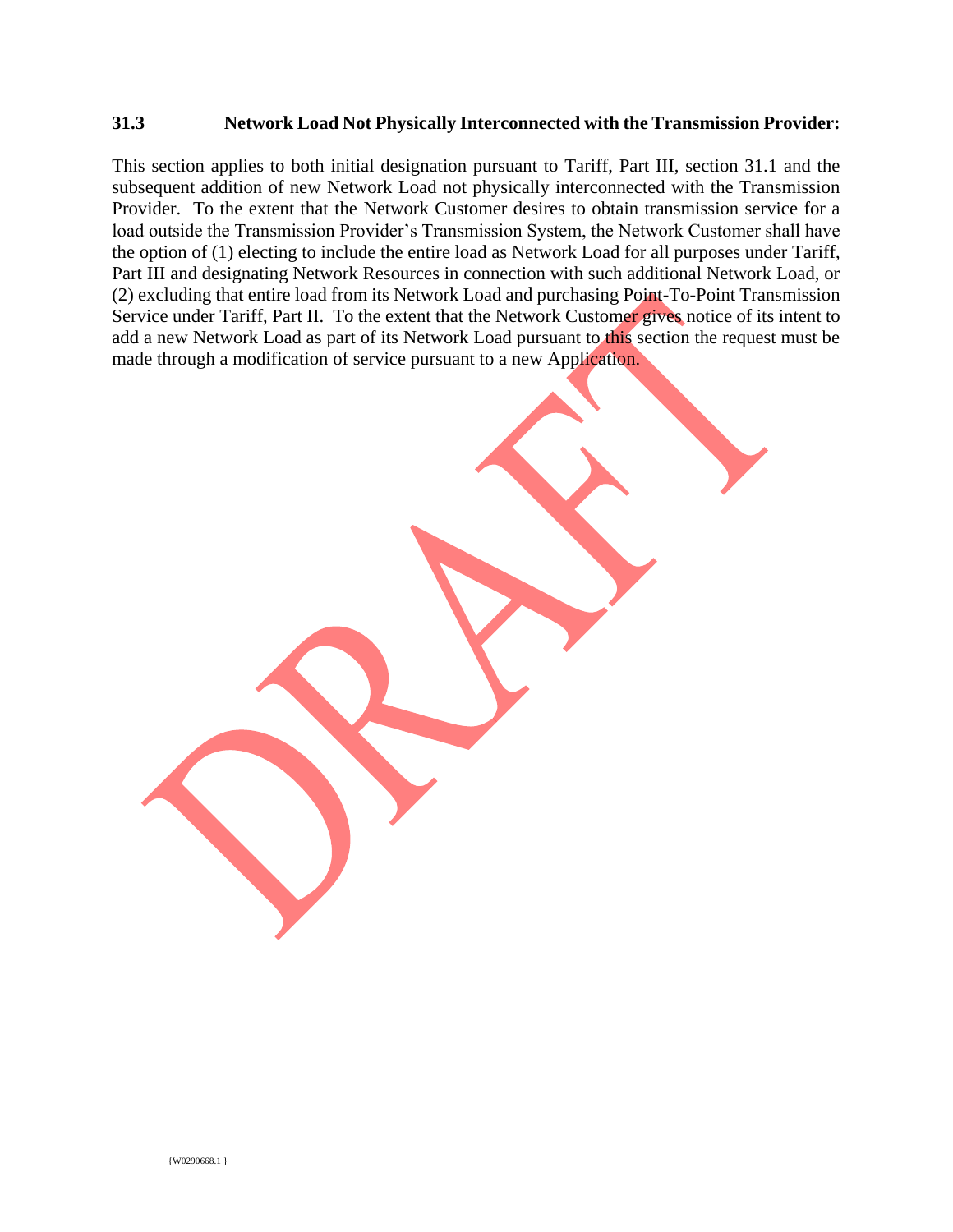### 31.3 Network Load Not Physically Interconnected with the Transmission Provider:

This section applies to both initial designation pursuant to Tariff, Part III, section 31.1 and the subsequent addition of new Network Load not physically interconnected with the Transmission Provider. To the extent that the Network Customer desires to obtain transmission service for a load outside the Transmission Provider's Transmission System, the Network Customer shall have the option of (1) electing to include the entire load as Network Load for all purposes under Tariff, Part III and designating Network Resources in connection with such additional Network Load, or (2) excluding that entire load from its Network Load and purchasing Point-To-Point Transmission Service under Tariff, Part II. To the extent that the Network Customer gives notice of its intent to add a new Network Load as part of its Network Load pursuant to this section the request must be made through a modification of service pursuant to a new Application.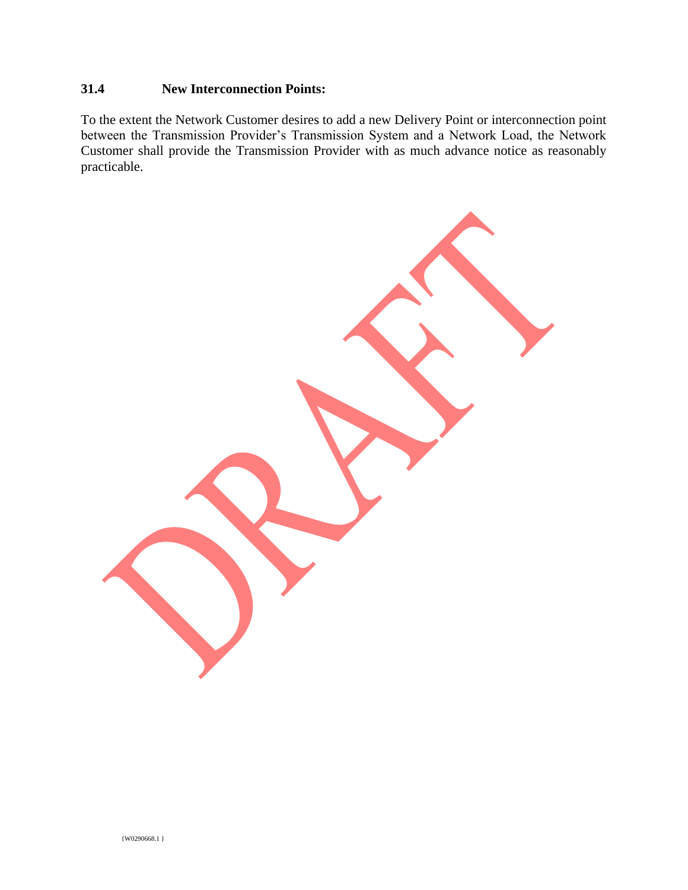**31.4 New Interconnection Points:**

To the extent the Network Customer desires to add a new Delivery Point or interconnection point between the Transmission Provider's Transmission System and a Network Load, the Network Customer shall provide the Transmission Provider with as much advance notice as reasonably practicable.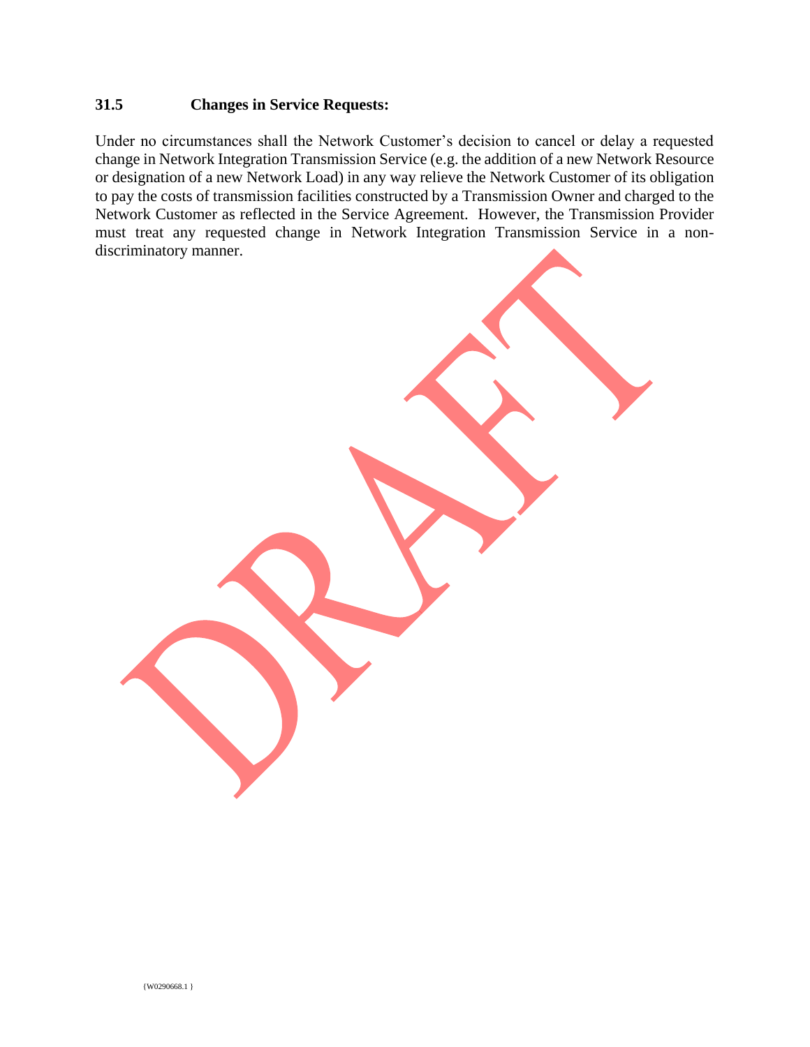### 31.5 Changes in Service Requests:

Under no circumstances shall the Network Customer's decision to cancel or delay a requested change in Network Integration Transmission Service (e.g. the addition of a new Network Resource or designation of a new Network Load) in any way relieve the Network Customer of its obligation to pay the costs of transmission facilities constructed by a Transmission Owner and charged to the Network Customer as reflected in the Service Agreement. However, the Transmission Provider must treat any requested change in Network Integration Transmission Service in a non-discriminatory manner.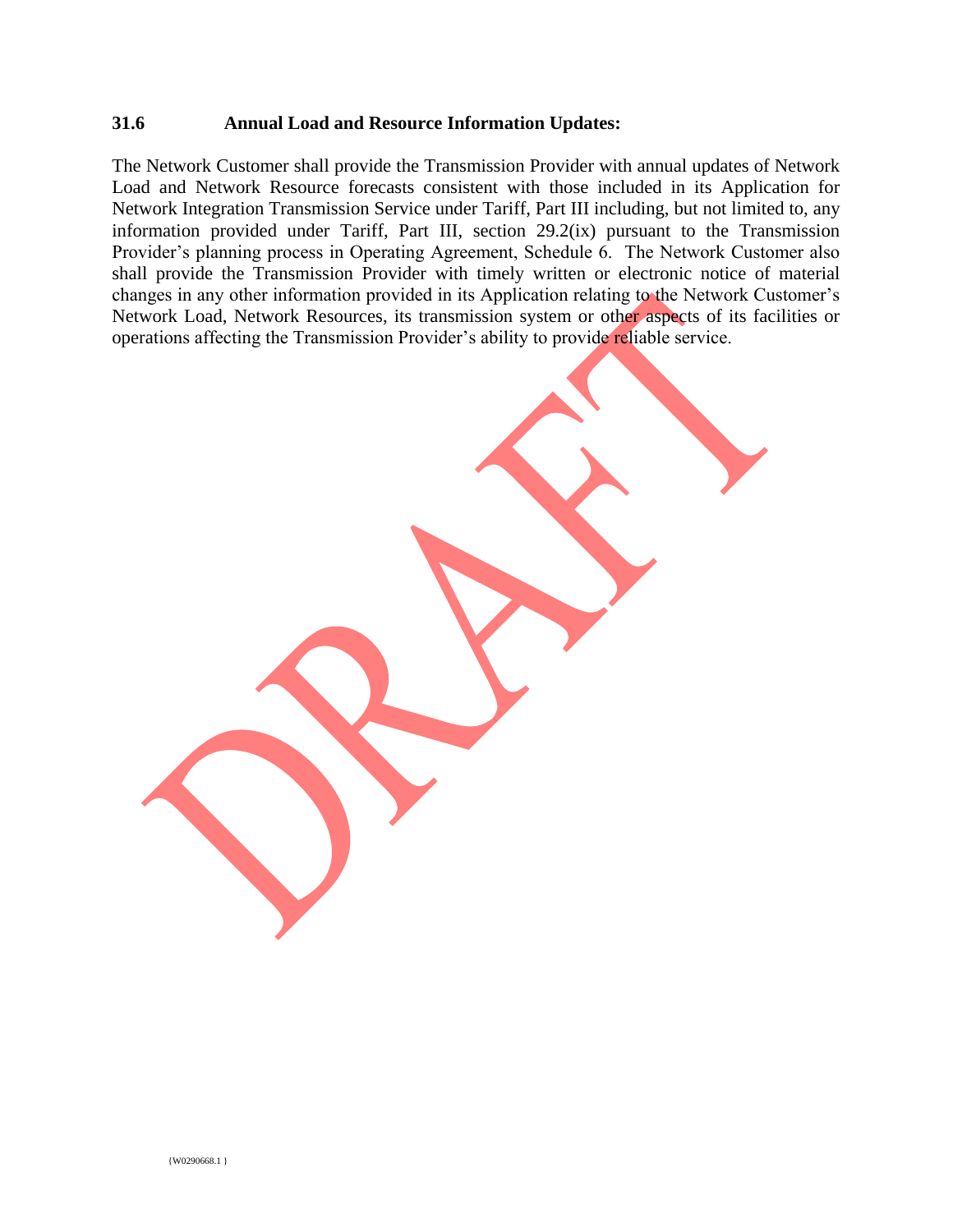### 31.6 Annual Load and Resource Information Updates:

The Network Customer shall provide the Transmission Provider with annual updates of Network Load and Network Resource forecasts consistent with those included in its Application for Network Integration Transmission Service under Tariff, Part III including, but not limited to, any information provided under Tariff, Part III, section 29.2(ix) pursuant to the Transmission Provider's planning process in Operating Agreement, Schedule 6. The Network Customer also shall provide the Transmission Provider with timely written or electronic notice of material changes in any other information provided in its Application relating to the Network Customer's Network Load, Network Resources, its transmission system or other aspects of its facilities or operations affecting the Transmission Provider's ability to provide reliable service.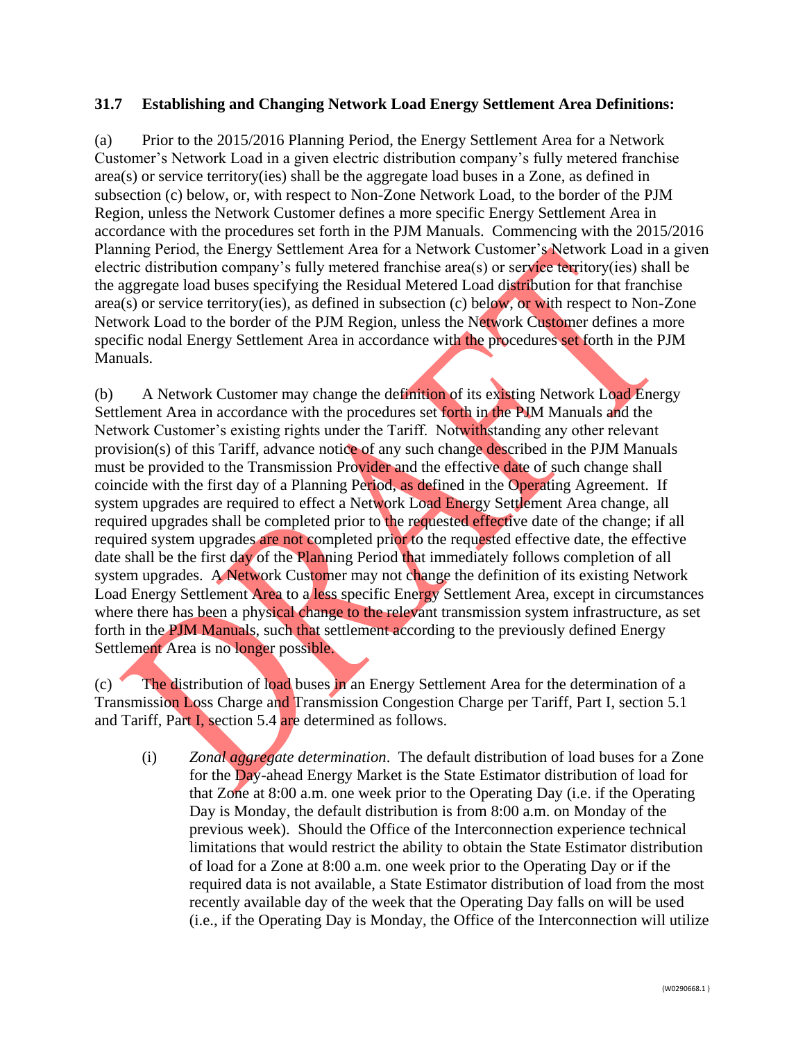**31.7 Establishing and Changing Network Load Energy Settlement Area Definitions:**

(a) Prior to the 2015/2016 Planning Period, the Energy Settlement Area for a Network Customer's Network Load in a given electric distribution company's fully metered franchise area(s) or service territory(ies) shall be the aggregate load buses in a Zone, as defined in subsection (c) below, or, with respect to Non-Zone Network Load, to the border of the PJM Region, unless the Network Customer defines a more specific Energy Settlement Area in accordance with the procedures set forth in the PJM Manuals. Commencing with the 2015/2016 Planning Period, the Energy Settlement Area for a Network Customer's Network Load in a given electric distribution company's fully metered franchise area(s) or service territory(ies) shall be the aggregate load buses specifying the Residual Metered Load distribution for that franchise area(s) or service territory(ies), as defined in subsection (c) below, or with respect to Non-Zone Network Load to the border of the PJM Region, unless the Network Customer defines a more specific nodal Energy Settlement Area in accordance with the procedures set forth in the PJM Manuals.

(b) A Network Customer may change the definition of its existing Network Load Energy Settlement Area in accordance with the procedures set forth in the PJM Manuals and the Network Customer's existing rights under the Tariff. Notwithstanding any other relevant provision(s) of this Tariff, advance notice of any such change described in the PJM Manuals must be provided to the Transmission Provider and the effective date of such change shall coincide with the first day of a Planning Period, as defined in the Operating Agreement. If system upgrades are required to effect a Network Load Energy Settlement Area change, all required upgrades shall be completed prior to the requested effective date of the change; if all required system upgrades are not completed prior to the requested effective date, the effective date shall be the first day of the Planning Period that immediately follows completion of all system upgrades. A Network Customer may not change the definition of its existing Network Load Energy Settlement Area to a less specific Energy Settlement Area, except in circumstances where there has been a physical change to the relevant transmission system infrastructure, as set forth in the PJM Manuals, such that settlement according to the previously defined Energy Settlement Area is no longer possible.

(c) The distribution of load buses in an Energy Settlement Area for the determination of a Transmission Loss Charge and Transmission Congestion Charge per Tariff, Part I, section 5.1 and Tariff, Part I, section 5.4 are determined as follows.

(i) *Zonal aggregate determination*. The default distribution of load buses for a Zone for the Day-ahead Energy Market is the State Estimator distribution of load for that Zone at 8:00 a.m. one week prior to the Operating Day (i.e. if the Operating Day is Monday, the default distribution is from 8:00 a.m. on Monday of the previous week). Should the Office of the Interconnection experience technical limitations that would restrict the ability to obtain the State Estimator distribution of load for a Zone at 8:00 a.m. one week prior to the Operating Day or if the required data is not available, a State Estimator distribution of load from the most recently available day of the week that the Operating Day falls on will be used (i.e., if the Operating Day is Monday, the Office of the Interconnection will utilize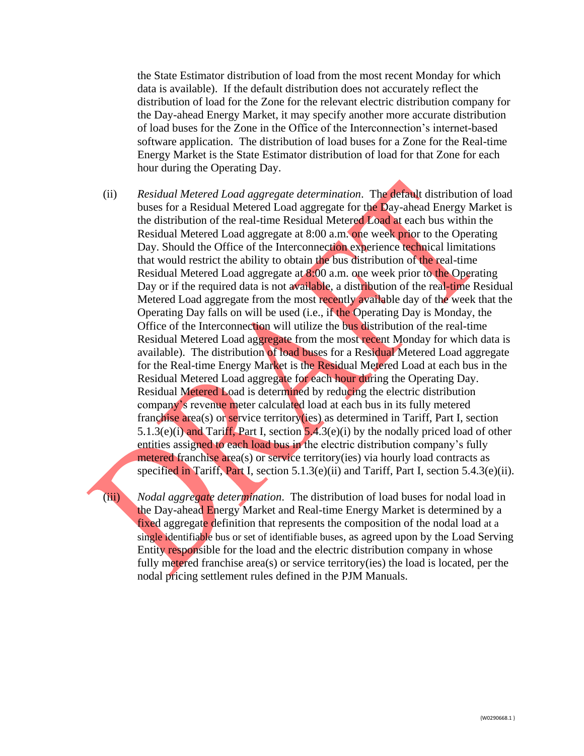the State Estimator distribution of load from the most recent Monday for which data is available). If the default distribution does not accurately reflect the distribution of load for the Zone for the relevant electric distribution company for the Day-ahead Energy Market, it may specify another more accurate distribution of load buses for the Zone in the Office of the Interconnection's internet-based software application. The distribution of load buses for a Zone for the Real-time Energy Market is the State Estimator distribution of load for that Zone for each hour during the Operating Day.

(ii) *Residual Metered Load aggregate determination*. The default distribution of load buses for a Residual Metered Load aggregate for the Day-ahead Energy Market is the distribution of the real-time Residual Metered Load at each bus within the Residual Metered Load aggregate at 8:00 a.m. one week prior to the Operating Day. Should the Office of the Interconnection experience technical limitations that would restrict the ability to obtain the bus distribution of the real-time Residual Metered Load aggregate at 8:00 a.m. one week prior to the Operating Day or if the required data is not available, a distribution of the real-time Residual Metered Load aggregate from the most recently available day of the week that the Operating Day falls on will be used (i.e., if the Operating Day is Monday, the Office of the Interconnection will utilize the bus distribution of the real-time Residual Metered Load aggregate from the most recent Monday for which data is available). The distribution of load buses for a Residual Metered Load aggregate for the Real-time Energy Market is the Residual Metered Load at each bus in the Residual Metered Load aggregate for each hour during the Operating Day. Residual Metered Load is determined by reducing the electric distribution company's revenue meter calculated load at each bus in its fully metered franchise area(s) or service territory(ies) as determined in Tariff, Part I, section 5.1.3(e)(i) and Tariff, Part I, section 5.4.3(e)(i) by the nodally priced load of other entities assigned to each load bus in the electric distribution company's fully metered franchise area(s) or service territory(ies) via hourly load contracts as specified in Tariff, Part I, section 5.1.3(e)(ii) and Tariff, Part I, section 5.4.3(e)(ii).

(iii) *Nodal aggregate determination*. The distribution of load buses for nodal load in the Day-ahead Energy Market and Real-time Energy Market is determined by a fixed aggregate definition that represents the composition of the nodal load at a single identifiable bus or set of identifiable buses, as agreed upon by the Load Serving Entity responsible for the load and the electric distribution company in whose fully metered franchise area(s) or service territory(ies) the load is located, per the nodal pricing settlement rules defined in the PJM Manuals.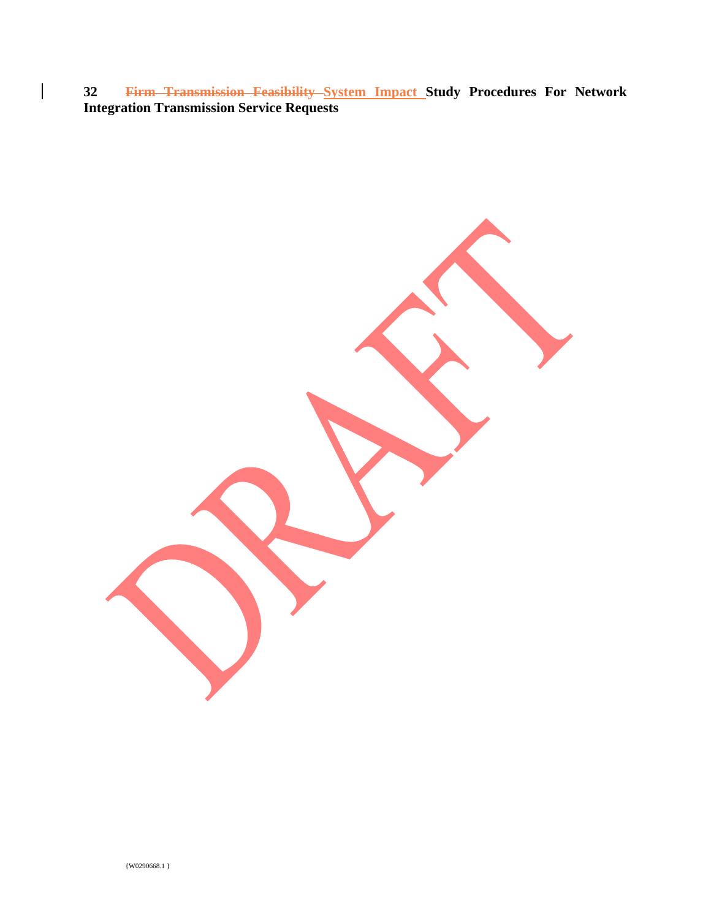## 32 ~~Firm Transmission Feasibility~~ System Impact Study Procedures For Network Integration Transmission Service Requests

DRAFT

{W0290668.1 }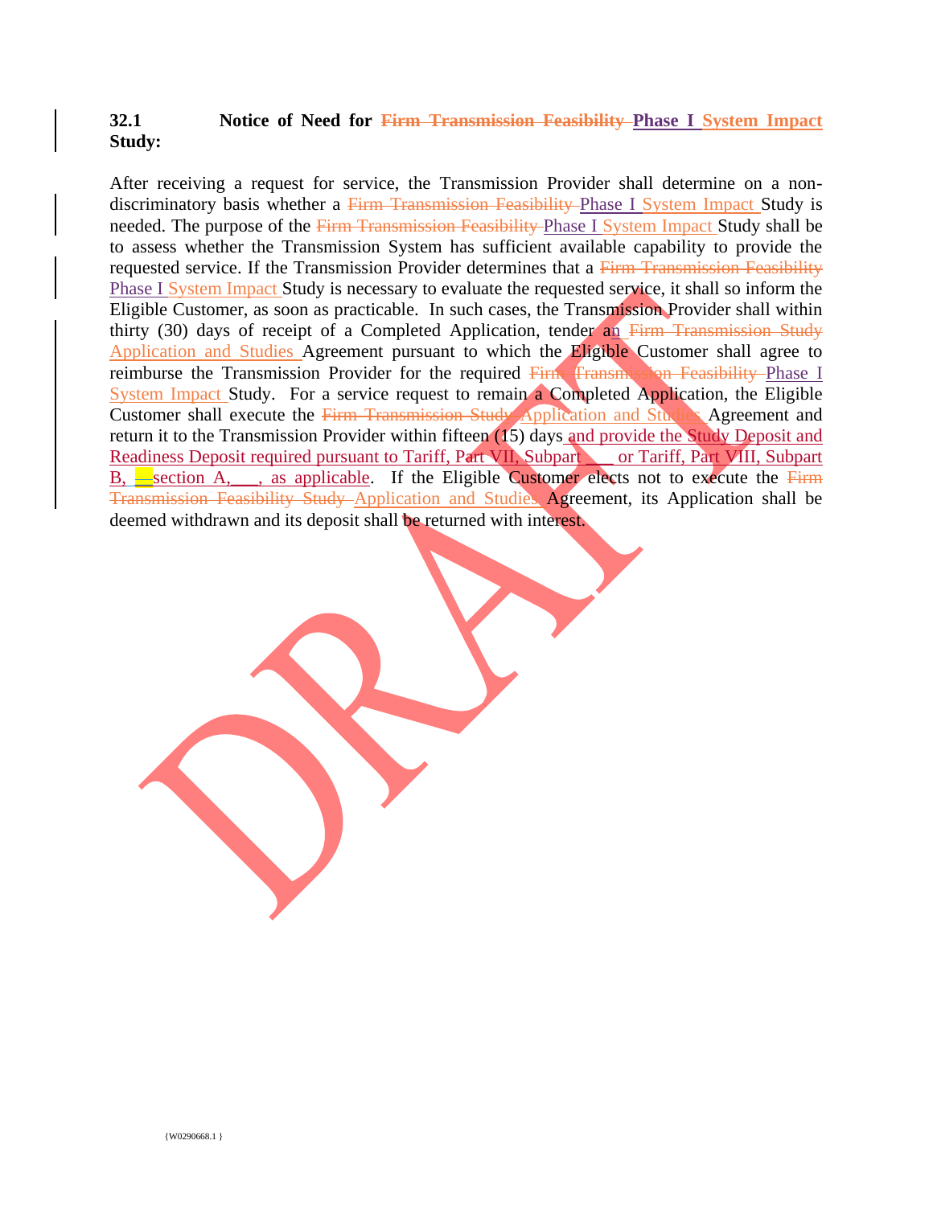**32.1 Notice of Need for ~~Firm Transmission Feasibility~~ Phase I System Impact Study:**

After receiving a request for service, the Transmission Provider shall determine on a non-discriminatory basis whether a ~~Firm Transmission Feasibility~~ Phase I System Impact Study is needed. The purpose of the ~~Firm Transmission Feasibility~~ Phase I System Impact Study shall be to assess whether the Transmission System has sufficient available capability to provide the requested service. If the Transmission Provider determines that a ~~Firm Transmission Feasibility~~ Phase I System Impact Study is necessary to evaluate the requested service, it shall so inform the Eligible Customer, as soon as practicable. In such cases, the Transmission Provider shall within thirty (30) days of receipt of a Completed Application, tender an ~~Firm Transmission Study~~ Application and Studies Agreement pursuant to which the Eligible Customer shall agree to reimburse the Transmission Provider for the required ~~Firm Transmission Feasibility~~ Phase I System Impact Study. For a service request to remain a Completed Application, the Eligible Customer shall execute the ~~Firm Transmission Study~~ Application and Studies Agreement and return it to the Transmission Provider within fifteen (15) days and provide the Study Deposit and Readiness Deposit required pursuant to Tariff, Part VII, Subpart \_\_\_ or Tariff, Part VIII, Subpart B, \_\_section A, \_\_\_, as applicable. If the Eligible Customer elects not to execute the ~~Firm Transmission Feasibility Study~~ Application and Studies Agreement, its Application shall be deemed withdrawn and its deposit shall be returned with interest.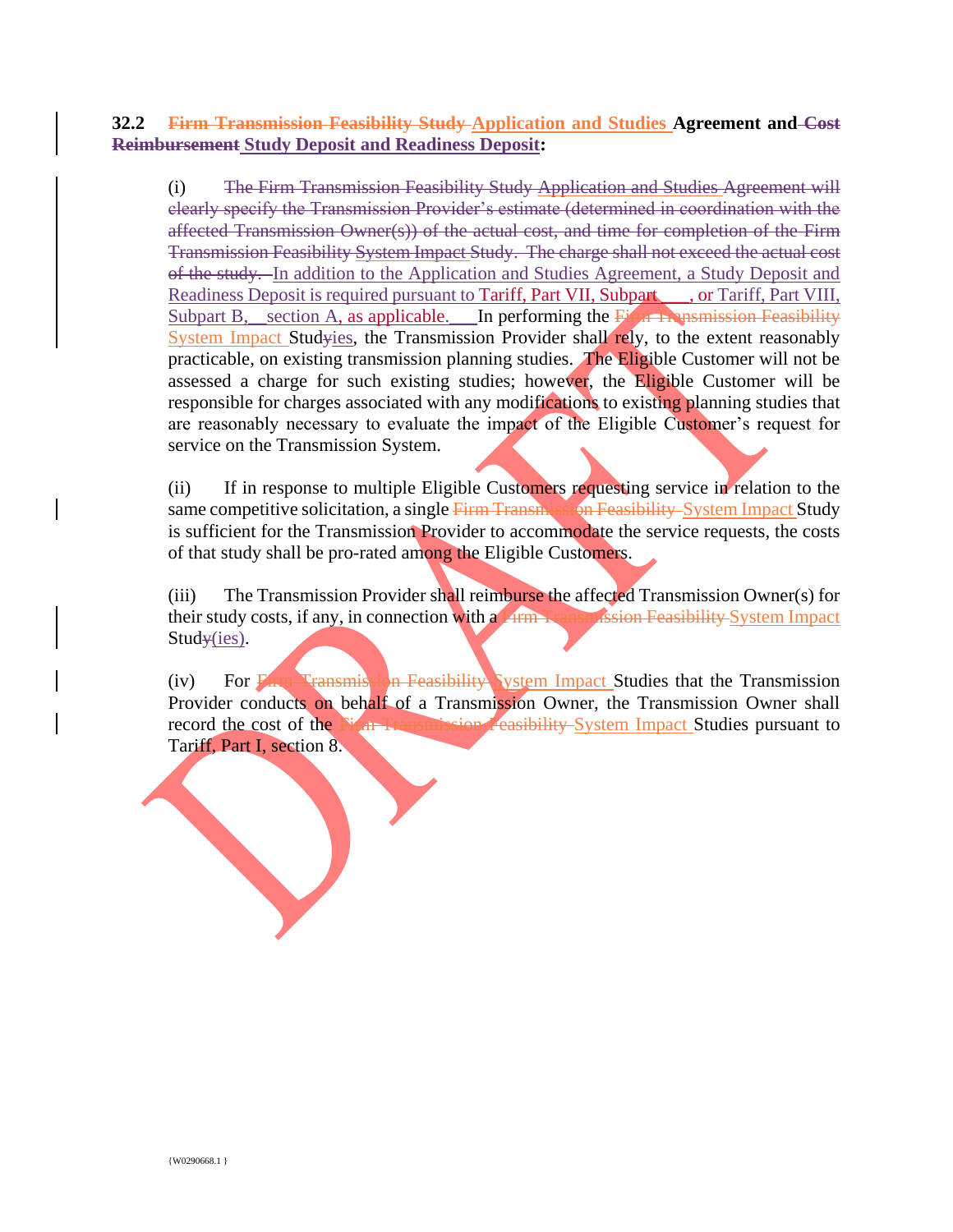**32.2 ~~Firm Transmission Feasibility Study~~ Application and Studies Agreement and ~~Cost Reimbursement~~ Study Deposit and Readiness Deposit:**

(i) ~~The Firm Transmission Feasibility Study Application and Studies Agreement will clearly specify the Transmission Provider's estimate (determined in coordination with the affected Transmission Owner(s)) of the actual cost, and time for completion of the Firm Transmission Feasibility System Impact Study. The charge shall not exceed the actual cost of the study.~~ In addition to the Application and Studies Agreement, a Study Deposit and Readiness Deposit is required pursuant to Tariff, Part VII, Subpart \_\_\_, or Tariff, Part VIII, Subpart B, \_\_section A, as applicable. \_\_\_In performing the ~~Firm Transmission Feasibility~~ System Impact Study~~y~~ies, the Transmission Provider shall rely, to the extent reasonably practicable, on existing transmission planning studies. The Eligible Customer will not be assessed a charge for such existing studies; however, the Eligible Customer will be responsible for charges associated with any modifications to existing planning studies that are reasonably necessary to evaluate the impact of the Eligible Customer's request for service on the Transmission System.

(ii) If in response to multiple Eligible Customers requesting service in relation to the same competitive solicitation, a single ~~Firm Transmission Feasibility~~ System Impact Study is sufficient for the Transmission Provider to accommodate the service requests, the costs of that study shall be pro-rated among the Eligible Customers.

(iii) The Transmission Provider shall reimburse the affected Transmission Owner(s) for their study costs, if any, in connection with a ~~Firm Transmission Feasibility~~ System Impact Stud~~y~~(ies).

(iv) For ~~Firm Transmission Feasibility~~ System Impact Studies that the Transmission Provider conducts on behalf of a Transmission Owner, the Transmission Owner shall record the cost of the ~~Firm Transmission Feasibility~~ System Impact Studies pursuant to Tariff, Part I, section 8.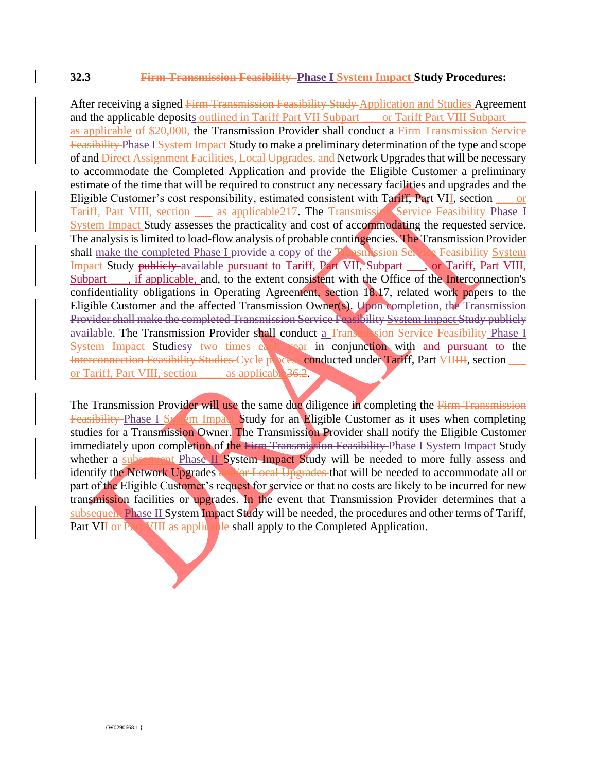### 32.3 ~~Firm Transmission Feasibility~~ Phase I System Impact Study Procedures:

After receiving a signed ~~Firm Transmission Feasibility Study~~ Application and Studies Agreement and the applicable deposits outlined in Tariff Part VII Subpart ___ or Tariff Part VIII Subpart ___ as applicable ~~of $20,000,~~ the Transmission Provider shall conduct a ~~Firm Transmission Service Feasibility~~ Phase I System Impact Study to make a preliminary determination of the type and scope of and ~~Direct Assignment Facilities, Local Upgrades, and~~ Network Upgrades that will be necessary to accommodate the Completed Application and provide the Eligible Customer a preliminary estimate of the time that will be required to construct any necessary facilities and upgrades and the Eligible Customer's cost responsibility, estimated consistent with Tariff, Part VII, section ___ or Tariff, Part VIII, section ___ as applicable~~217~~. The ~~Transmission Service Feasibility~~ Phase I System Impact Study assesses the practicality and cost of accommodating the requested service. The analysis is limited to load-flow analysis of probable contingencies. The Transmission Provider shall make the completed Phase I ~~provide a copy of the Transmission Service Feasibility~~ System Impact Study ~~publicly~~ available pursuant to Tariff, Part VII, Subpart ___, or Tariff, Part VIII, Subpart ___, if applicable, and, to the extent consistent with the Office of the Interconnection's confidentiality obligations in Operating Agreement, section 18.17, related work papers to the Eligible Customer and the affected Transmission Owner(s). ~~Upon completion, the Transmission Provider shall make the completed Transmission Service Feasibility System Impact Study publicly available.~~ The Transmission Provider shall conduct a ~~Transmission Service Feasibility~~ Phase I System Impact Stud~~ies~~y ~~two times each year~~ in conjunction with and pursuant to the ~~Interconnection Feasibility Studies~~ Cycle process conducted under Tariff, Part VIII~~II~~, section ___ or Tariff, Part VIII, section ____ as applicable~~36.2~~.

The Transmission Provider will use the same due diligence in completing the ~~Firm Transmission Feasibility~~ Phase I System Impact Study for an Eligible Customer as it uses when completing studies for a Transmission Owner. The Transmission Provider shall notify the Eligible Customer immediately upon completion of the ~~Firm Transmission Feasibility~~ Phase I System Impact Study whether a ~~subsequent~~ Phase II System Impact Study will be needed to more fully assess and identify the Network Upgrades ~~and/or Local Upgrades~~ that will be needed to accommodate all or part of the Eligible Customer's request for service or that no costs are likely to be incurred for new transmission facilities or upgrades. In the event that Transmission Provider determines that a subsequent Phase II System Impact Study will be needed, the procedures and other terms of Tariff, Part VII or Part VIII as applicable shall apply to the Completed Application.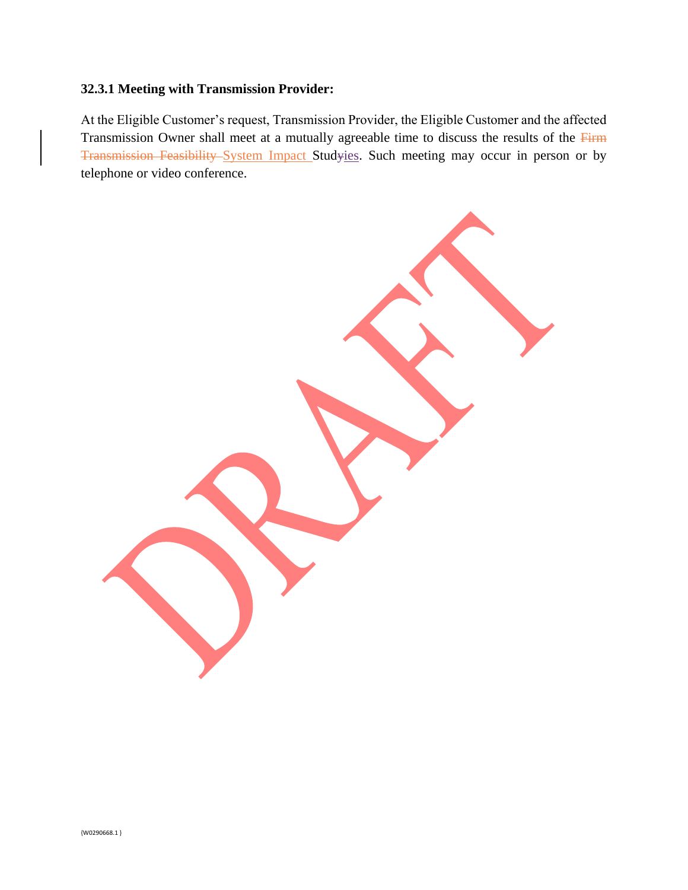**32.3.1 Meeting with Transmission Provider:**

At the Eligible Customer's request, Transmission Provider, the Eligible Customer and the affected Transmission Owner shall meet at a mutually agreeable time to discuss the results of the ~~Firm Transmission Feasibility~~ System Impact Stud~~y~~ies. Such meeting may occur in person or by telephone or video conference.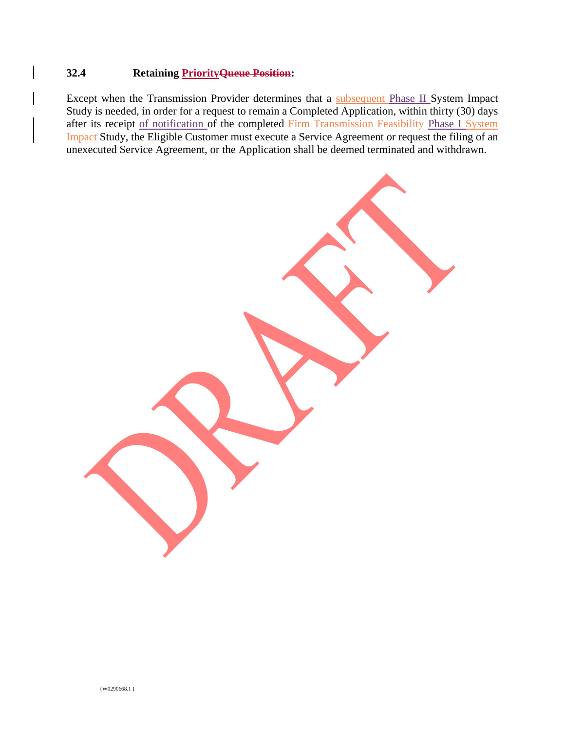**32.4 Retaining ~~Priority~~Queue Position:**

Except when the Transmission Provider determines that a subsequent Phase II System Impact Study is needed, in order for a request to remain a Completed Application, within thirty (30) days after its receipt of notification of the completed ~~Firm Transmission Feasibility~~ Phase I System Impact Study, the Eligible Customer must execute a Service Agreement or request the filing of an unexecuted Service Agreement, or the Application shall be deemed terminated and withdrawn.

{W0290668.1 }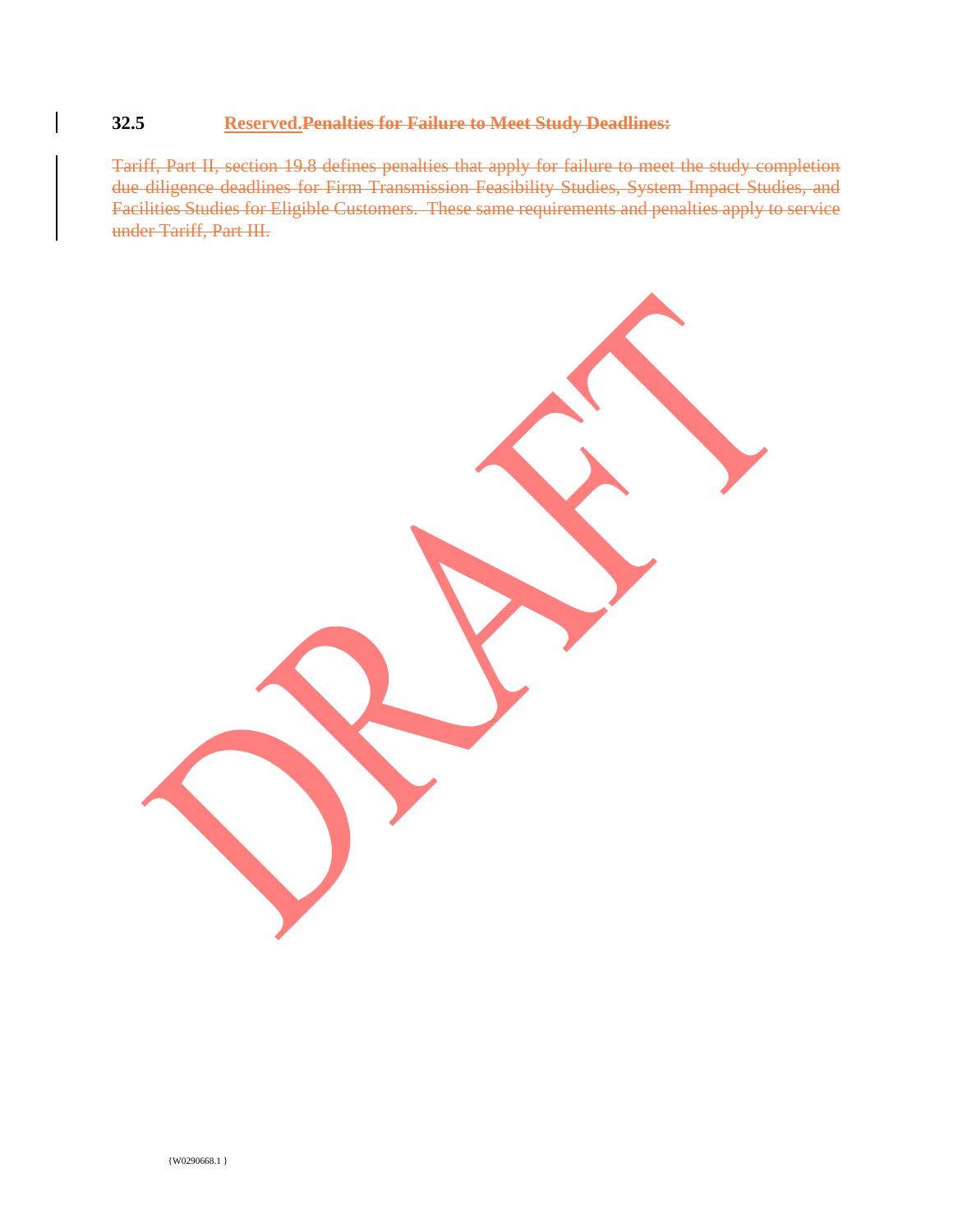## 32.5 Reserved.~~Penalties for Failure to Meet Study Deadlines:~~

~~Tariff, Part II, section 19.8 defines penalties that apply for failure to meet the study completion due diligence deadlines for Firm Transmission Feasibility Studies, System Impact Studies, and Facilities Studies for Eligible Customers. These same requirements and penalties apply to service under Tariff, Part III.~~

DRAFT

{W0290668.1 }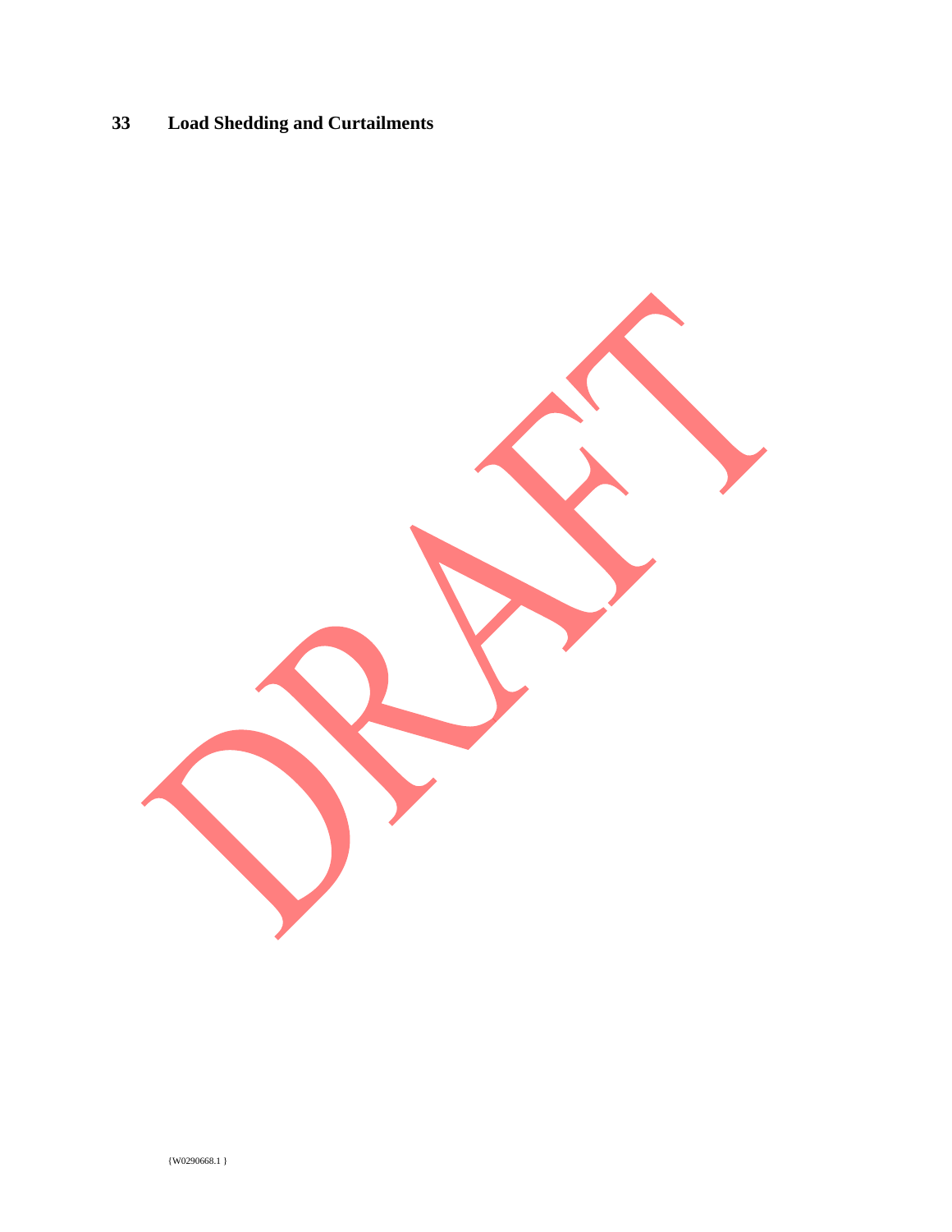# 33 Load Shedding and Curtailments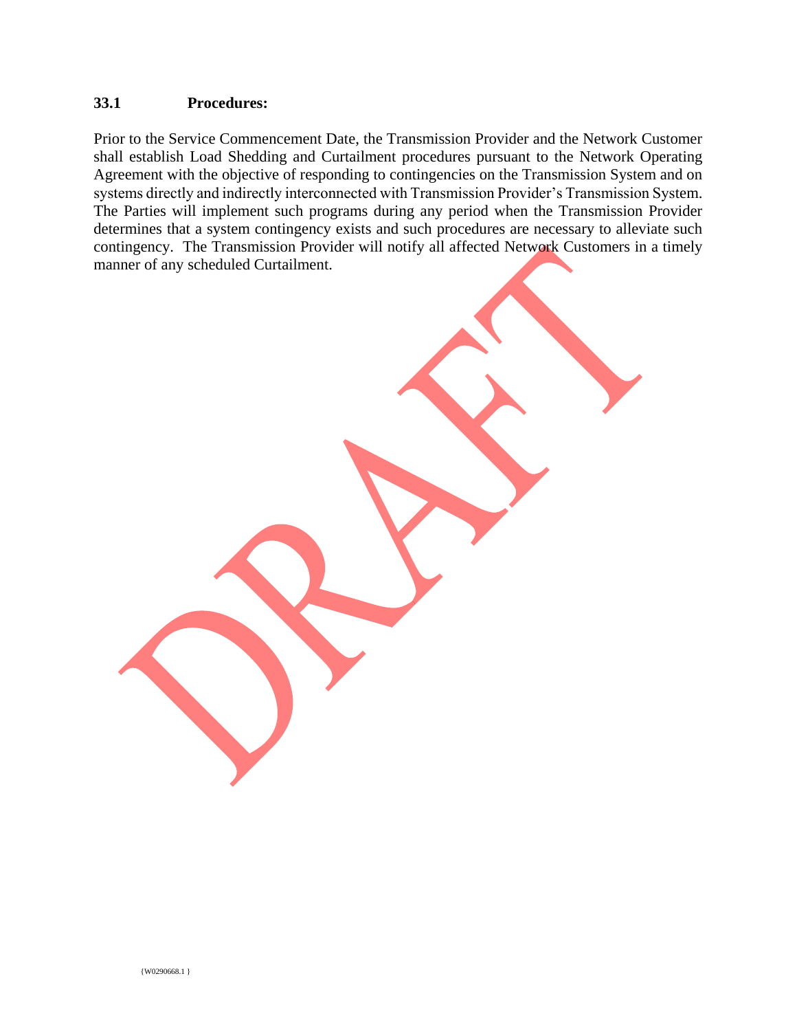### 33.1 Procedures:

Prior to the Service Commencement Date, the Transmission Provider and the Network Customer shall establish Load Shedding and Curtailment procedures pursuant to the Network Operating Agreement with the objective of responding to contingencies on the Transmission System and on systems directly and indirectly interconnected with Transmission Provider's Transmission System. The Parties will implement such programs during any period when the Transmission Provider determines that a system contingency exists and such procedures are necessary to alleviate such contingency. The Transmission Provider will notify all affected Network Customers in a timely manner of any scheduled Curtailment.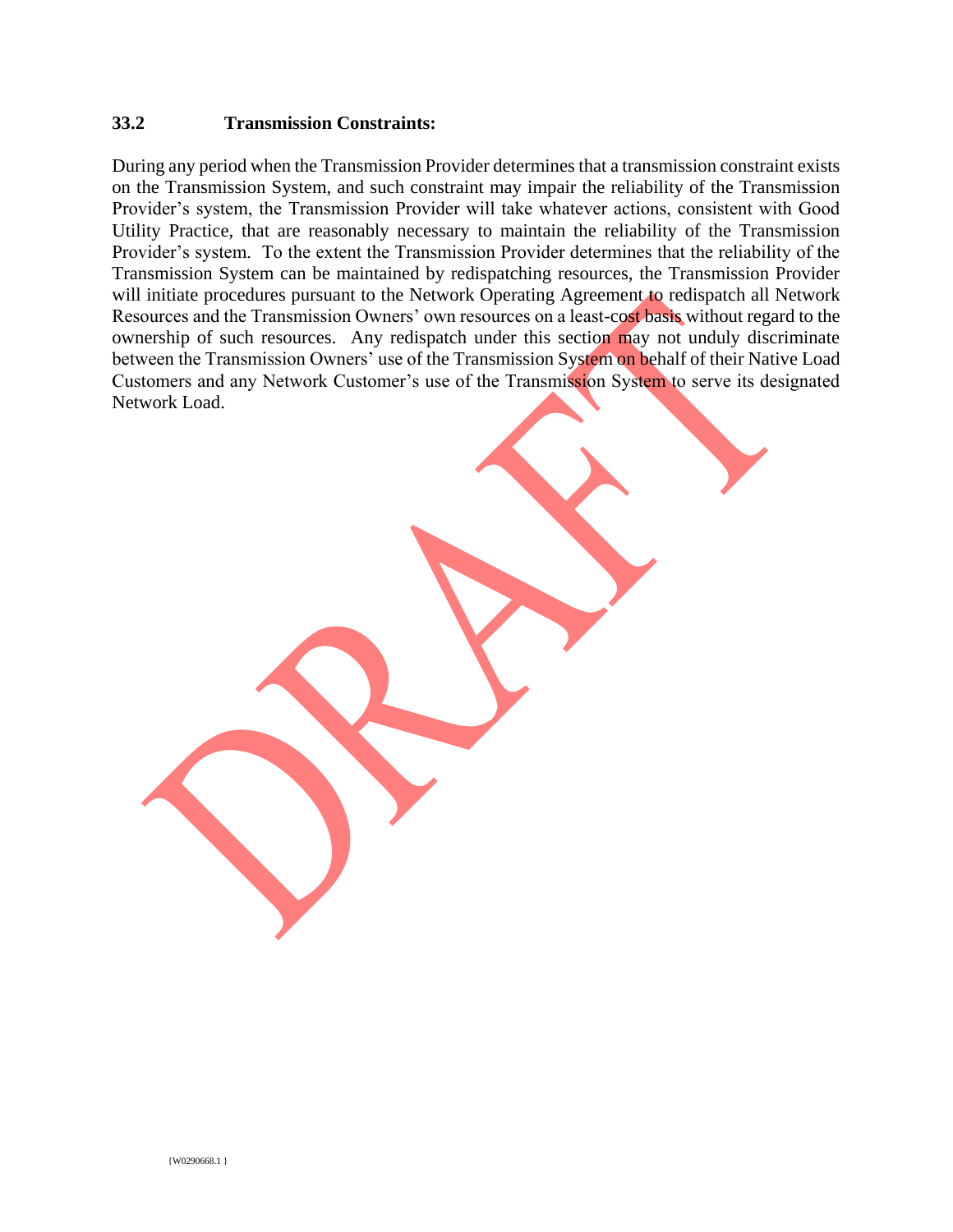### 33.2 Transmission Constraints:

During any period when the Transmission Provider determines that a transmission constraint exists on the Transmission System, and such constraint may impair the reliability of the Transmission Provider's system, the Transmission Provider will take whatever actions, consistent with Good Utility Practice, that are reasonably necessary to maintain the reliability of the Transmission Provider's system. To the extent the Transmission Provider determines that the reliability of the Transmission System can be maintained by redispatching resources, the Transmission Provider will initiate procedures pursuant to the Network Operating Agreement to redispatch all Network Resources and the Transmission Owners' own resources on a least-cost basis without regard to the ownership of such resources. Any redispatch under this section may not unduly discriminate between the Transmission Owners' use of the Transmission System on behalf of their Native Load Customers and any Network Customer's use of the Transmission System to serve its designated Network Load.

DRAFT

{W0290668.1 }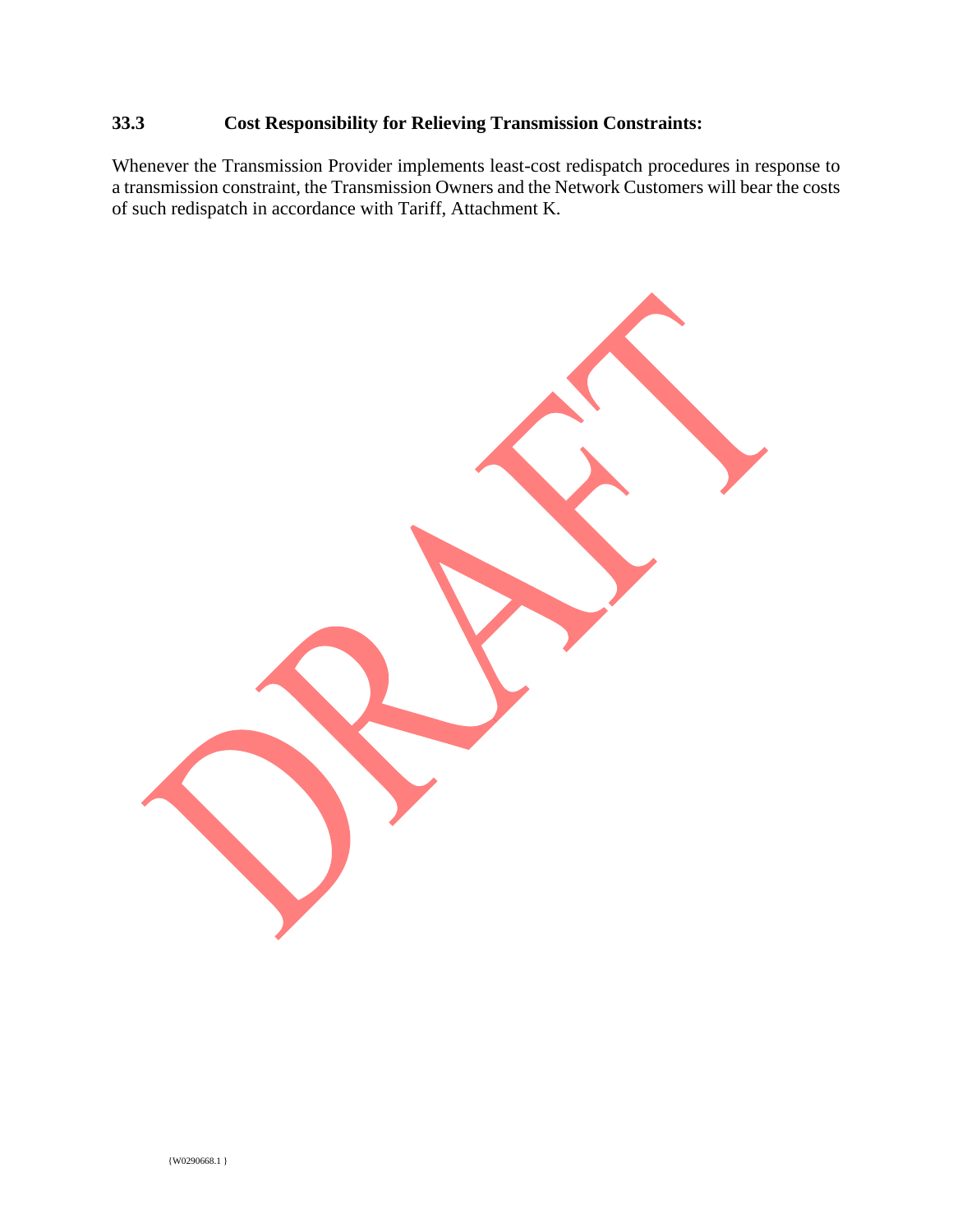### 33.3 Cost Responsibility for Relieving Transmission Constraints:

Whenever the Transmission Provider implements least-cost redispatch procedures in response to a transmission constraint, the Transmission Owners and the Network Customers will bear the costs of such redispatch in accordance with Tariff, Attachment K.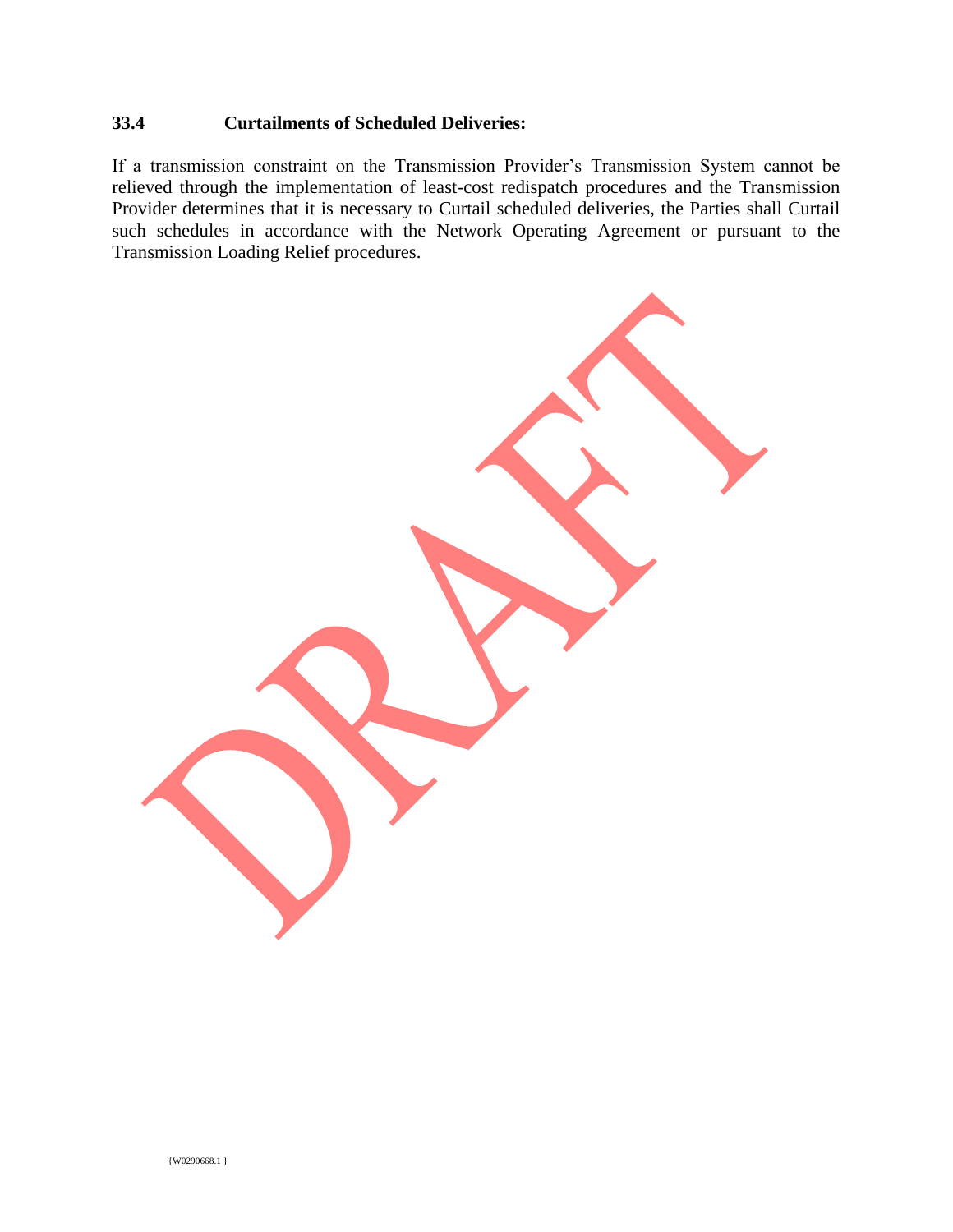### 33.4 Curtailments of Scheduled Deliveries:

If a transmission constraint on the Transmission Provider's Transmission System cannot be relieved through the implementation of least-cost redispatch procedures and the Transmission Provider determines that it is necessary to Curtail scheduled deliveries, the Parties shall Curtail such schedules in accordance with the Network Operating Agreement or pursuant to the Transmission Loading Relief procedures.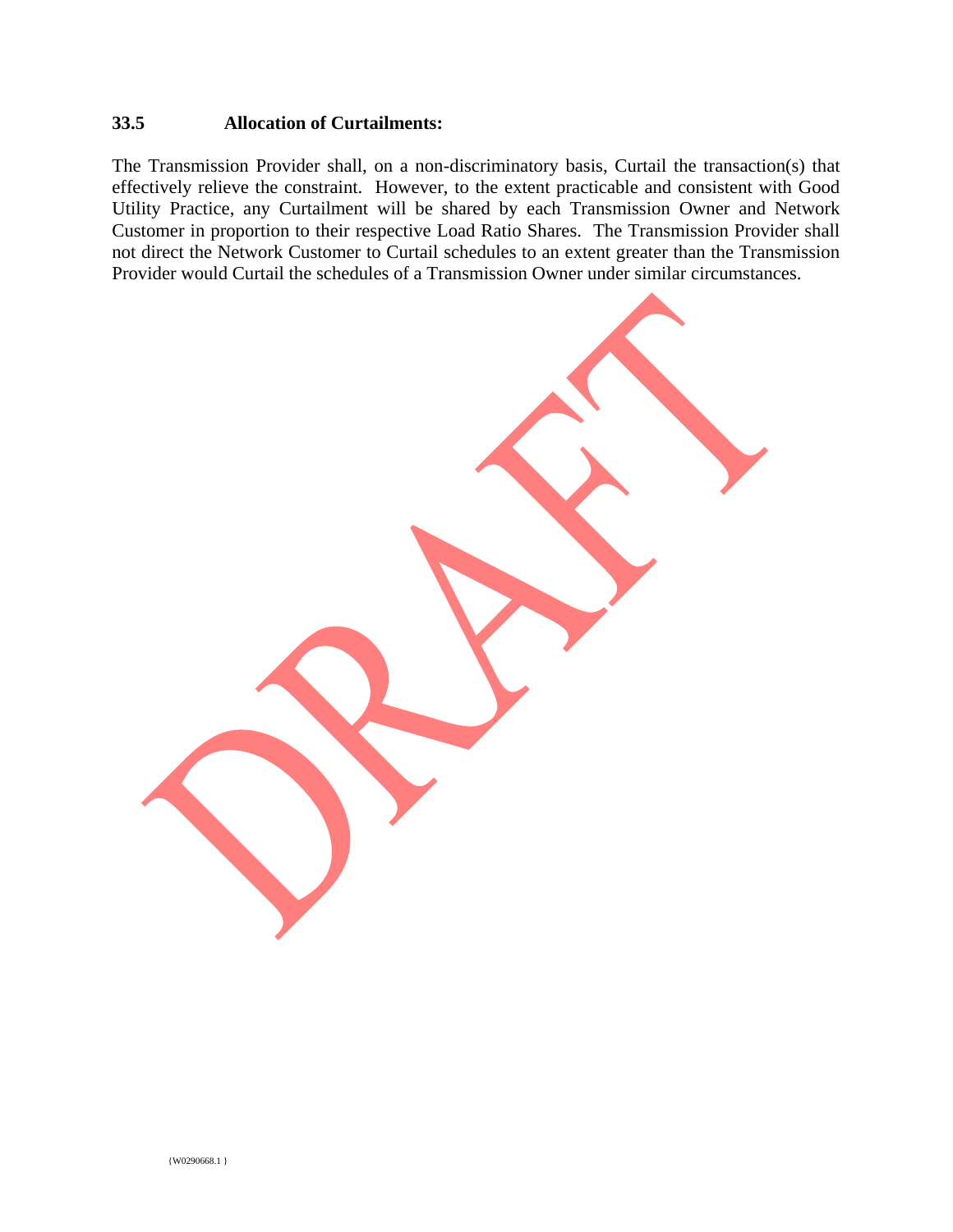### 33.5 Allocation of Curtailments:

The Transmission Provider shall, on a non-discriminatory basis, Curtail the transaction(s) that effectively relieve the constraint. However, to the extent practicable and consistent with Good Utility Practice, any Curtailment will be shared by each Transmission Owner and Network Customer in proportion to their respective Load Ratio Shares. The Transmission Provider shall not direct the Network Customer to Curtail schedules to an extent greater than the Transmission Provider would Curtail the schedules of a Transmission Owner under similar circumstances.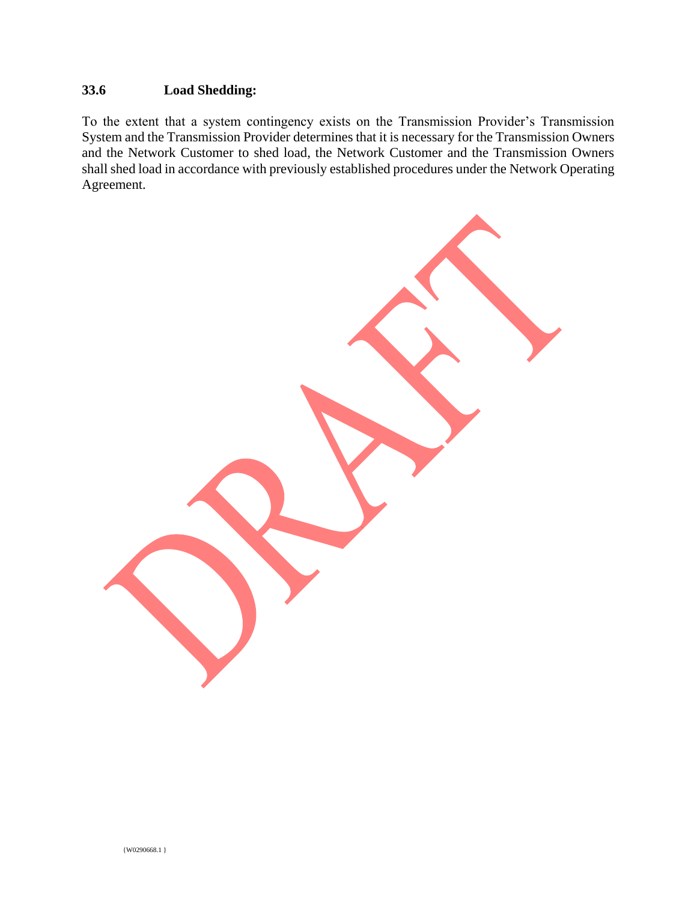### 33.6 Load Shedding:

To the extent that a system contingency exists on the Transmission Provider's Transmission System and the Transmission Provider determines that it is necessary for the Transmission Owners and the Network Customer to shed load, the Network Customer and the Transmission Owners shall shed load in accordance with previously established procedures under the Network Operating Agreement.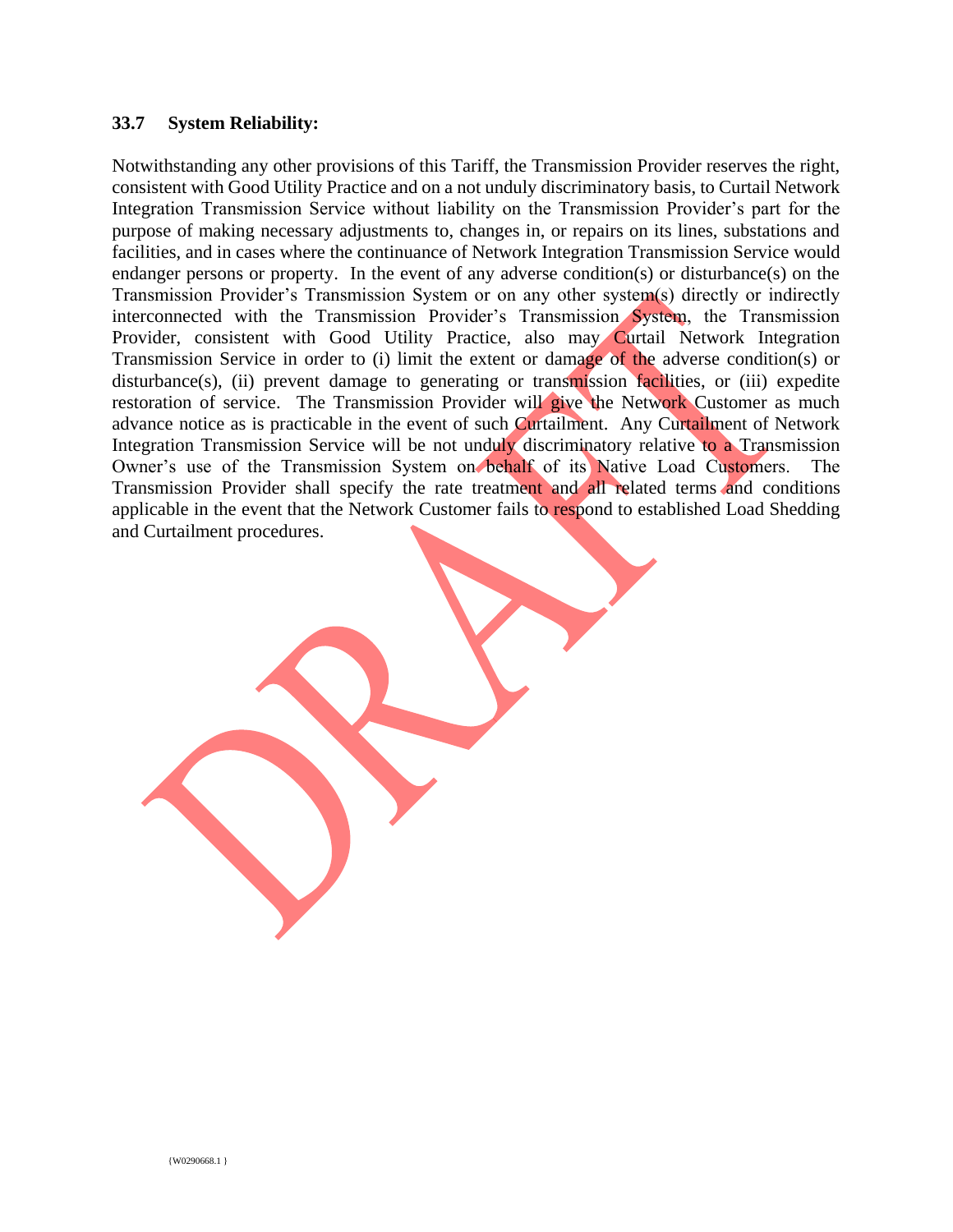### 33.7 System Reliability:

Notwithstanding any other provisions of this Tariff, the Transmission Provider reserves the right, consistent with Good Utility Practice and on a not unduly discriminatory basis, to Curtail Network Integration Transmission Service without liability on the Transmission Provider's part for the purpose of making necessary adjustments to, changes in, or repairs on its lines, substations and facilities, and in cases where the continuance of Network Integration Transmission Service would endanger persons or property. In the event of any adverse condition(s) or disturbance(s) on the Transmission Provider's Transmission System or on any other system(s) directly or indirectly interconnected with the Transmission Provider's Transmission System, the Transmission Provider, consistent with Good Utility Practice, also may Curtail Network Integration Transmission Service in order to (i) limit the extent or damage of the adverse condition(s) or disturbance(s), (ii) prevent damage to generating or transmission facilities, or (iii) expedite restoration of service. The Transmission Provider will give the Network Customer as much advance notice as is practicable in the event of such Curtailment. Any Curtailment of Network Integration Transmission Service will be not unduly discriminatory relative to a Transmission Owner's use of the Transmission System on behalf of its Native Load Customers. The Transmission Provider shall specify the rate treatment and all related terms and conditions applicable in the event that the Network Customer fails to respond to established Load Shedding and Curtailment procedures.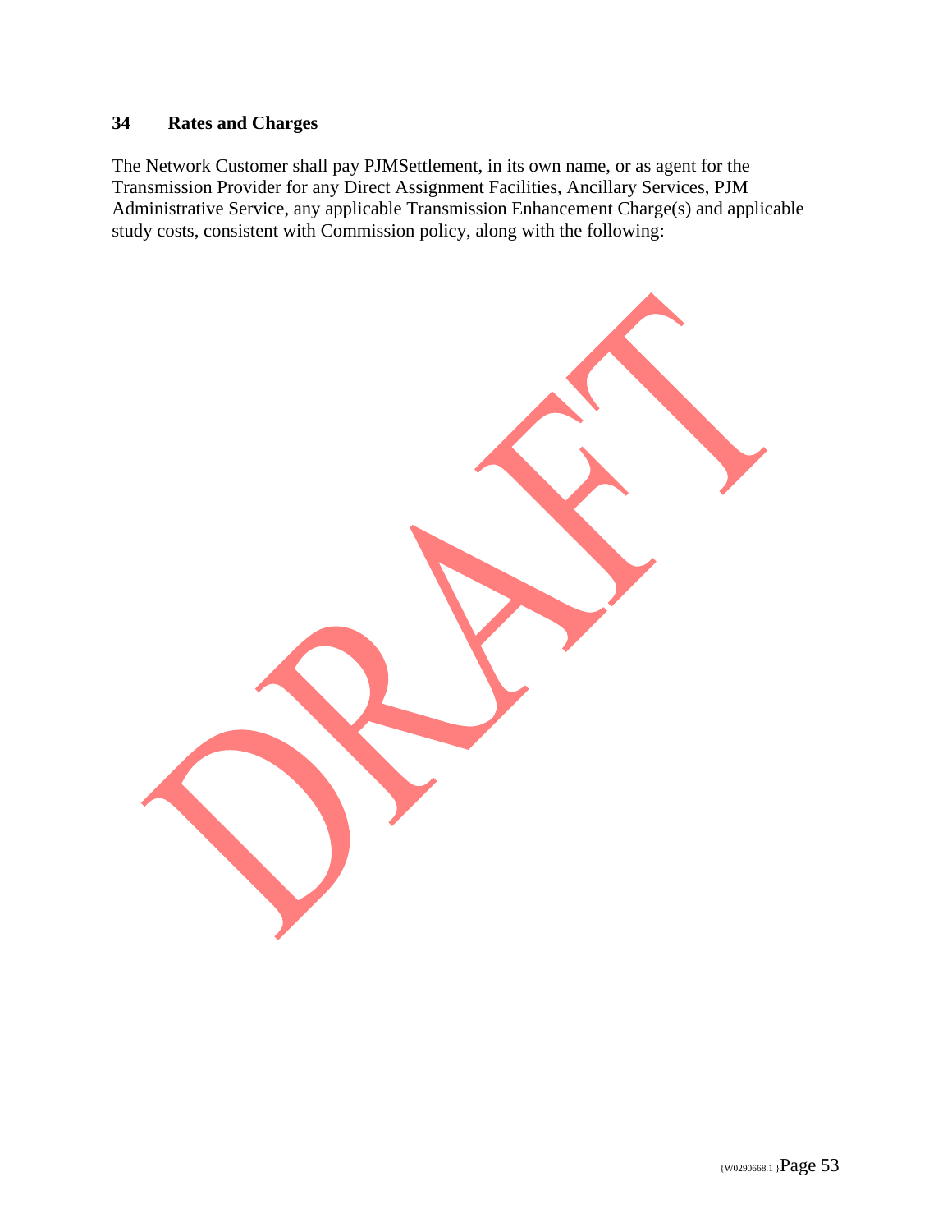## 34 Rates and Charges

The Network Customer shall pay PJMSettlement, in its own name, or as agent for the Transmission Provider for any Direct Assignment Facilities, Ancillary Services, PJM Administrative Service, any applicable Transmission Enhancement Charge(s) and applicable study costs, consistent with Commission policy, along with the following: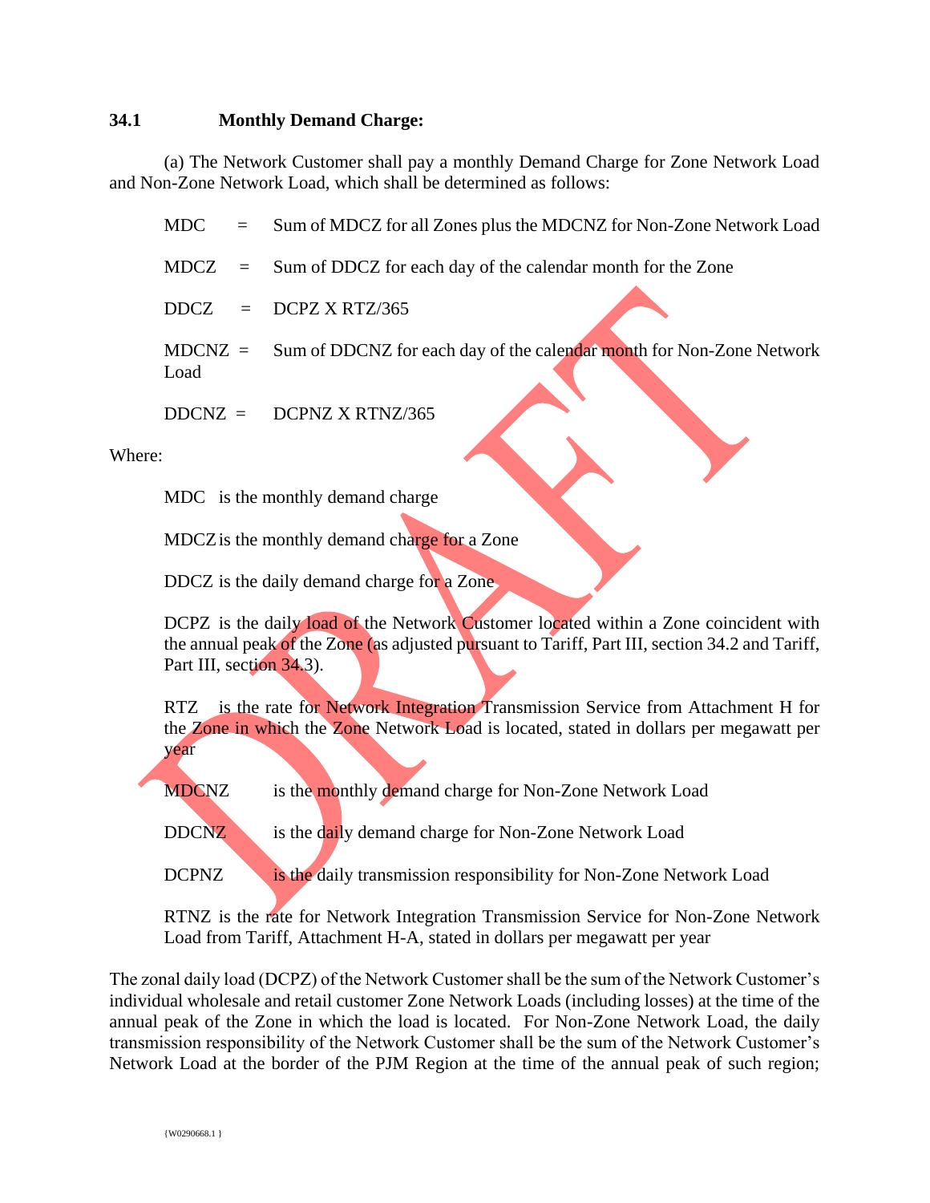**34.1 Monthly Demand Charge:**

(a) The Network Customer shall pay a monthly Demand Charge for Zone Network Load and Non-Zone Network Load, which shall be determined as follows:

MDC = Sum of MDCZ for all Zones plus the MDCNZ for Non-Zone Network Load

MDCZ = Sum of DDCZ for each day of the calendar month for the Zone

DDCZ = DCPZ X RTZ/365

MDCNZ = Sum of DDCNZ for each day of the calendar month for Non-Zone Network Load

DDCNZ = DCPNZ X RTNZ/365

Where:

MDC is the monthly demand charge

MDCZ is the monthly demand charge for a Zone

DDCZ is the daily demand charge for a Zone

DCPZ is the daily load of the Network Customer located within a Zone coincident with the annual peak of the Zone (as adjusted pursuant to Tariff, Part III, section 34.2 and Tariff, Part III, section 34.3).

RTZ is the rate for Network Integration Transmission Service from Attachment H for the Zone in which the Zone Network Load is located, stated in dollars per megawatt per year

MDCNZ is the monthly demand charge for Non-Zone Network Load

DDCNZ is the daily demand charge for Non-Zone Network Load

DCPNZ is the daily transmission responsibility for Non-Zone Network Load

RTNZ is the rate for Network Integration Transmission Service for Non-Zone Network Load from Tariff, Attachment H-A, stated in dollars per megawatt per year

The zonal daily load (DCPZ) of the Network Customer shall be the sum of the Network Customer's individual wholesale and retail customer Zone Network Loads (including losses) at the time of the annual peak of the Zone in which the load is located. For Non-Zone Network Load, the daily transmission responsibility of the Network Customer shall be the sum of the Network Customer's Network Load at the border of the PJM Region at the time of the annual peak of such region;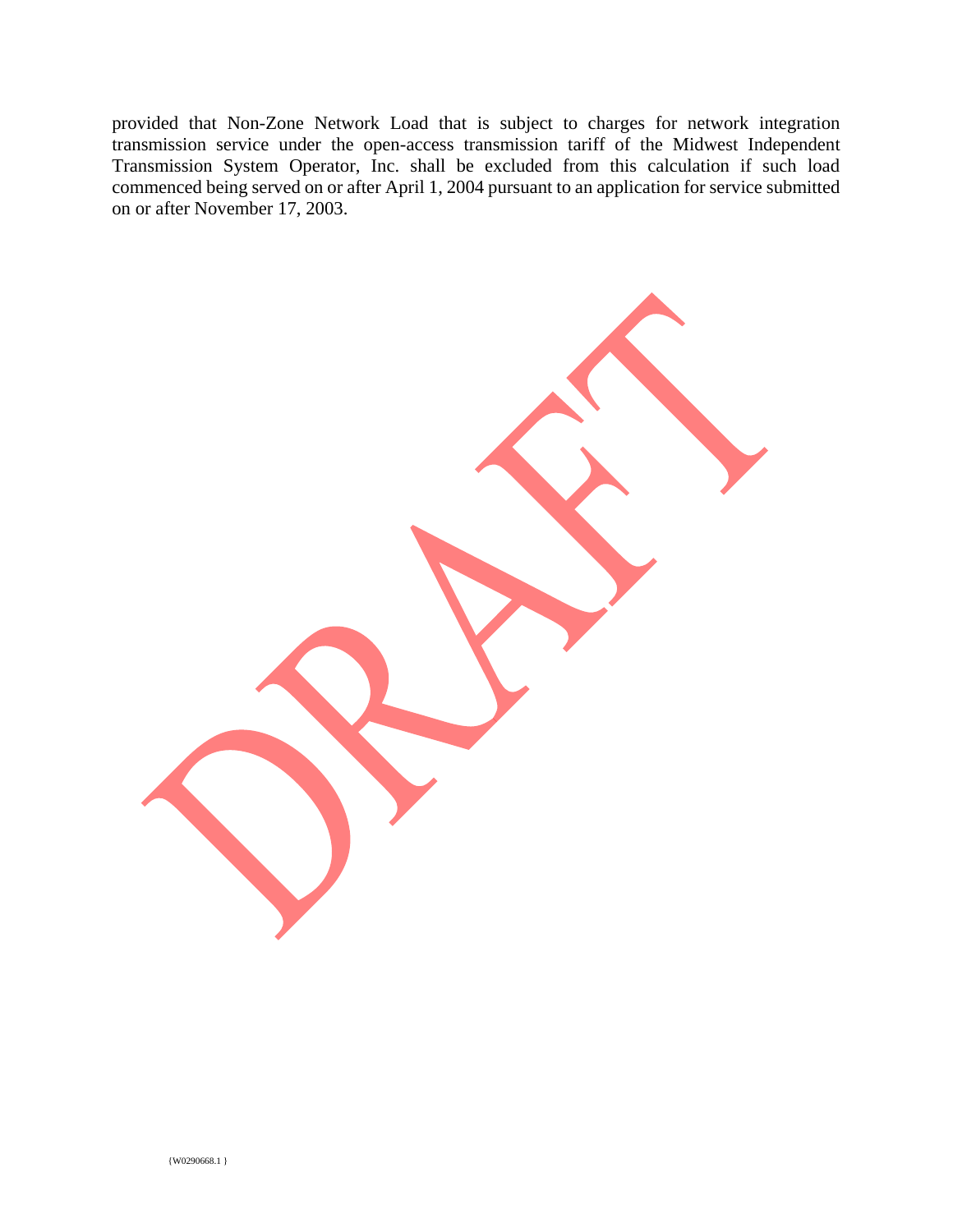provided that Non-Zone Network Load that is subject to charges for network integration transmission service under the open-access transmission tariff of the Midwest Independent Transmission System Operator, Inc. shall be excluded from this calculation if such load commenced being served on or after April 1, 2004 pursuant to an application for service submitted on or after November 17, 2003.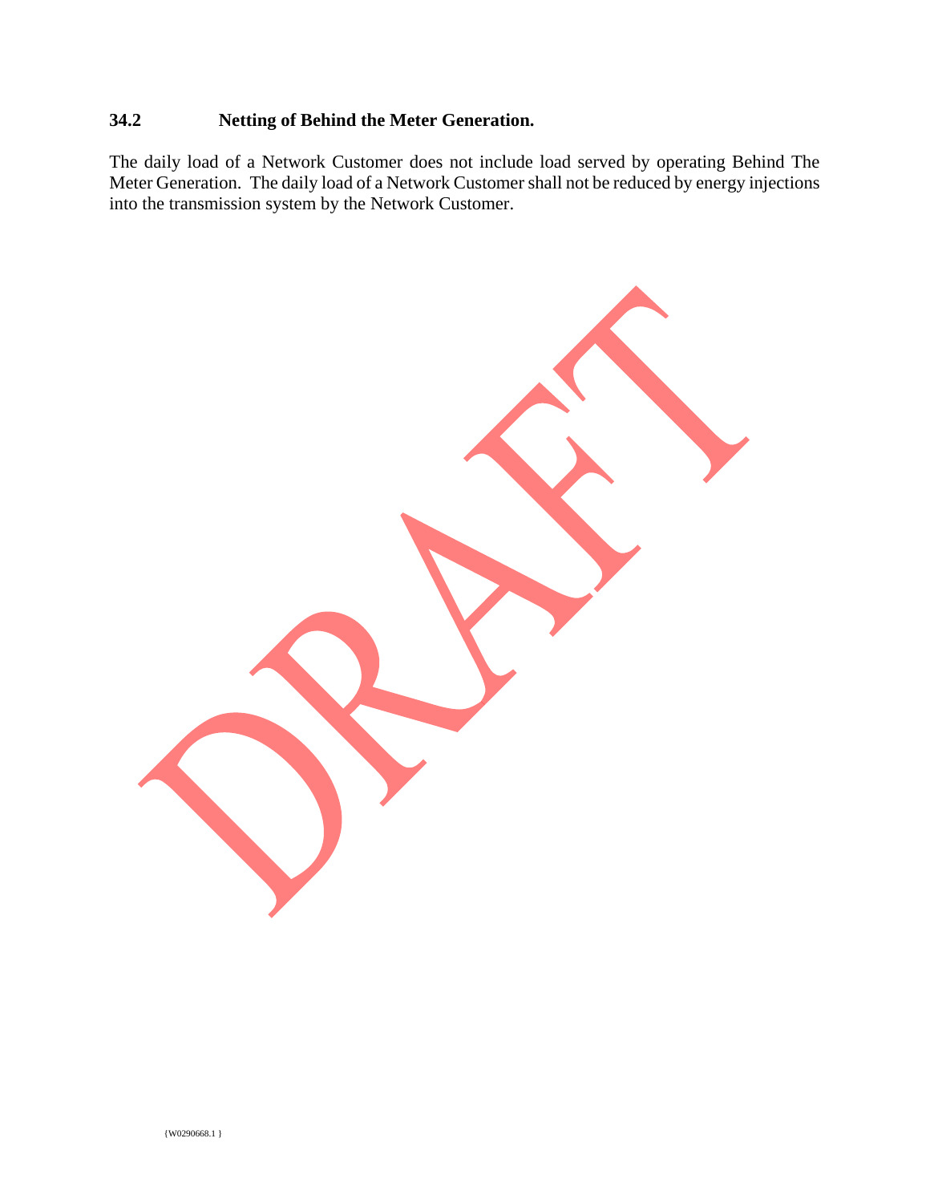### 34.2 Netting of Behind the Meter Generation.

The daily load of a Network Customer does not include load served by operating Behind The Meter Generation. The daily load of a Network Customer shall not be reduced by energy injections into the transmission system by the Network Customer.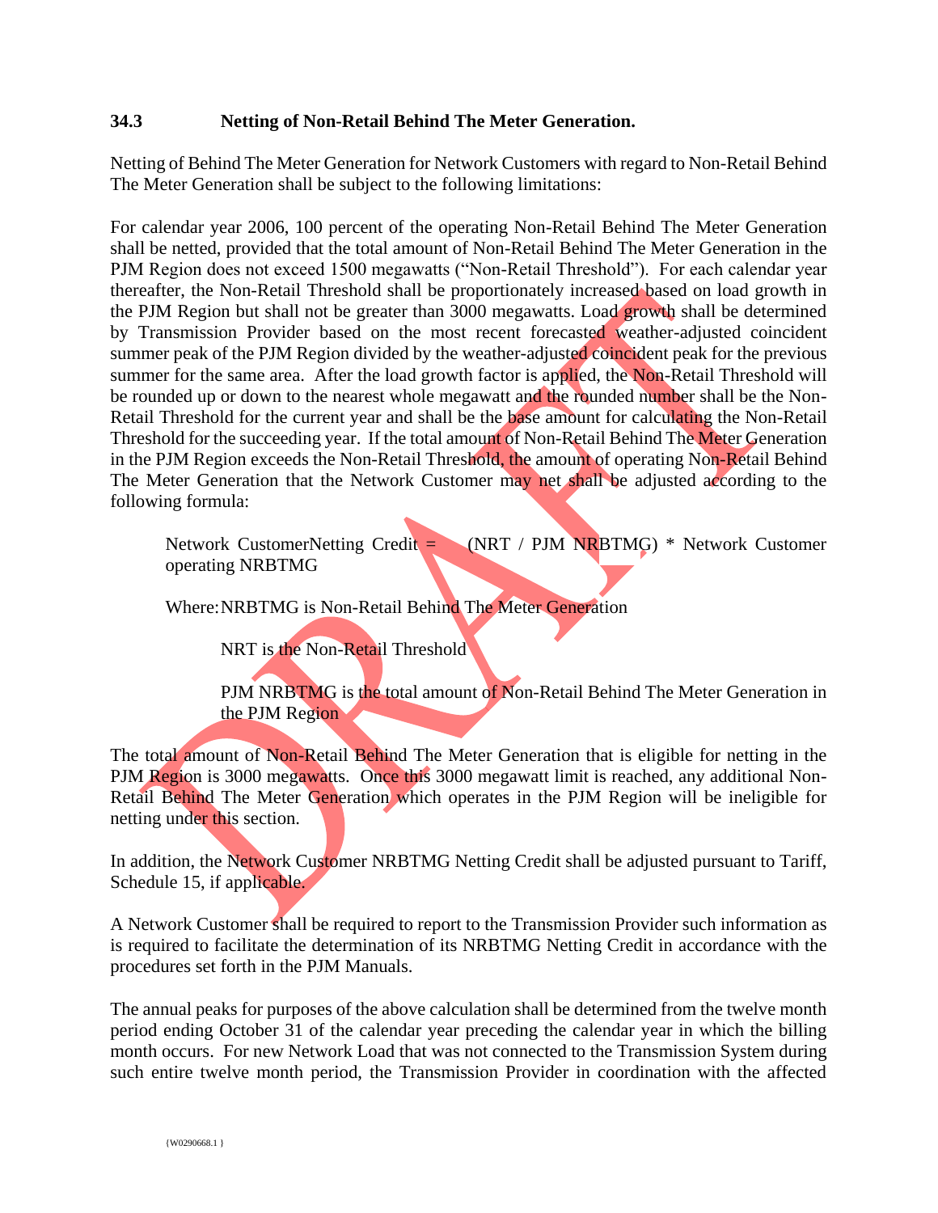### 34.3 Netting of Non-Retail Behind The Meter Generation.

Netting of Behind The Meter Generation for Network Customers with regard to Non-Retail Behind The Meter Generation shall be subject to the following limitations:

For calendar year 2006, 100 percent of the operating Non-Retail Behind The Meter Generation shall be netted, provided that the total amount of Non-Retail Behind The Meter Generation in the PJM Region does not exceed 1500 megawatts ("Non-Retail Threshold"). For each calendar year thereafter, the Non-Retail Threshold shall be proportionately increased based on load growth in the PJM Region but shall not be greater than 3000 megawatts. Load growth shall be determined by Transmission Provider based on the most recent forecasted weather-adjusted coincident summer peak of the PJM Region divided by the weather-adjusted coincident peak for the previous summer for the same area. After the load growth factor is applied, the Non-Retail Threshold will be rounded up or down to the nearest whole megawatt and the rounded number shall be the Non-Retail Threshold for the current year and shall be the base amount for calculating the Non-Retail Threshold for the succeeding year. If the total amount of Non-Retail Behind The Meter Generation in the PJM Region exceeds the Non-Retail Threshold, the amount of operating Non-Retail Behind The Meter Generation that the Network Customer may net shall be adjusted according to the following formula:

Network CustomerNetting Credit = (NRT / PJM NRBTMG) * Network Customer operating NRBTMG

Where: NRBTMG is Non-Retail Behind The Meter Generation

NRT is the Non-Retail Threshold

PJM NRBTMG is the total amount of Non-Retail Behind The Meter Generation in the PJM Region

The total amount of Non-Retail Behind The Meter Generation that is eligible for netting in the PJM Region is 3000 megawatts. Once this 3000 megawatt limit is reached, any additional Non-Retail Behind The Meter Generation which operates in the PJM Region will be ineligible for netting under this section.

In addition, the Network Customer NRBTMG Netting Credit shall be adjusted pursuant to Tariff, Schedule 15, if applicable.

A Network Customer shall be required to report to the Transmission Provider such information as is required to facilitate the determination of its NRBTMG Netting Credit in accordance with the procedures set forth in the PJM Manuals.

The annual peaks for purposes of the above calculation shall be determined from the twelve month period ending October 31 of the calendar year preceding the calendar year in which the billing month occurs. For new Network Load that was not connected to the Transmission System during such entire twelve month period, the Transmission Provider in coordination with the affected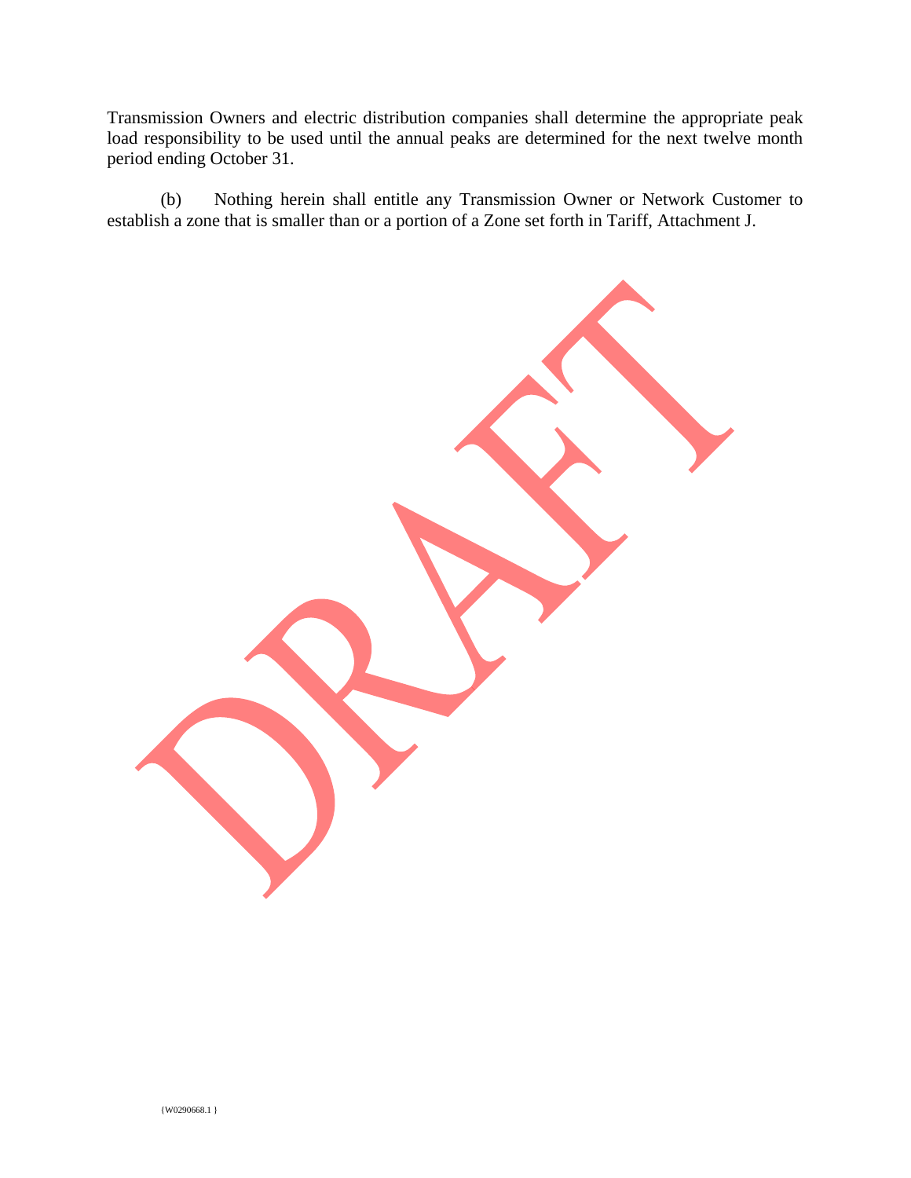Transmission Owners and electric distribution companies shall determine the appropriate peak load responsibility to be used until the annual peaks are determined for the next twelve month period ending October 31.

(b) Nothing herein shall entitle any Transmission Owner or Network Customer to establish a zone that is smaller than or a portion of a Zone set forth in Tariff, Attachment J.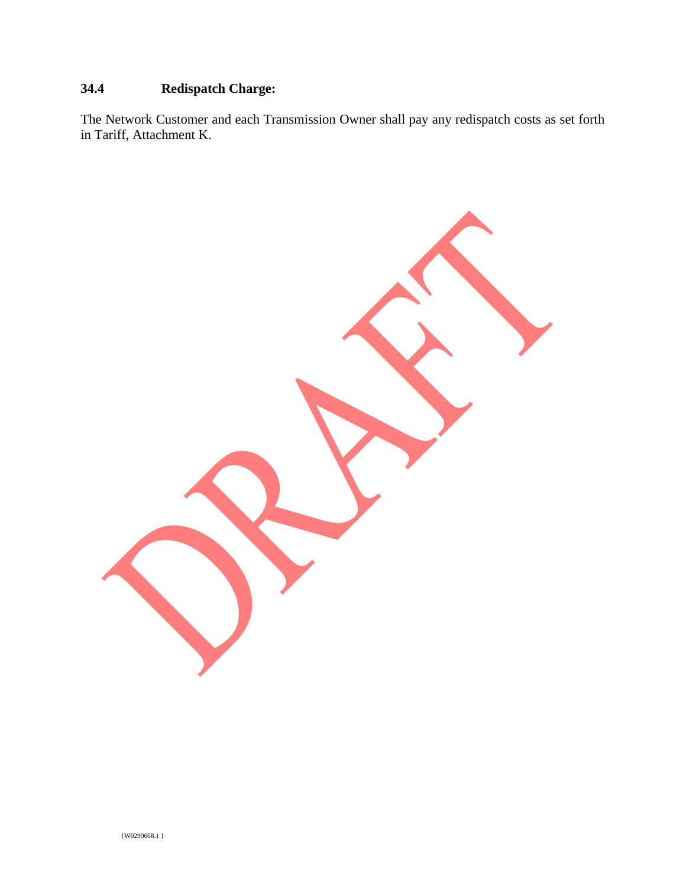### 34.4 Redispatch Charge:

The Network Customer and each Transmission Owner shall pay any redispatch costs as set forth in Tariff, Attachment K.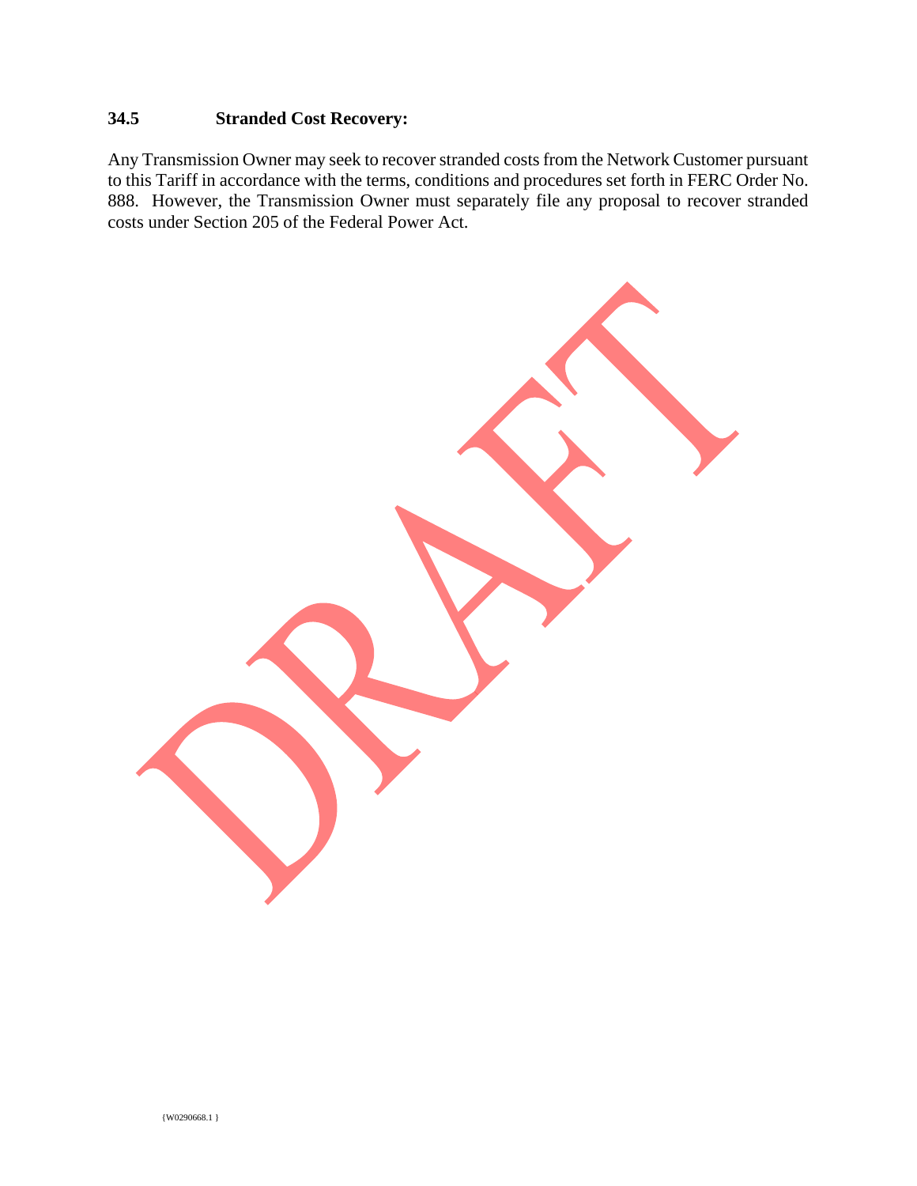### 34.5 Stranded Cost Recovery:

Any Transmission Owner may seek to recover stranded costs from the Network Customer pursuant to this Tariff in accordance with the terms, conditions and procedures set forth in FERC Order No. 888. However, the Transmission Owner must separately file any proposal to recover stranded costs under Section 205 of the Federal Power Act.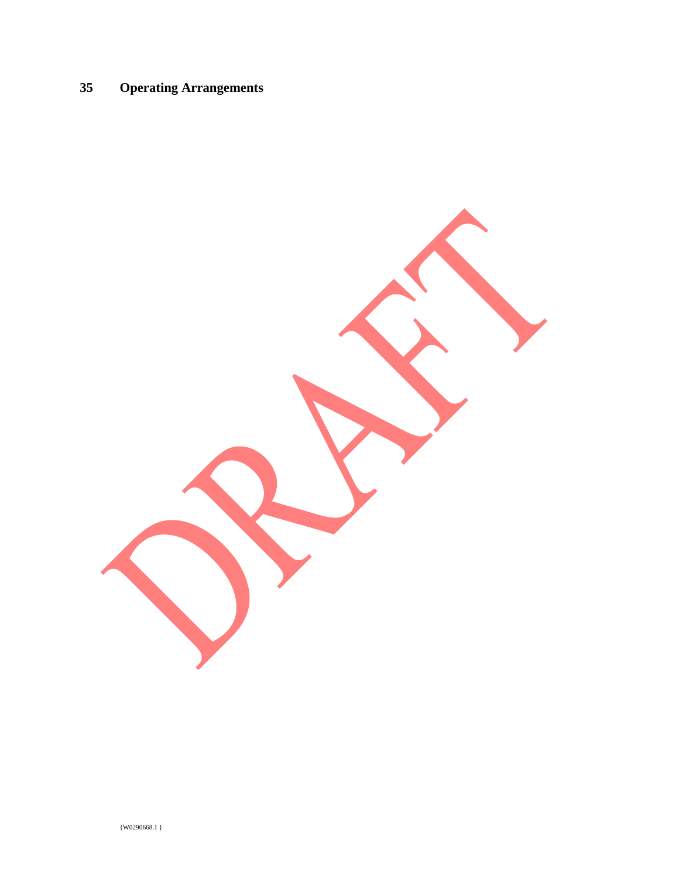# 35 Operating Arrangements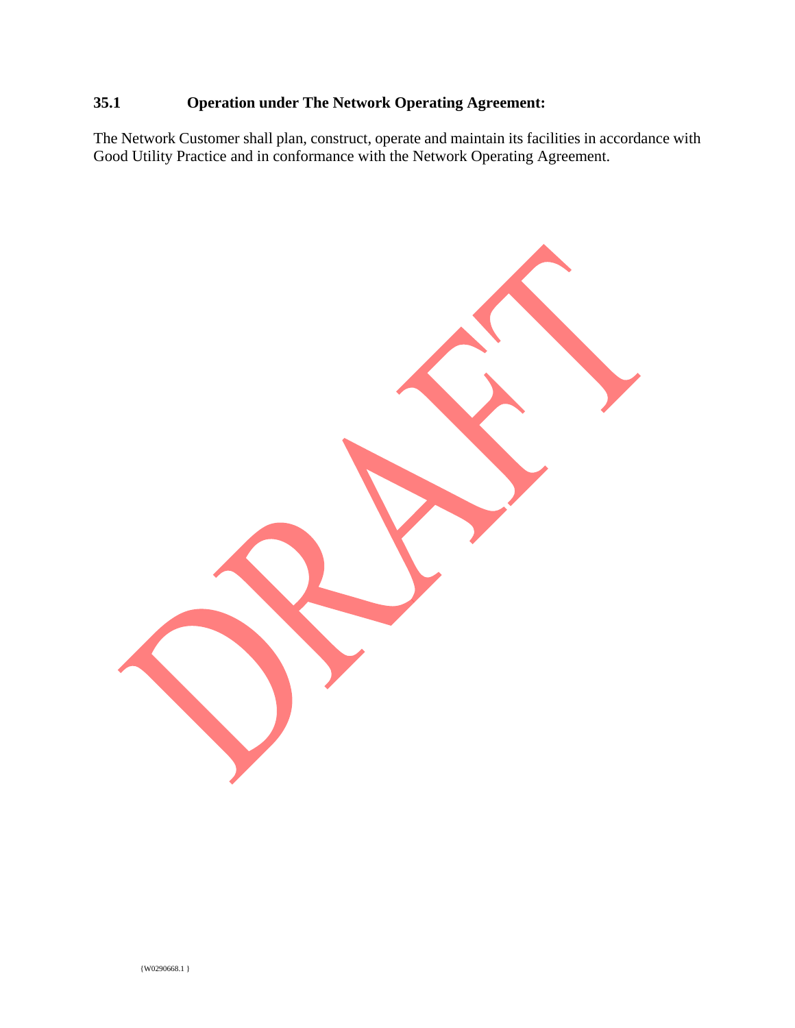### 35.1 Operation under The Network Operating Agreement:

The Network Customer shall plan, construct, operate and maintain its facilities in accordance with Good Utility Practice and in conformance with the Network Operating Agreement.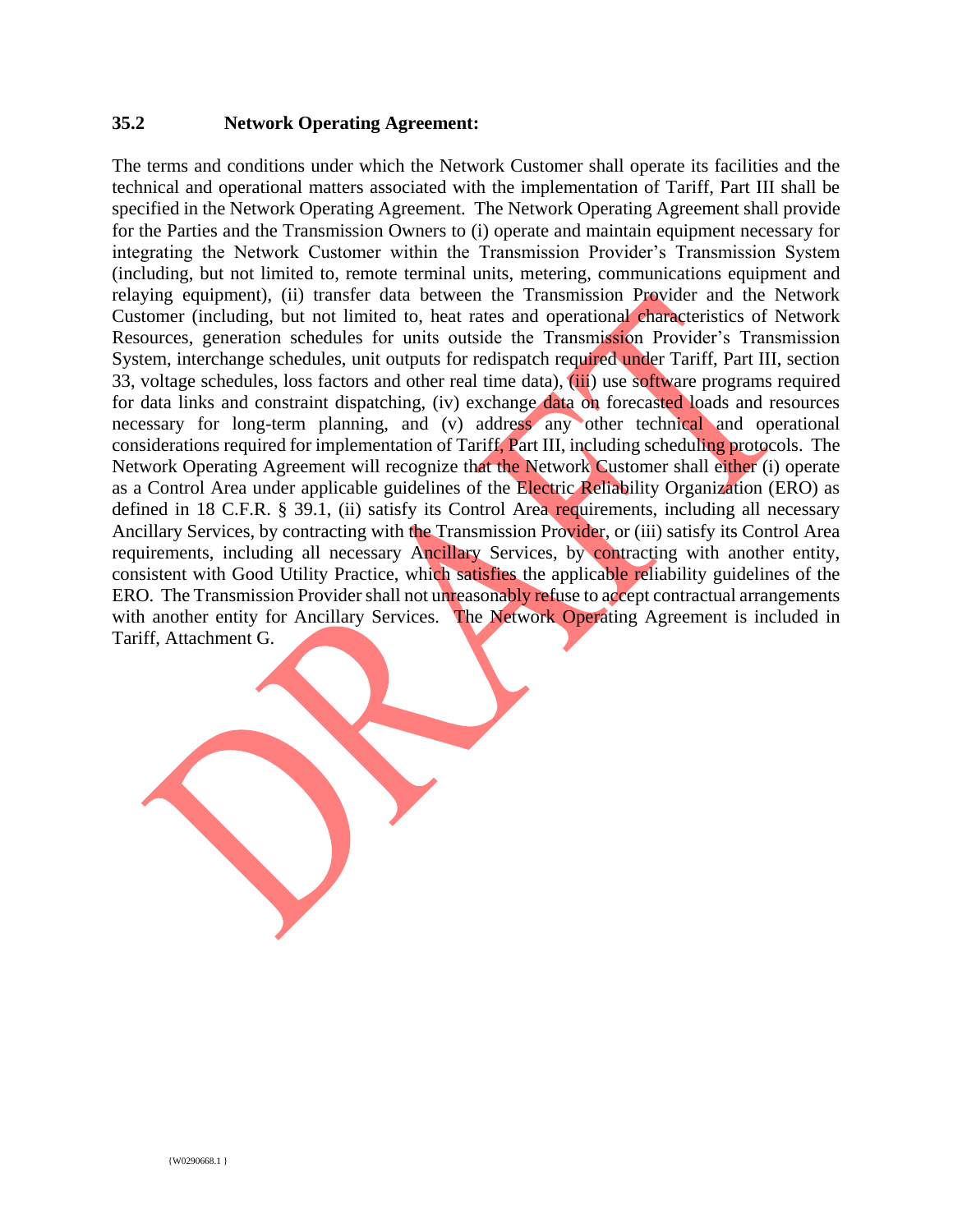### 35.2 Network Operating Agreement:

The terms and conditions under which the Network Customer shall operate its facilities and the technical and operational matters associated with the implementation of Tariff, Part III shall be specified in the Network Operating Agreement. The Network Operating Agreement shall provide for the Parties and the Transmission Owners to (i) operate and maintain equipment necessary for integrating the Network Customer within the Transmission Provider's Transmission System (including, but not limited to, remote terminal units, metering, communications equipment and relaying equipment), (ii) transfer data between the Transmission Provider and the Network Customer (including, but not limited to, heat rates and operational characteristics of Network Resources, generation schedules for units outside the Transmission Provider's Transmission System, interchange schedules, unit outputs for redispatch required under Tariff, Part III, section 33, voltage schedules, loss factors and other real time data), (iii) use software programs required for data links and constraint dispatching, (iv) exchange data on forecasted loads and resources necessary for long-term planning, and (v) address any other technical and operational considerations required for implementation of Tariff, Part III, including scheduling protocols. The Network Operating Agreement will recognize that the Network Customer shall either (i) operate as a Control Area under applicable guidelines of the Electric Reliability Organization (ERO) as defined in 18 C.F.R. § 39.1, (ii) satisfy its Control Area requirements, including all necessary Ancillary Services, by contracting with the Transmission Provider, or (iii) satisfy its Control Area requirements, including all necessary Ancillary Services, by contracting with another entity, consistent with Good Utility Practice, which satisfies the applicable reliability guidelines of the ERO. The Transmission Provider shall not unreasonably refuse to accept contractual arrangements with another entity for Ancillary Services. The Network Operating Agreement is included in Tariff, Attachment G.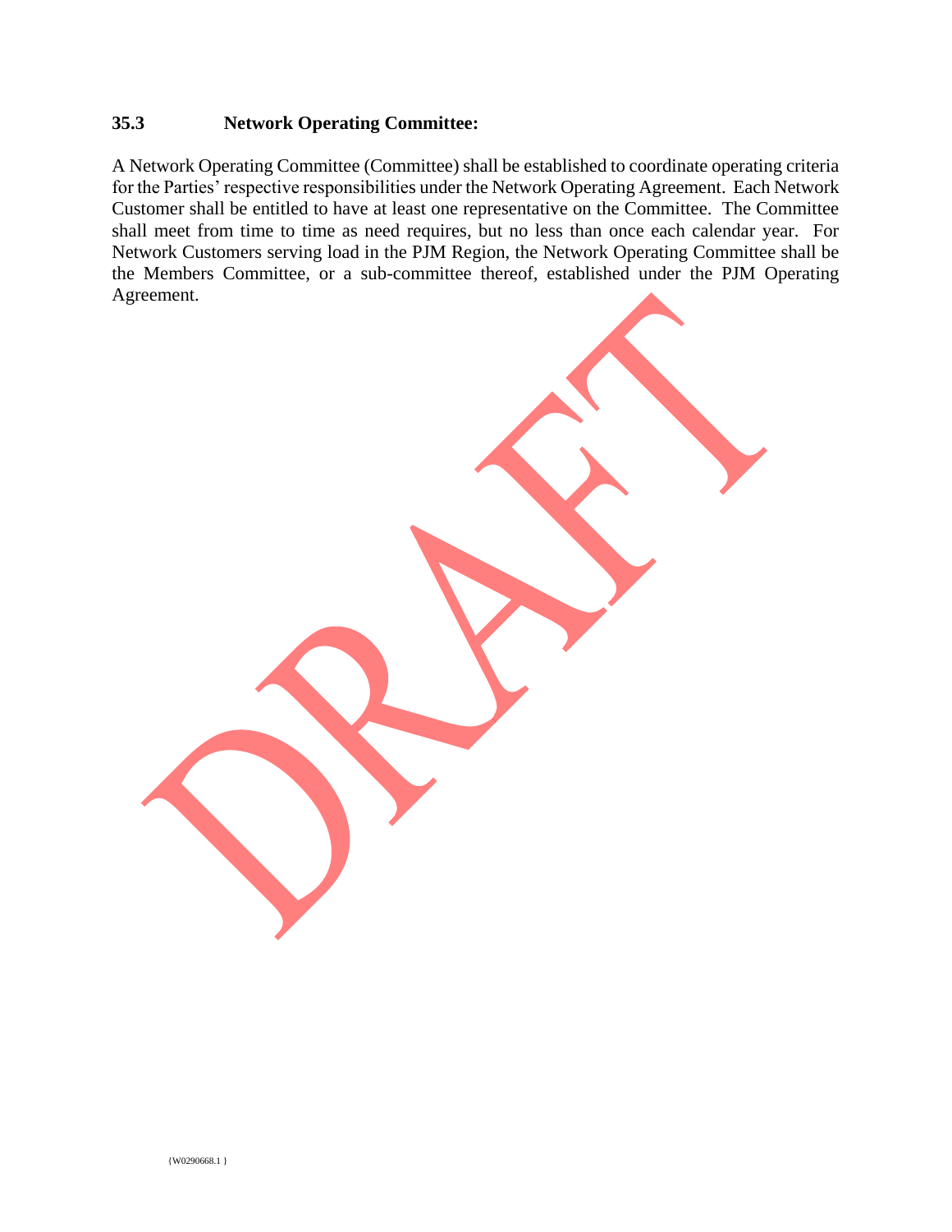### 35.3 Network Operating Committee:

A Network Operating Committee (Committee) shall be established to coordinate operating criteria for the Parties' respective responsibilities under the Network Operating Agreement. Each Network Customer shall be entitled to have at least one representative on the Committee. The Committee shall meet from time to time as need requires, but no less than once each calendar year. For Network Customers serving load in the PJM Region, the Network Operating Committee shall be the Members Committee, or a sub-committee thereof, established under the PJM Operating Agreement.

DRAFT

{W0290668.1 }